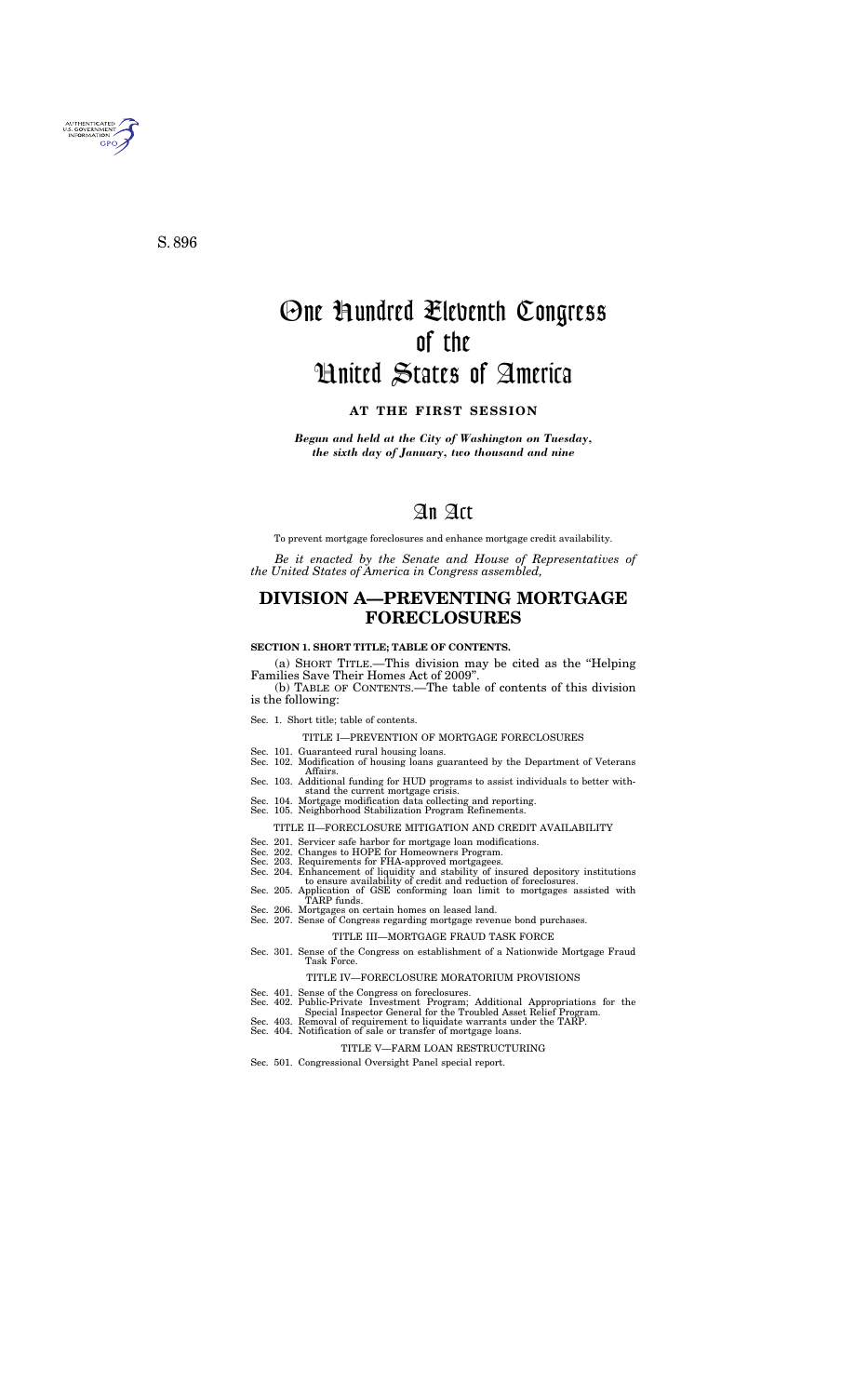S. 896

# One Hundred Eleventh Congress of the United States of America

**AT THE FIRST SESSION**

***Begun and held at the City of Washington on Tuesday, the sixth day of January, two thousand and nine***

# An Act

To prevent mortgage foreclosures and enhance mortgage credit availability.

*Be it enacted by the Senate and House of Representatives of the United States of America in Congress assembled,*

## DIVISION A—PREVENTING MORTGAGE FORECLOSURES

**SECTION 1. SHORT TITLE; TABLE OF CONTENTS.**

(a) SHORT TITLE.—This division may be cited as the "Helping Families Save Their Homes Act of 2009".

(b) TABLE OF CONTENTS.—The table of contents of this division is the following:

Sec. 1. Short title; table of contents.

TITLE I—PREVENTION OF MORTGAGE FORECLOSURES

Sec. 101. Guaranteed rural housing loans.
Sec. 102. Modification of housing loans guaranteed by the Department of Veterans Affairs.
Sec. 103. Additional funding for HUD programs to assist individuals to better withstand the current mortgage crisis.
Sec. 104. Mortgage modification data collecting and reporting.
Sec. 105. Neighborhood Stabilization Program Refinements.

TITLE II—FORECLOSURE MITIGATION AND CREDIT AVAILABILITY

Sec. 201. Servicer safe harbor for mortgage loan modifications.
Sec. 202. Changes to HOPE for Homeowners Program.
Sec. 203. Requirements for FHA-approved mortgagees.
Sec. 204. Enhancement of liquidity and stability of insured depository institutions to ensure availability of credit and reduction of foreclosures.
Sec. 205. Application of GSE conforming loan limit to mortgages assisted with TARP funds.
Sec. 206. Mortgages on certain homes on leased land.
Sec. 207. Sense of Congress regarding mortgage revenue bond purchases.

TITLE III—MORTGAGE FRAUD TASK FORCE

Sec. 301. Sense of the Congress on establishment of a Nationwide Mortgage Fraud Task Force.

TITLE IV—FORECLOSURE MORATORIUM PROVISIONS

Sec. 401. Sense of the Congress on foreclosures.
Sec. 402. Public-Private Investment Program; Additional Appropriations for the Special Inspector General for the Troubled Asset Relief Program.
Sec. 403. Removal of requirement to liquidate warrants under the TARP.
Sec. 404. Notification of sale or transfer of mortgage loans.

TITLE V—FARM LOAN RESTRUCTURING

Sec. 501. Congressional Oversight Panel special report.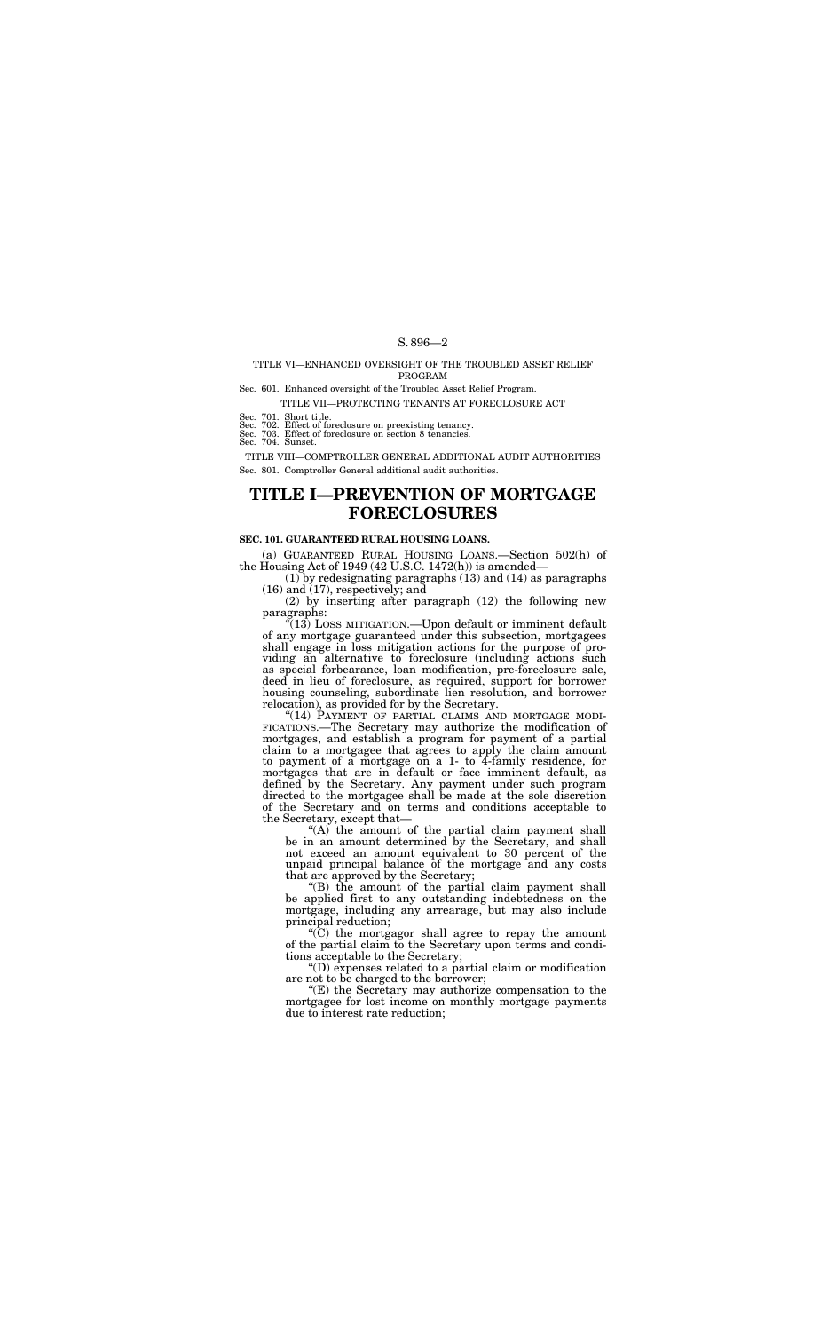TITLE VI—ENHANCED OVERSIGHT OF THE TROUBLED ASSET RELIEF PROGRAM

Sec. 601. Enhanced oversight of the Troubled Asset Relief Program.

TITLE VII—PROTECTING TENANTS AT FORECLOSURE ACT

Sec. 701. Short title.
Sec. 702. Effect of foreclosure on preexisting tenancy.
Sec. 703. Effect of foreclosure on section 8 tenancies.
Sec. 704. Sunset.

TITLE VIII—COMPTROLLER GENERAL ADDITIONAL AUDIT AUTHORITIES

Sec. 801. Comptroller General additional audit authorities.

# TITLE I—PREVENTION OF MORTGAGE FORECLOSURES

### SEC. 101. GUARANTEED RURAL HOUSING LOANS.

(a) GUARANTEED RURAL HOUSING LOANS.—Section 502(h) of the Housing Act of 1949 (42 U.S.C. 1472(h)) is amended—

(1) by redesignating paragraphs (13) and (14) as paragraphs (16) and (17), respectively; and

(2) by inserting after paragraph (12) the following new paragraphs:

"(13) LOSS MITIGATION.—Upon default or imminent default of any mortgage guaranteed under this subsection, mortgagees shall engage in loss mitigation actions for the purpose of providing an alternative to foreclosure (including actions such as special forbearance, loan modification, pre-foreclosure sale, deed in lieu of foreclosure, as required, support for borrower housing counseling, subordinate lien resolution, and borrower relocation), as provided for by the Secretary.

"(14) PAYMENT OF PARTIAL CLAIMS AND MORTGAGE MODIFICATIONS.—The Secretary may authorize the modification of mortgages, and establish a program for payment of a partial claim to a mortgagee that agrees to apply the claim amount to payment of a mortgage on a 1- to 4-family residence, for mortgages that are in default or face imminent default, as defined by the Secretary. Any payment under such program directed to the mortgagee shall be made at the sole discretion of the Secretary and on terms and conditions acceptable to the Secretary, except that—

"(A) the amount of the partial claim payment shall be in an amount determined by the Secretary, and shall not exceed an amount equivalent to 30 percent of the unpaid principal balance of the mortgage and any costs that are approved by the Secretary;

"(B) the amount of the partial claim payment shall be applied first to any outstanding indebtedness on the mortgage, including any arrearage, but may also include principal reduction;

"(C) the mortgagor shall agree to repay the amount of the partial claim to the Secretary upon terms and conditions acceptable to the Secretary;

"(D) expenses related to a partial claim or modification are not to be charged to the borrower;

"(E) the Secretary may authorize compensation to the mortgagee for lost income on monthly mortgage payments due to interest rate reduction;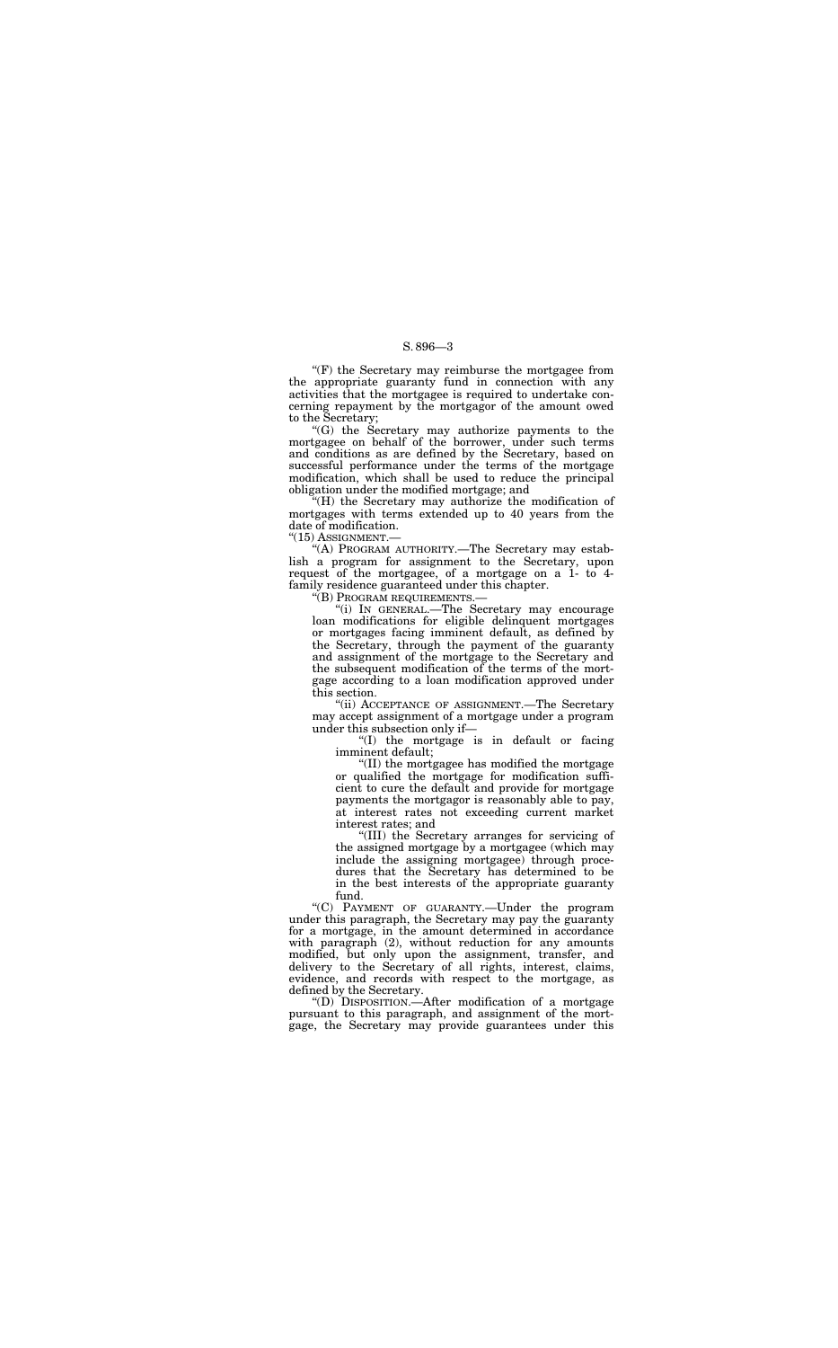"(F) the Secretary may reimburse the mortgagee from the appropriate guaranty fund in connection with any activities that the mortgagee is required to undertake concerning repayment by the mortgagor of the amount owed to the Secretary;

"(G) the Secretary may authorize payments to the mortgagee on behalf of the borrower, under such terms and conditions as are defined by the Secretary, based on successful performance under the terms of the mortgage modification, which shall be used to reduce the principal obligation under the modified mortgage; and

"(H) the Secretary may authorize the modification of mortgages with terms extended up to 40 years from the date of modification.

"(15) ASSIGNMENT.—

"(A) PROGRAM AUTHORITY.—The Secretary may establish a program for assignment to the Secretary, upon request of the mortgagee, of a mortgage on a 1- to 4-family residence guaranteed under this chapter.

"(B) PROGRAM REQUIREMENTS.—

"(i) IN GENERAL.—The Secretary may encourage loan modifications for eligible delinquent mortgages or mortgages facing imminent default, as defined by the Secretary, through the payment of the guaranty and assignment of the mortgage to the Secretary and the subsequent modification of the terms of the mortgage according to a loan modification approved under this section.

"(ii) ACCEPTANCE OF ASSIGNMENT.—The Secretary may accept assignment of a mortgage under a program under this subsection only if—

"(I) the mortgage is in default or facing imminent default;

"(II) the mortgagee has modified the mortgage or qualified the mortgage for modification sufficient to cure the default and provide for mortgage payments the mortgagor is reasonably able to pay, at interest rates not exceeding current market interest rates; and

"(III) the Secretary arranges for servicing of the assigned mortgage by a mortgagee (which may include the assigning mortgagee) through procedures that the Secretary has determined to be in the best interests of the appropriate guaranty fund.

"(C) PAYMENT OF GUARANTY.—Under the program under this paragraph, the Secretary may pay the guaranty for a mortgage, in the amount determined in accordance with paragraph (2), without reduction for any amounts modified, but only upon the assignment, transfer, and delivery to the Secretary of all rights, interest, claims, evidence, and records with respect to the mortgage, as defined by the Secretary.

"(D) DISPOSITION.—After modification of a mortgage pursuant to this paragraph, and assignment of the mortgage, the Secretary may provide guarantees under this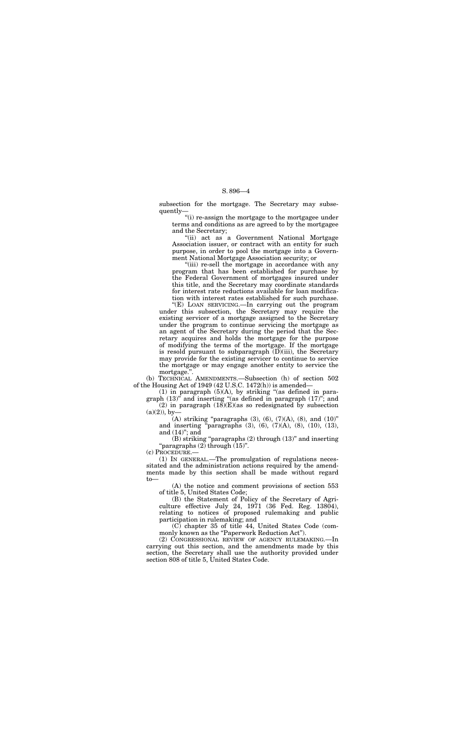subsection for the mortgage. The Secretary may subsequently—

"(i) re-assign the mortgage to the mortgagee under terms and conditions as are agreed to by the mortgagee and the Secretary;

"(ii) act as a Government National Mortgage Association issuer, or contract with an entity for such purpose, in order to pool the mortgage into a Government National Mortgage Association security; or

"(iii) re-sell the mortgage in accordance with any program that has been established for purchase by the Federal Government of mortgages insured under this title, and the Secretary may coordinate standards for interest rate reductions available for loan modification with interest rates established for such purchase.

"(E) LOAN SERVICING.—In carrying out the program under this subsection, the Secretary may require the existing servicer of a mortgage assigned to the Secretary under the program to continue servicing the mortgage as an agent of the Secretary during the period that the Secretary acquires and holds the mortgage for the purpose of modifying the terms of the mortgage. If the mortgage is resold pursuant to subparagraph (D)(iii), the Secretary may provide for the existing servicer to continue to service the mortgage or may engage another entity to service the mortgage.".

(b) TECHNICAL AMENDMENTS.—Subsection (h) of section 502 of the Housing Act of 1949 (42 U.S.C. 1472(h)) is amended—

(1) in paragraph (5)(A), by striking "(as defined in paragraph (13)" and inserting "(as defined in paragraph (17)"; and

(2) in paragraph (18)(E)(as so redesignated by subsection (a)(2)), by—

(A) striking "paragraphs (3), (6), (7)(A), (8), and (10)" and inserting "paragraphs (3), (6), (7)(A), (8), (10), (13), and (14)"; and

(B) striking "paragraphs (2) through (13)" and inserting "paragraphs (2) through (15)".

(c) PROCEDURE.—

(1) IN GENERAL.—The promulgation of regulations necessitated and the administration actions required by the amendments made by this section shall be made without regard to—

(A) the notice and comment provisions of section 553 of title 5, United States Code;

(B) the Statement of Policy of the Secretary of Agriculture effective July 24, 1971 (36 Fed. Reg. 13804), relating to notices of proposed rulemaking and public participation in rulemaking; and

(C) chapter 35 of title 44, United States Code (commonly known as the "Paperwork Reduction Act").

(2) CONGRESSIONAL REVIEW OF AGENCY RULEMAKING.—In carrying out this section, and the amendments made by this section, the Secretary shall use the authority provided under section 808 of title 5, United States Code.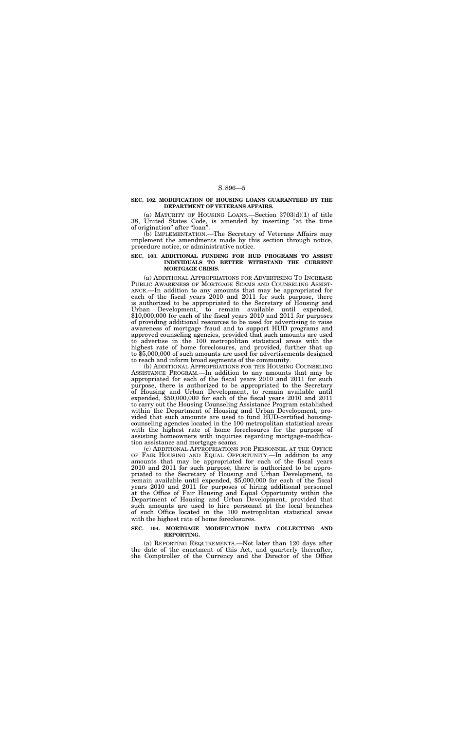**SEC. 102. MODIFICATION OF HOUSING LOANS GUARANTEED BY THE DEPARTMENT OF VETERANS AFFAIRS.**

(a) MATURITY OF HOUSING LOANS.—Section 3703(d)(1) of title 38, United States Code, is amended by inserting "at the time of origination" after "loan".

(b) IMPLEMENTATION.—The Secretary of Veterans Affairs may implement the amendments made by this section through notice, procedure notice, or administrative notice.

**SEC. 103. ADDITIONAL FUNDING FOR HUD PROGRAMS TO ASSIST INDIVIDUALS TO BETTER WITHSTAND THE CURRENT MORTGAGE CRISIS.**

(a) ADDITIONAL APPROPRIATIONS FOR ADVERTISING TO INCREASE PUBLIC AWARENESS OF MORTGAGE SCAMS AND COUNSELING ASSISTANCE.—In addition to any amounts that may be appropriated for each of the fiscal years 2010 and 2011 for such purpose, there is authorized to be appropriated to the Secretary of Housing and Urban Development, to remain available until expended, $10,000,000 for each of the fiscal years 2010 and 2011 for purposes of providing additional resources to be used for advertising to raise awareness of mortgage fraud and to support HUD programs and approved counseling agencies, provided that such amounts are used to advertise in the 100 metropolitan statistical areas with the highest rate of home foreclosures, and provided, further that up to $5,000,000 of such amounts are used for advertisements designed to reach and inform broad segments of the community.

(b) ADDITIONAL APPROPRIATIONS FOR THE HOUSING COUNSELING ASSISTANCE PROGRAM.—In addition to any amounts that may be appropriated for each of the fiscal years 2010 and 2011 for such purpose, there is authorized to be appropriated to the Secretary of Housing and Urban Development, to remain available until expended, $50,000,000 for each of the fiscal years 2010 and 2011 to carry out the Housing Counseling Assistance Program established within the Department of Housing and Urban Development, provided that such amounts are used to fund HUD-certified housing-counseling agencies located in the 100 metropolitan statistical areas with the highest rate of home foreclosures for the purpose of assisting homeowners with inquiries regarding mortgage-modification assistance and mortgage scams.

(c) ADDITIONAL APPROPRIATIONS FOR PERSONNEL AT THE OFFICE OF FAIR HOUSING AND EQUAL OPPORTUNITY.—In addition to any amounts that may be appropriated for each of the fiscal years 2010 and 2011 for such purpose, there is authorized to be appropriated to the Secretary of Housing and Urban Development, to remain available until expended, $5,000,000 for each of the fiscal years 2010 and 2011 for purposes of hiring additional personnel at the Office of Fair Housing and Equal Opportunity within the Department of Housing and Urban Development, provided that such amounts are used to hire personnel at the local branches of such Office located in the 100 metropolitan statistical areas with the highest rate of home foreclosures.

**SEC. 104. MORTGAGE MODIFICATION DATA COLLECTING AND REPORTING.**

(a) REPORTING REQUIREMENTS.—Not later than 120 days after the date of the enactment of this Act, and quarterly thereafter, the Comptroller of the Currency and the Director of the Office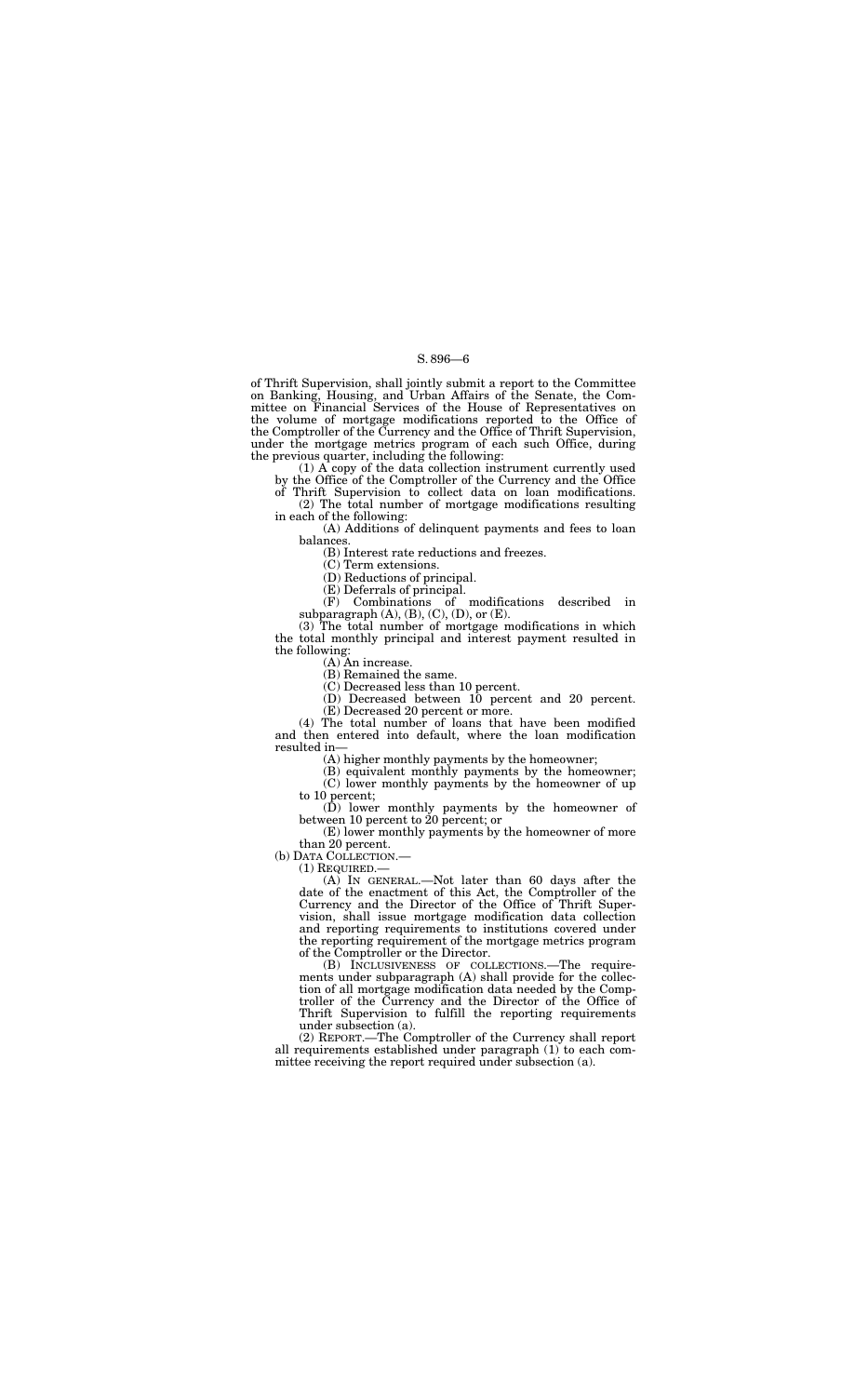of Thrift Supervision, shall jointly submit a report to the Committee on Banking, Housing, and Urban Affairs of the Senate, the Committee on Financial Services of the House of Representatives on the volume of mortgage modifications reported to the Office of the Comptroller of the Currency and the Office of Thrift Supervision, under the mortgage metrics program of each such Office, during the previous quarter, including the following:

(1) A copy of the data collection instrument currently used by the Office of the Comptroller of the Currency and the Office of Thrift Supervision to collect data on loan modifications.

(2) The total number of mortgage modifications resulting in each of the following:

(A) Additions of delinquent payments and fees to loan balances.

(B) Interest rate reductions and freezes.

(C) Term extensions.

(D) Reductions of principal.

(E) Deferrals of principal.

(F) Combinations of modifications described in subparagraph (A), (B), (C), (D), or (E).

(3) The total number of mortgage modifications in which the total monthly principal and interest payment resulted in the following:

(A) An increase.

(B) Remained the same.

(C) Decreased less than 10 percent.

(D) Decreased between 10 percent and 20 percent.

(E) Decreased 20 percent or more.

(4) The total number of loans that have been modified and then entered into default, where the loan modification resulted in—

(A) higher monthly payments by the homeowner;

(B) equivalent monthly payments by the homeowner;

(C) lower monthly payments by the homeowner of up to 10 percent;

(D) lower monthly payments by the homeowner of between 10 percent to 20 percent; or

(E) lower monthly payments by the homeowner of more than 20 percent.

(b) DATA COLLECTION.—

(1) REQUIRED.—

(A) IN GENERAL.—Not later than 60 days after the date of the enactment of this Act, the Comptroller of the Currency and the Director of the Office of Thrift Supervision, shall issue mortgage modification data collection and reporting requirements to institutions covered under the reporting requirement of the mortgage metrics program of the Comptroller or the Director.

(B) INCLUSIVENESS OF COLLECTIONS.—The requirements under subparagraph (A) shall provide for the collection of all mortgage modification data needed by the Comptroller of the Currency and the Director of the Office of Thrift Supervision to fulfill the reporting requirements under subsection (a).

(2) REPORT.—The Comptroller of the Currency shall report all requirements established under paragraph (1) to each committee receiving the report required under subsection (a).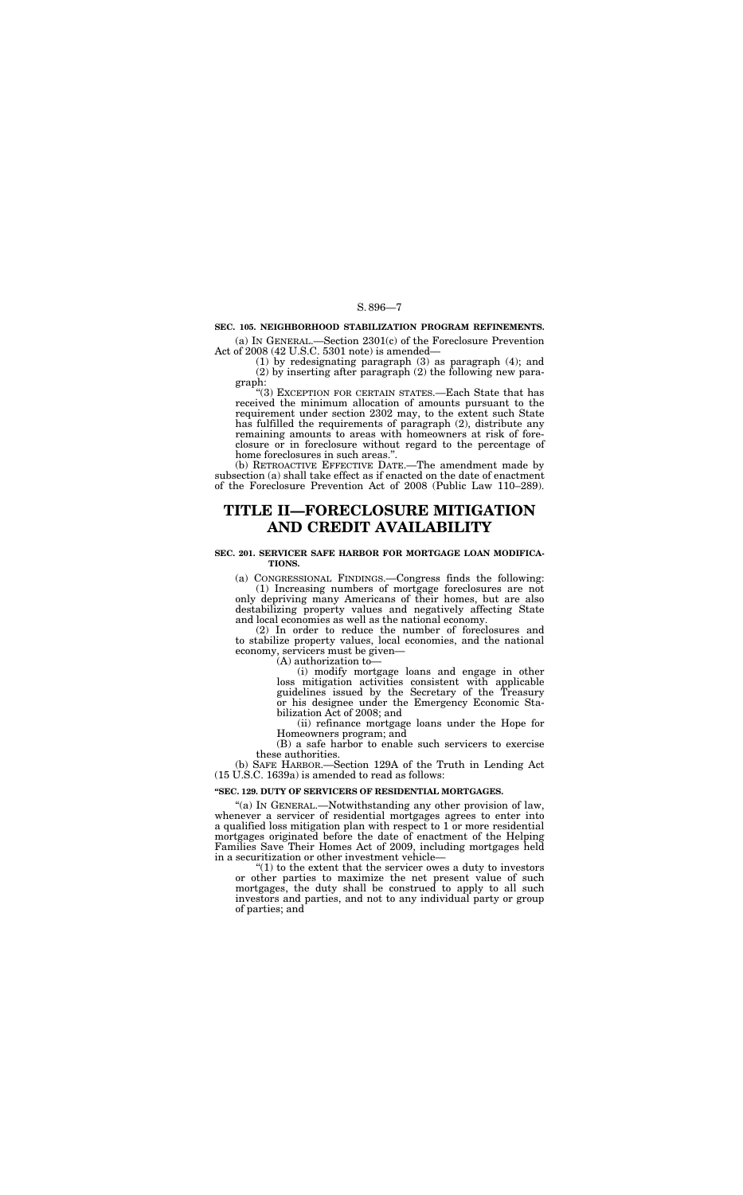**SEC. 105. NEIGHBORHOOD STABILIZATION PROGRAM REFINEMENTS.**

(a) IN GENERAL.—Section 2301(c) of the Foreclosure Prevention Act of 2008 (42 U.S.C. 5301 note) is amended—

(1) by redesignating paragraph (3) as paragraph (4); and

(2) by inserting after paragraph (2) the following new paragraph:

"(3) EXCEPTION FOR CERTAIN STATES.—Each State that has received the minimum allocation of amounts pursuant to the requirement under section 2302 may, to the extent such State has fulfilled the requirements of paragraph (2), distribute any remaining amounts to areas with homeowners at risk of foreclosure or in foreclosure without regard to the percentage of home foreclosures in such areas.".

(b) RETROACTIVE EFFECTIVE DATE.—The amendment made by subsection (a) shall take effect as if enacted on the date of enactment of the Foreclosure Prevention Act of 2008 (Public Law 110–289).

# TITLE II—FORECLOSURE MITIGATION AND CREDIT AVAILABILITY

**SEC. 201. SERVICER SAFE HARBOR FOR MORTGAGE LOAN MODIFICATIONS.**

(a) CONGRESSIONAL FINDINGS.—Congress finds the following:

(1) Increasing numbers of mortgage foreclosures are not only depriving many Americans of their homes, but are also destabilizing property values and negatively affecting State and local economies as well as the national economy.

(2) In order to reduce the number of foreclosures and to stabilize property values, local economies, and the national economy, servicers must be given—

(A) authorization to—

(i) modify mortgage loans and engage in other loss mitigation activities consistent with applicable guidelines issued by the Secretary of the Treasury or his designee under the Emergency Economic Stabilization Act of 2008; and

(ii) refinance mortgage loans under the Hope for Homeowners program; and

(B) a safe harbor to enable such servicers to exercise these authorities.

(b) SAFE HARBOR.—Section 129A of the Truth in Lending Act (15 U.S.C. 1639a) is amended to read as follows:

**"SEC. 129. DUTY OF SERVICERS OF RESIDENTIAL MORTGAGES.**

"(a) IN GENERAL.—Notwithstanding any other provision of law, whenever a servicer of residential mortgages agrees to enter into a qualified loss mitigation plan with respect to 1 or more residential mortgages originated before the date of enactment of the Helping Families Save Their Homes Act of 2009, including mortgages held in a securitization or other investment vehicle—

"(1) to the extent that the servicer owes a duty to investors or other parties to maximize the net present value of such mortgages, the duty shall be construed to apply to all such investors and parties, and not to any individual party or group of parties; and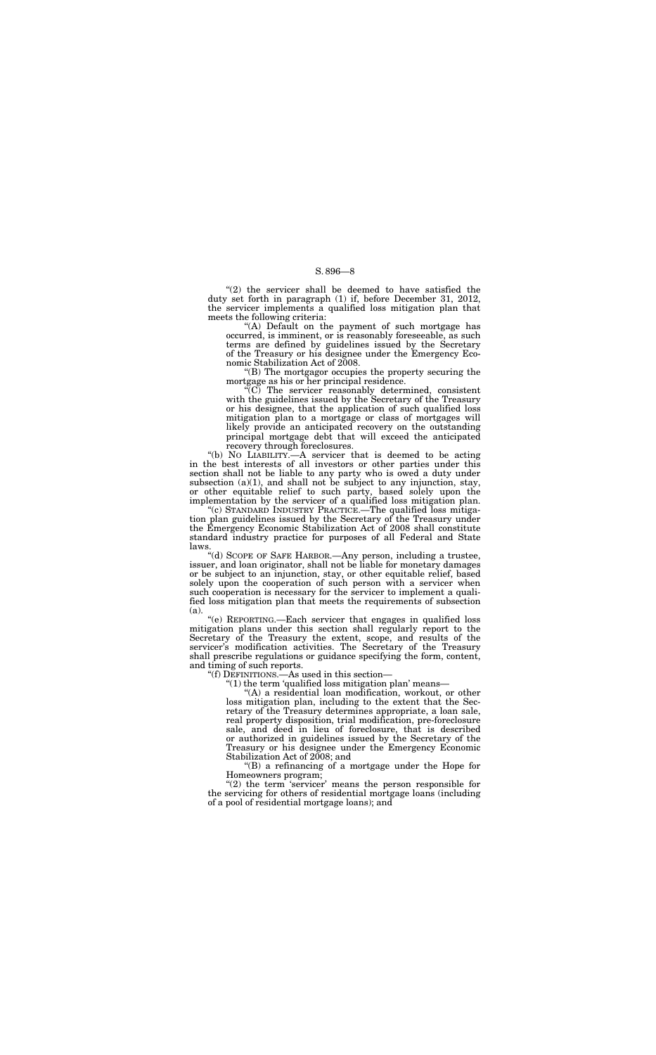"(2) the servicer shall be deemed to have satisfied the duty set forth in paragraph (1) if, before December 31, 2012, the servicer implements a qualified loss mitigation plan that meets the following criteria:

"(A) Default on the payment of such mortgage has occurred, is imminent, or is reasonably foreseeable, as such terms are defined by guidelines issued by the Secretary of the Treasury or his designee under the Emergency Economic Stabilization Act of 2008.

"(B) The mortgagor occupies the property securing the mortgage as his or her principal residence.

"(C) The servicer reasonably determined, consistent with the guidelines issued by the Secretary of the Treasury or his designee, that the application of such qualified loss mitigation plan to a mortgage or class of mortgages will likely provide an anticipated recovery on the outstanding principal mortgage debt that will exceed the anticipated recovery through foreclosures.

"(b) NO LIABILITY.—A servicer that is deemed to be acting in the best interests of all investors or other parties under this section shall not be liable to any party who is owed a duty under subsection (a)(1), and shall not be subject to any injunction, stay, or other equitable relief to such party, based solely upon the implementation by the servicer of a qualified loss mitigation plan.

"(c) STANDARD INDUSTRY PRACTICE.—The qualified loss mitigation plan guidelines issued by the Secretary of the Treasury under the Emergency Economic Stabilization Act of 2008 shall constitute standard industry practice for purposes of all Federal and State laws.

"(d) SCOPE OF SAFE HARBOR.—Any person, including a trustee, issuer, and loan originator, shall not be liable for monetary damages or be subject to an injunction, stay, or other equitable relief, based solely upon the cooperation of such person with a servicer when such cooperation is necessary for the servicer to implement a qualified loss mitigation plan that meets the requirements of subsection (a).

"(e) REPORTING.—Each servicer that engages in qualified loss mitigation plans under this section shall regularly report to the Secretary of the Treasury the extent, scope, and results of the servicer's modification activities. The Secretary of the Treasury shall prescribe regulations or guidance specifying the form, content, and timing of such reports.

"(f) DEFINITIONS.—As used in this section—

"(1) the term 'qualified loss mitigation plan' means—

"(A) a residential loan modification, workout, or other loss mitigation plan, including to the extent that the Secretary of the Treasury determines appropriate, a loan sale, real property disposition, trial modification, pre-foreclosure sale, and deed in lieu of foreclosure, that is described or authorized in guidelines issued by the Secretary of the Treasury or his designee under the Emergency Economic Stabilization Act of 2008; and

"(B) a refinancing of a mortgage under the Hope for Homeowners program;

"(2) the term 'servicer' means the person responsible for the servicing for others of residential mortgage loans (including of a pool of residential mortgage loans); and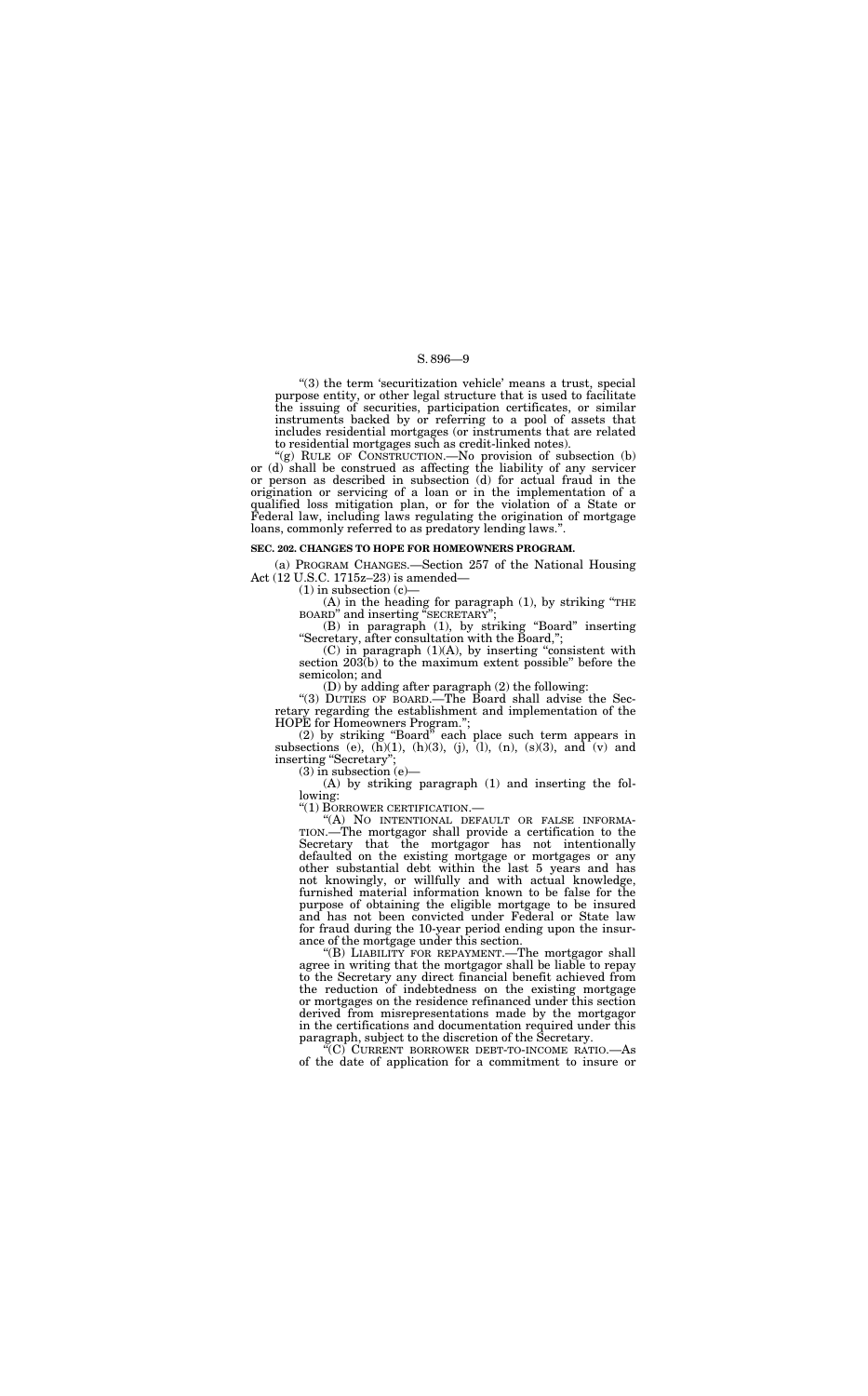"(3) the term 'securitization vehicle' means a trust, special purpose entity, or other legal structure that is used to facilitate the issuing of securities, participation certificates, or similar instruments backed by or referring to a pool of assets that includes residential mortgages (or instruments that are related to residential mortgages such as credit-linked notes).

"(g) RULE OF CONSTRUCTION.—No provision of subsection (b) or (d) shall be construed as affecting the liability of any servicer or person as described in subsection (d) for actual fraud in the origination or servicing of a loan or in the implementation of a qualified loss mitigation plan, or for the violation of a State or Federal law, including laws regulating the origination of mortgage loans, commonly referred to as predatory lending laws.".

**SEC. 202. CHANGES TO HOPE FOR HOMEOWNERS PROGRAM.**

(a) PROGRAM CHANGES.—Section 257 of the National Housing Act (12 U.S.C. 1715z–23) is amended—

(1) in subsection (c)—

(A) in the heading for paragraph (1), by striking "THE BOARD" and inserting "SECRETARY";

(B) in paragraph (1), by striking "Board" inserting "Secretary, after consultation with the Board,";

(C) in paragraph (1)(A), by inserting "consistent with section 203(b) to the maximum extent possible" before the semicolon; and

(D) by adding after paragraph (2) the following:

"(3) DUTIES OF BOARD.—The Board shall advise the Secretary regarding the establishment and implementation of the HOPE for Homeowners Program.";

(2) by striking "Board" each place such term appears in subsections (e), (h)(1), (h)(3), (j), (l), (n), (s)(3), and (v) and inserting "Secretary";

(3) in subsection (e)—

(A) by striking paragraph (1) and inserting the following:

"(1) BORROWER CERTIFICATION.—

"(A) NO INTENTIONAL DEFAULT OR FALSE INFORMATION.—The mortgagor shall provide a certification to the Secretary that the mortgagor has not intentionally defaulted on the existing mortgage or mortgages or any other substantial debt within the last 5 years and has not knowingly, or willfully and with actual knowledge, furnished material information known to be false for the purpose of obtaining the eligible mortgage to be insured and has not been convicted under Federal or State law for fraud during the 10-year period ending upon the insurance of the mortgage under this section.

"(B) LIABILITY FOR REPAYMENT.—The mortgagor shall agree in writing that the mortgagor shall be liable to repay to the Secretary any direct financial benefit achieved from the reduction of indebtedness on the existing mortgage or mortgages on the residence refinanced under this section derived from misrepresentations made by the mortgagor in the certifications and documentation required under this paragraph, subject to the discretion of the Secretary.

"(C) CURRENT BORROWER DEBT-TO-INCOME RATIO.—As of the date of application for a commitment to insure or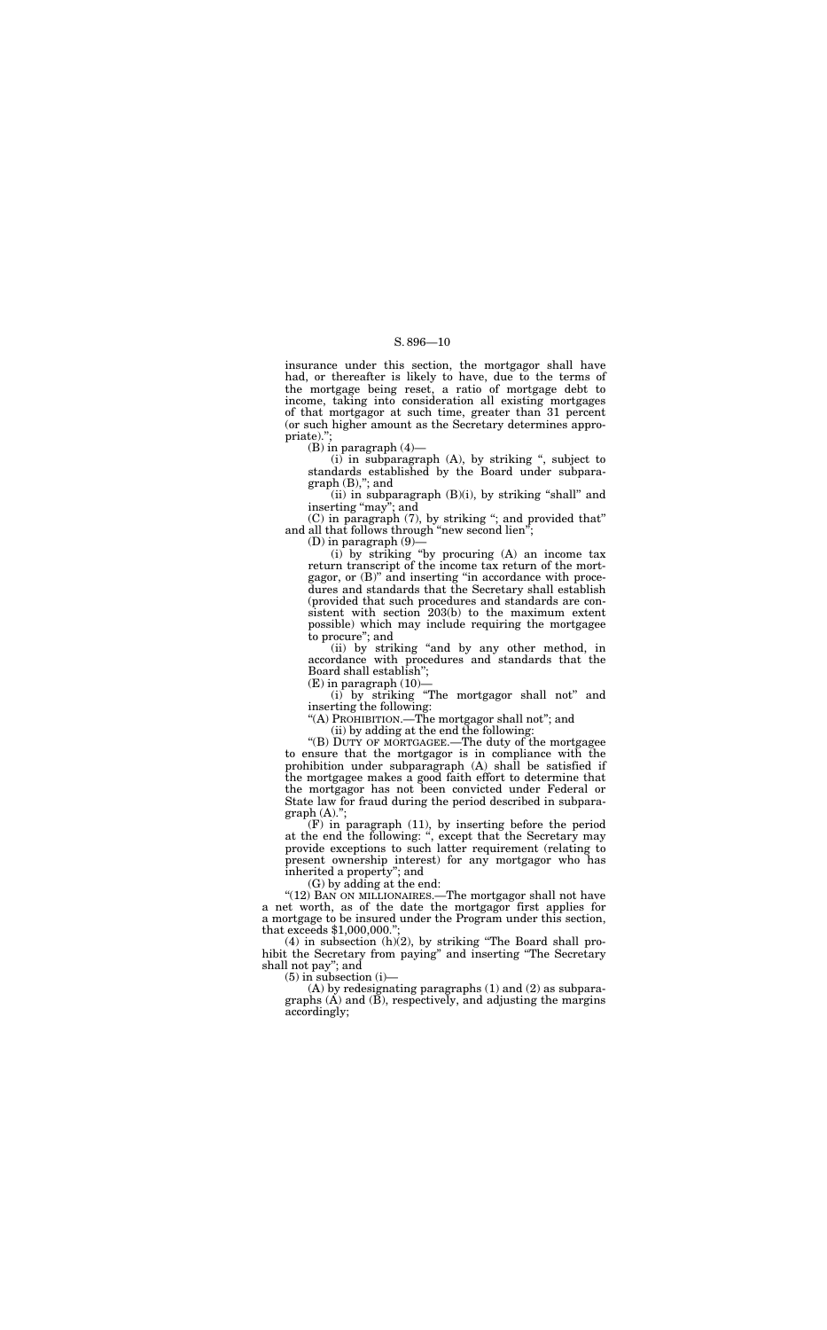insurance under this section, the mortgagor shall have had, or thereafter is likely to have, due to the terms of the mortgage being reset, a ratio of mortgage debt to income, taking into consideration all existing mortgages of that mortgagor at such time, greater than 31 percent (or such higher amount as the Secretary determines appropriate).";

(B) in paragraph (4)—

(i) in subparagraph (A), by striking ", subject to standards established by the Board under subparagraph (B),"; and

(ii) in subparagraph (B)(i), by striking "shall" and inserting "may"; and

(C) in paragraph (7), by striking "; and provided that" and all that follows through "new second lien";

(D) in paragraph (9)—

(i) by striking "by procuring (A) an income tax return transcript of the income tax return of the mortgagor, or (B)" and inserting "in accordance with procedures and standards that the Secretary shall establish (provided that such procedures and standards are consistent with section 203(b) to the maximum extent possible) which may include requiring the mortgagee to procure"; and

(ii) by striking "and by any other method, in accordance with procedures and standards that the Board shall establish";

(E) in paragraph (10)—

(i) by striking "The mortgagor shall not" and inserting the following:

"(A) PROHIBITION.—The mortgagor shall not"; and

(ii) by adding at the end the following:

"(B) DUTY OF MORTGAGEE.—The duty of the mortgagee to ensure that the mortgagor is in compliance with the prohibition under subparagraph (A) shall be satisfied if the mortgagee makes a good faith effort to determine that the mortgagor has not been convicted under Federal or State law for fraud during the period described in subparagraph (A).";

(F) in paragraph (11), by inserting before the period at the end the following: ", except that the Secretary may provide exceptions to such latter requirement (relating to present ownership interest) for any mortgagor who has inherited a property"; and

(G) by adding at the end:

"(12) BAN ON MILLIONAIRES.—The mortgagor shall not have a net worth, as of the date the mortgagor first applies for a mortgage to be insured under the Program under this section, that exceeds $1,000,000.";

(4) in subsection (h)(2), by striking "The Board shall prohibit the Secretary from paying" and inserting "The Secretary shall not pay"; and

(5) in subsection (i)—

(A) by redesignating paragraphs (1) and (2) as subparagraphs (A) and (B), respectively, and adjusting the margins accordingly;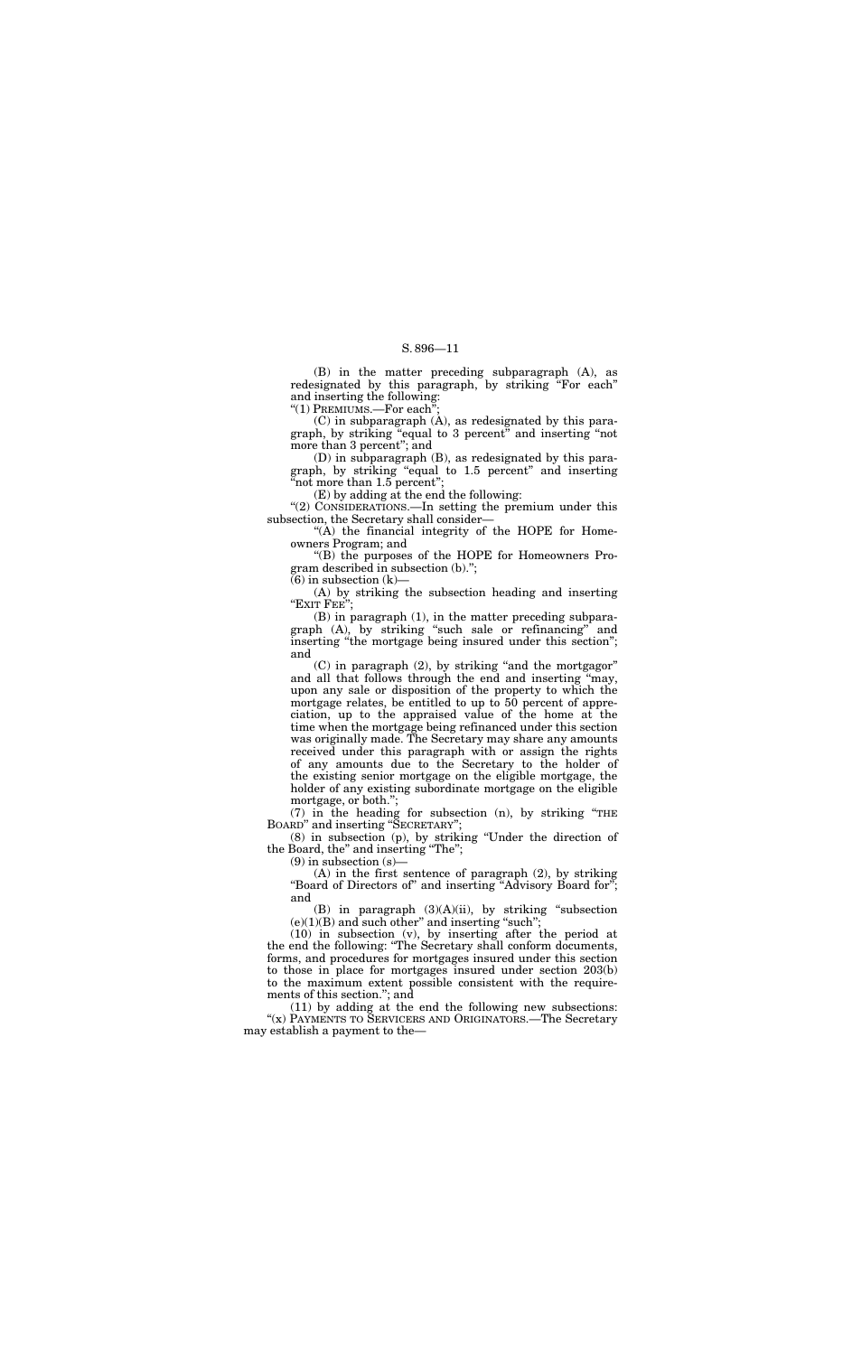(B) in the matter preceding subparagraph (A), as redesignated by this paragraph, by striking "For each" and inserting the following:

"(1) PREMIUMS.—For each";

(C) in subparagraph (A), as redesignated by this paragraph, by striking "equal to 3 percent" and inserting "not more than 3 percent"; and

(D) in subparagraph (B), as redesignated by this paragraph, by striking "equal to 1.5 percent" and inserting "not more than 1.5 percent";

(E) by adding at the end the following:

"(2) CONSIDERATIONS.—In setting the premium under this subsection, the Secretary shall consider—

"(A) the financial integrity of the HOPE for Homeowners Program; and

"(B) the purposes of the HOPE for Homeowners Program described in subsection (b).";

(6) in subsection (k)—

(A) by striking the subsection heading and inserting "EXIT FEE";

(B) in paragraph (1), in the matter preceding subparagraph (A), by striking "such sale or refinancing" and inserting "the mortgage being insured under this section"; and

(C) in paragraph (2), by striking "and the mortgagor" and all that follows through the end and inserting "may, upon any sale or disposition of the property to which the mortgage relates, be entitled to up to 50 percent of appreciation, up to the appraised value of the home at the time when the mortgage being refinanced under this section was originally made. The Secretary may share any amounts received under this paragraph with or assign the rights of any amounts due to the Secretary to the holder of the existing senior mortgage on the eligible mortgage, the holder of any existing subordinate mortgage on the eligible mortgage, or both.";

(7) in the heading for subsection (n), by striking "THE BOARD" and inserting "SECRETARY";

(8) in subsection (p), by striking "Under the direction of the Board, the" and inserting "The";

(9) in subsection (s)—

(A) in the first sentence of paragraph (2), by striking "Board of Directors of" and inserting "Advisory Board for"; and

(B) in paragraph (3)(A)(ii), by striking "subsection (e)(1)(B) and such other" and inserting "such";

(10) in subsection (v), by inserting after the period at the end the following: "The Secretary shall conform documents, forms, and procedures for mortgages insured under this section to those in place for mortgages insured under section 203(b) to the maximum extent possible consistent with the requirements of this section."; and

(11) by adding at the end the following new subsections:

"(x) PAYMENTS TO SERVICERS AND ORIGINATORS.—The Secretary may establish a payment to the—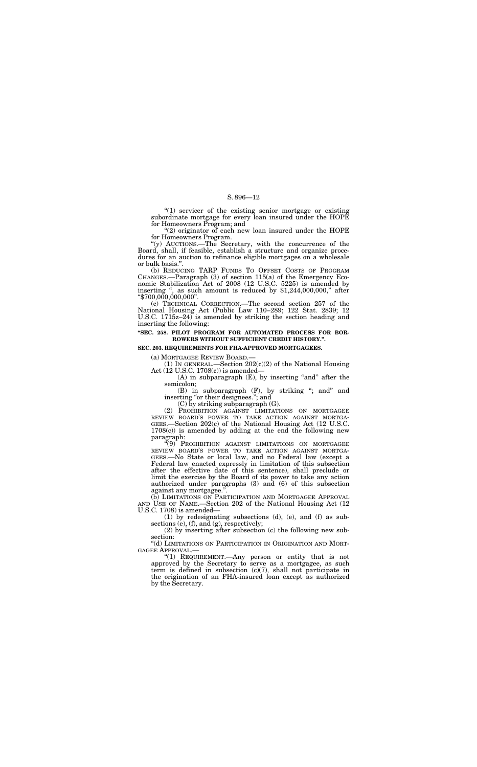"(1) servicer of the existing senior mortgage or existing subordinate mortgage for every loan insured under the HOPE for Homeowners Program; and

"(2) originator of each new loan insured under the HOPE for Homeowners Program.

"(y) AUCTIONS.—The Secretary, with the concurrence of the Board, shall, if feasible, establish a structure and organize procedures for an auction to refinance eligible mortgages on a wholesale or bulk basis.".

(b) REDUCING TARP FUNDS TO OFFSET COSTS OF PROGRAM CHANGES.—Paragraph (3) of section 115(a) of the Emergency Economic Stabilization Act of 2008 (12 U.S.C. 5225) is amended by inserting ", as such amount is reduced by $1,244,000,000," after "$700,000,000,000".

(c) TECHNICAL CORRECTION.—The second section 257 of the National Housing Act (Public Law 110–289; 122 Stat. 2839; 12 U.S.C. 1715z–24) is amended by striking the section heading and inserting the following:

**"SEC. 258. PILOT PROGRAM FOR AUTOMATED PROCESS FOR BORROWERS WITHOUT SUFFICIENT CREDIT HISTORY.".**

**SEC. 203. REQUIREMENTS FOR FHA-APPROVED MORTGAGEES.**

(a) MORTGAGEE REVIEW BOARD.—

(1) IN GENERAL.—Section 202(c)(2) of the National Housing Act (12 U.S.C. 1708(c)) is amended—

(A) in subparagraph (E), by inserting "and" after the semicolon;

(B) in subparagraph (F), by striking "; and" and inserting "or their designees."; and

(C) by striking subparagraph (G).

(2) PROHIBITION AGAINST LIMITATIONS ON MORTGAGEE REVIEW BOARD'S POWER TO TAKE ACTION AGAINST MORTGAGEES.—Section 202(c) of the National Housing Act (12 U.S.C. 1708(c)) is amended by adding at the end the following new paragraph:

"(9) PROHIBITION AGAINST LIMITATIONS ON MORTGAGEE REVIEW BOARD'S POWER TO TAKE ACTION AGAINST MORTGAGEES.—No State or local law, and no Federal law (except a Federal law enacted expressly in limitation of this subsection after the effective date of this sentence), shall preclude or limit the exercise by the Board of its power to take any action authorized under paragraphs (3) and (6) of this subsection against any mortgagee.".

(b) LIMITATIONS ON PARTICIPATION AND MORTGAGEE APPROVAL AND USE OF NAME.—Section 202 of the National Housing Act (12 U.S.C. 1708) is amended—

(1) by redesignating subsections (d), (e), and (f) as subsections (e), (f), and (g), respectively;

(2) by inserting after subsection (c) the following new subsection:

"(d) LIMITATIONS ON PARTICIPATION IN ORIGINATION AND MORTGAGEE APPROVAL.—

"(1) REQUIREMENT.—Any person or entity that is not approved by the Secretary to serve as a mortgagee, as such term is defined in subsection (c)(7), shall not participate in the origination of an FHA-insured loan except as authorized by the Secretary.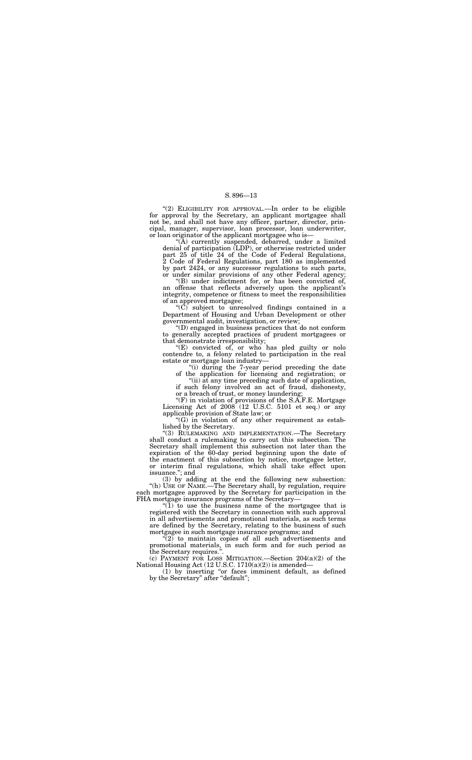"(2) ELIGIBILITY FOR APPROVAL.—In order to be eligible for approval by the Secretary, an applicant mortgagee shall not be, and shall not have any officer, partner, director, principal, manager, supervisor, loan processor, loan underwriter, or loan originator of the applicant mortgagee who is—

"(A) currently suspended, debarred, under a limited denial of participation (LDP), or otherwise restricted under part 25 of title 24 of the Code of Federal Regulations, 2 Code of Federal Regulations, part 180 as implemented by part 2424, or any successor regulations to such parts, or under similar provisions of any other Federal agency;

"(B) under indictment for, or has been convicted of, an offense that reflects adversely upon the applicant's integrity, competence or fitness to meet the responsibilities of an approved mortgagee;

"(C) subject to unresolved findings contained in a Department of Housing and Urban Development or other governmental audit, investigation, or review;

"(D) engaged in business practices that do not conform to generally accepted practices of prudent mortgagees or that demonstrate irresponsibility;

"(E) convicted of, or who has pled guilty or nolo contendre to, a felony related to participation in the real estate or mortgage loan industry—

"(i) during the 7-year period preceding the date of the application for licensing and registration; or

"(ii) at any time preceding such date of application, if such felony involved an act of fraud, dishonesty, or a breach of trust, or money laundering;

"(F) in violation of provisions of the S.A.F.E. Mortgage Licensing Act of 2008 (12 U.S.C. 5101 et seq.) or any applicable provision of State law; or

"(G) in violation of any other requirement as established by the Secretary.

"(3) RULEMAKING AND IMPLEMENTATION.—The Secretary shall conduct a rulemaking to carry out this subsection. The Secretary shall implement this subsection not later than the expiration of the 60-day period beginning upon the date of the enactment of this subsection by notice, mortgagee letter, or interim final regulations, which shall take effect upon issuance."; and

(3) by adding at the end the following new subsection:

"(h) USE OF NAME.—The Secretary shall, by regulation, require each mortgagee approved by the Secretary for participation in the FHA mortgage insurance programs of the Secretary—

"(1) to use the business name of the mortgagee that is registered with the Secretary in connection with such approval in all advertisements and promotional materials, as such terms are defined by the Secretary, relating to the business of such mortgagee in such mortgage insurance programs; and

"(2) to maintain copies of all such advertisements and promotional materials, in such form and for such period as the Secretary requires.".

(c) PAYMENT FOR LOSS MITIGATION.—Section 204(a)(2) of the National Housing Act (12 U.S.C. 1710(a)(2)) is amended—

(1) by inserting "or faces imminent default, as defined by the Secretary" after "default";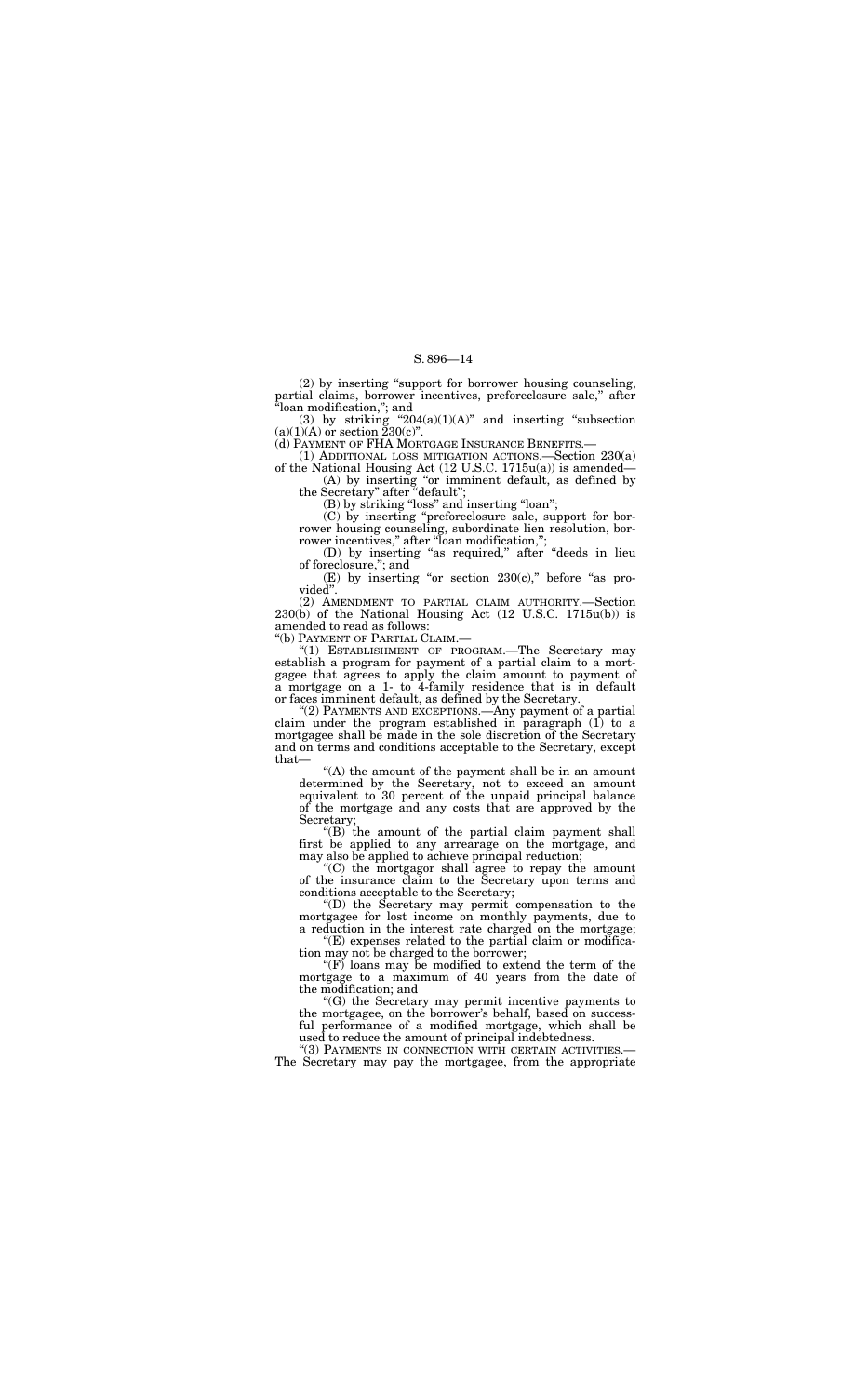(2) by inserting "support for borrower housing counseling, partial claims, borrower incentives, preforeclosure sale," after "loan modification,"; and

(3) by striking "204(a)(1)(A)" and inserting "subsection (a)(1)(A) or section 230(c)".

(d) PAYMENT OF FHA MORTGAGE INSURANCE BENEFITS.—

(1) ADDITIONAL LOSS MITIGATION ACTIONS.—Section 230(a) of the National Housing Act (12 U.S.C. 1715u(a)) is amended—

(A) by inserting "or imminent default, as defined by the Secretary" after "default";

(B) by striking "loss" and inserting "loan";

(C) by inserting "preforeclosure sale, support for borrower housing counseling, subordinate lien resolution, borrower incentives," after "loan modification,";

(D) by inserting "as required," after "deeds in lieu of foreclosure,"; and

(E) by inserting "or section 230(c)," before "as provided".

(2) AMENDMENT TO PARTIAL CLAIM AUTHORITY.—Section 230(b) of the National Housing Act (12 U.S.C. 1715u(b)) is amended to read as follows:

"(b) PAYMENT OF PARTIAL CLAIM.—

"(1) ESTABLISHMENT OF PROGRAM.—The Secretary may establish a program for payment of a partial claim to a mortgagee that agrees to apply the claim amount to payment of a mortgage on a 1- to 4-family residence that is in default or faces imminent default, as defined by the Secretary.

"(2) PAYMENTS AND EXCEPTIONS.—Any payment of a partial claim under the program established in paragraph (1) to a mortgagee shall be made in the sole discretion of the Secretary and on terms and conditions acceptable to the Secretary, except that—

"(A) the amount of the payment shall be in an amount determined by the Secretary, not to exceed an amount equivalent to 30 percent of the unpaid principal balance of the mortgage and any costs that are approved by the Secretary;

"(B) the amount of the partial claim payment shall first be applied to any arrearage on the mortgage, and may also be applied to achieve principal reduction;

"(C) the mortgagor shall agree to repay the amount of the insurance claim to the Secretary upon terms and conditions acceptable to the Secretary;

"(D) the Secretary may permit compensation to the mortgagee for lost income on monthly payments, due to a reduction in the interest rate charged on the mortgage;

"(E) expenses related to the partial claim or modification may not be charged to the borrower;

"(F) loans may be modified to extend the term of the mortgage to a maximum of 40 years from the date of the modification; and

"(G) the Secretary may permit incentive payments to the mortgagee, on the borrower's behalf, based on successful performance of a modified mortgage, which shall be used to reduce the amount of principal indebtedness.

"(3) PAYMENTS IN CONNECTION WITH CERTAIN ACTIVITIES.—The Secretary may pay the mortgagee, from the appropriate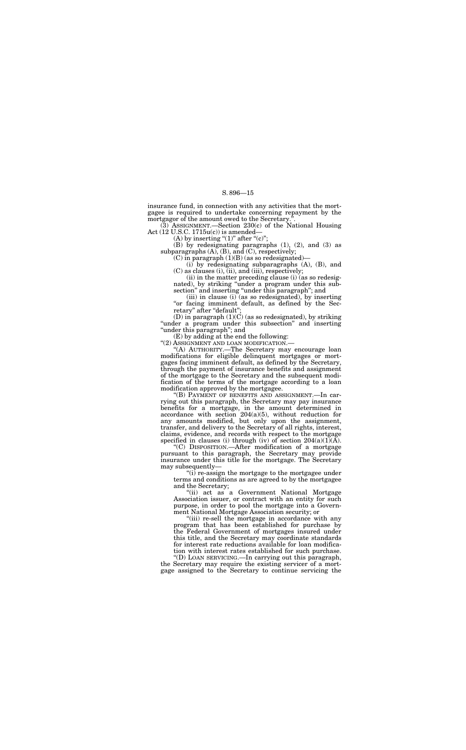insurance fund, in connection with any activities that the mortgagee is required to undertake concerning repayment by the mortgagor of the amount owed to the Secretary.".

(3) ASSIGNMENT.—Section 230(c) of the National Housing Act (12 U.S.C. 1715u(c)) is amended—

(A) by inserting "(1)" after "(c)";

(B) by redesignating paragraphs (1), (2), and (3) as subparagraphs (A), (B), and (C), respectively;

(C) in paragraph (1)(B) (as so redesignated)—

(i) by redesignating subparagraphs (A), (B), and (C) as clauses (i), (ii), and (iii), respectively;

(ii) in the matter preceding clause (i) (as so redesignated), by striking "under a program under this subsection" and inserting "under this paragraph"; and

(iii) in clause (i) (as so redesignated), by inserting "or facing imminent default, as defined by the Secretary" after "default";

(D) in paragraph (1)(C) (as so redesignated), by striking "under a program under this subsection" and inserting "under this paragraph"; and

(E) by adding at the end the following:

"(2) ASSIGNMENT AND LOAN MODIFICATION.—

"(A) AUTHORITY.—The Secretary may encourage loan modifications for eligible delinquent mortgages or mortgages facing imminent default, as defined by the Secretary, through the payment of insurance benefits and assignment of the mortgage to the Secretary and the subsequent modification of the terms of the mortgage according to a loan modification approved by the mortgagee.

"(B) PAYMENT OF BENEFITS AND ASSIGNMENT.—In carrying out this paragraph, the Secretary may pay insurance benefits for a mortgage, in the amount determined in accordance with section 204(a)(5), without reduction for any amounts modified, but only upon the assignment, transfer, and delivery to the Secretary of all rights, interest, claims, evidence, and records with respect to the mortgage specified in clauses (i) through (iv) of section 204(a)(1)(A).

"(C) DISPOSITION.—After modification of a mortgage pursuant to this paragraph, the Secretary may provide insurance under this title for the mortgage. The Secretary may subsequently—

"(i) re-assign the mortgage to the mortgagee under terms and conditions as are agreed to by the mortgagee and the Secretary;

"(ii) act as a Government National Mortgage Association issuer, or contract with an entity for such purpose, in order to pool the mortgage into a Government National Mortgage Association security; or

"(iii) re-sell the mortgage in accordance with any program that has been established for purchase by the Federal Government of mortgages insured under this title, and the Secretary may coordinate standards for interest rate reductions available for loan modification with interest rates established for such purchase.

"(D) LOAN SERVICING.—In carrying out this paragraph, the Secretary may require the existing servicer of a mortgage assigned to the Secretary to continue servicing the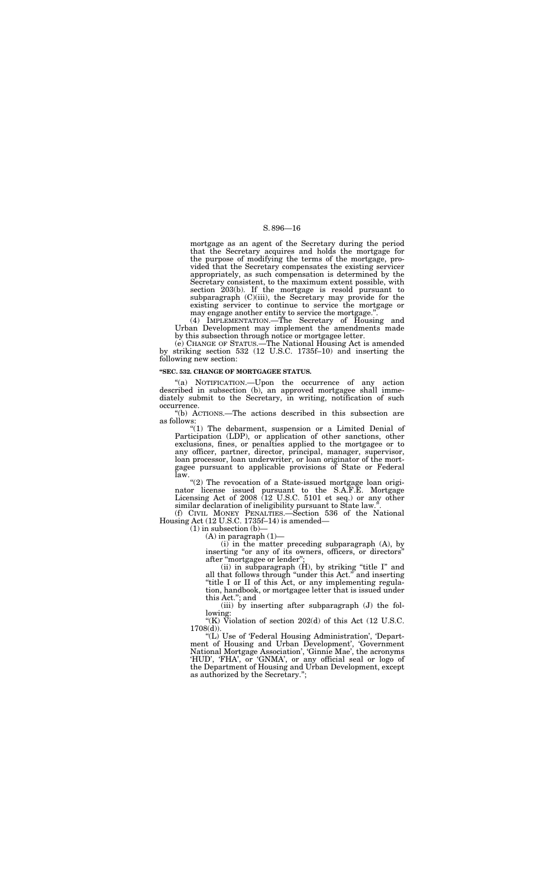mortgage as an agent of the Secretary during the period that the Secretary acquires and holds the mortgage for the purpose of modifying the terms of the mortgage, provided that the Secretary compensates the existing servicer appropriately, as such compensation is determined by the Secretary consistent, to the maximum extent possible, with section 203(b). If the mortgage is resold pursuant to subparagraph (C)(iii), the Secretary may provide for the existing servicer to continue to service the mortgage or may engage another entity to service the mortgage.''.

(4) IMPLEMENTATION.—The Secretary of Housing and Urban Development may implement the amendments made by this subsection through notice or mortgagee letter.

(e) CHANGE OF STATUS.—The National Housing Act is amended by striking section 532 (12 U.S.C. 1735f–10) and inserting the following new section:

**''SEC. 532. CHANGE OF MORTGAGEE STATUS.**

''(a) NOTIFICATION.—Upon the occurrence of any action described in subsection (b), an approved mortgagee shall immediately submit to the Secretary, in writing, notification of such occurrence.

''(b) ACTIONS.—The actions described in this subsection are as follows:

''(1) The debarment, suspension or a Limited Denial of Participation (LDP), or application of other sanctions, other exclusions, fines, or penalties applied to the mortgagee or to any officer, partner, director, principal, manager, supervisor, loan processor, loan underwriter, or loan originator of the mortgagee pursuant to applicable provisions of State or Federal law.

''(2) The revocation of a State-issued mortgage loan originator license issued pursuant to the S.A.F.E. Mortgage Licensing Act of 2008 (12 U.S.C. 5101 et seq.) or any other similar declaration of ineligibility pursuant to State law.''.

(f) CIVIL MONEY PENALTIES.—Section 536 of the National Housing Act (12 U.S.C. 1735f–14) is amended—

(1) in subsection (b)—

(A) in paragraph (1)—

(i) in the matter preceding subparagraph (A), by inserting ''or any of its owners, officers, or directors'' after ''mortgagee or lender'';

(ii) in subparagraph (H), by striking ''title I'' and all that follows through ''under this Act.'' and inserting ''title I or II of this Act, or any implementing regulation, handbook, or mortgagee letter that is issued under this Act.''; and

(iii) by inserting after subparagraph (J) the following:

''(K) Violation of section 202(d) of this Act (12 U.S.C. 1708(d)).

''(L) Use of 'Federal Housing Administration', 'Department of Housing and Urban Development', 'Government National Mortgage Association', 'Ginnie Mae', the acronyms 'HUD', 'FHA', or 'GNMA', or any official seal or logo of the Department of Housing and Urban Development, except as authorized by the Secretary.'';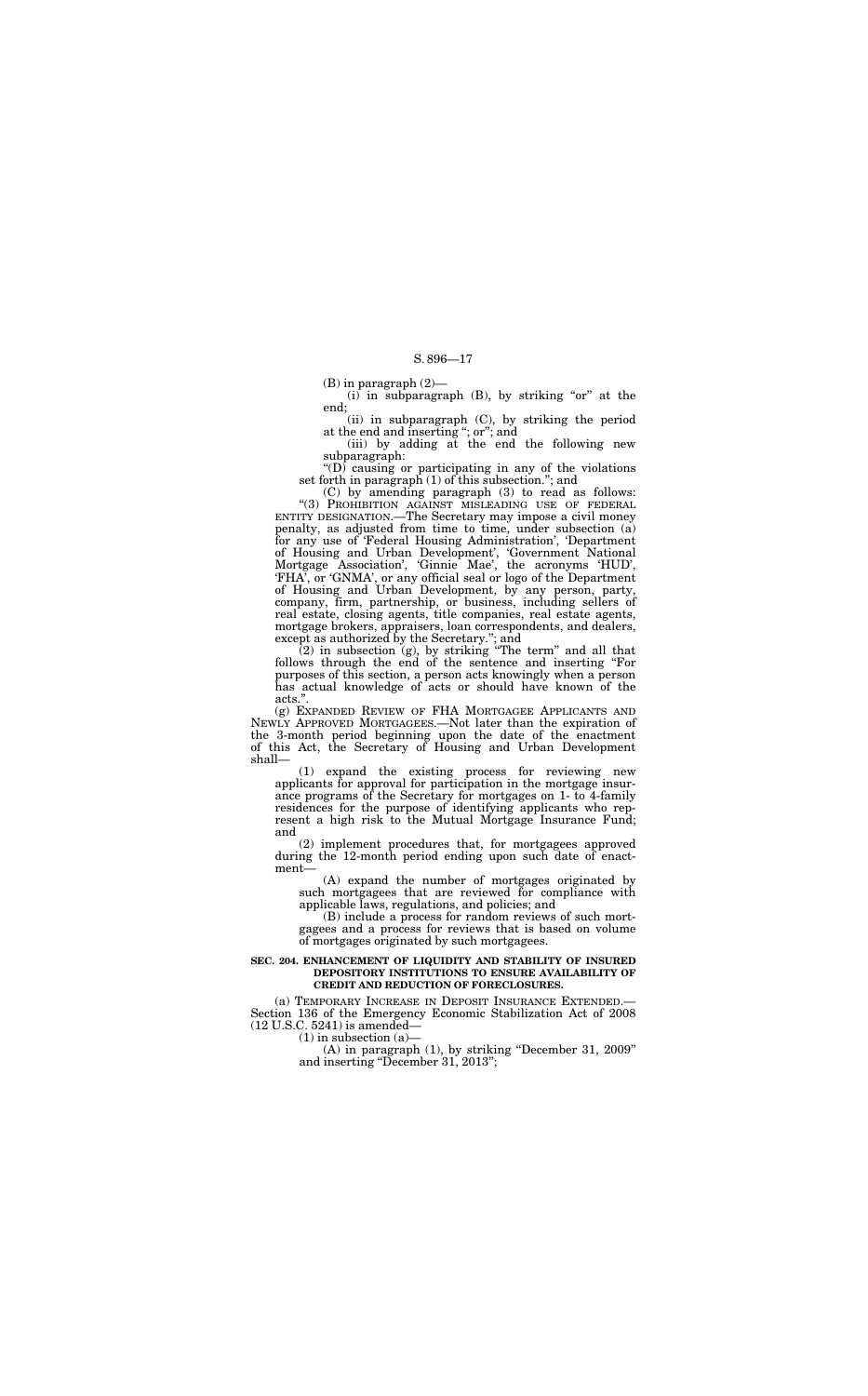(B) in paragraph (2)—

(i) in subparagraph (B), by striking "or" at the end;

(ii) in subparagraph (C), by striking the period at the end and inserting "; or"; and

(iii) by adding at the end the following new subparagraph:

"(D) causing or participating in any of the violations set forth in paragraph (1) of this subsection."; and

(C) by amending paragraph (3) to read as follows:

"(3) PROHIBITION AGAINST MISLEADING USE OF FEDERAL ENTITY DESIGNATION.—The Secretary may impose a civil money penalty, as adjusted from time to time, under subsection (a) for any use of 'Federal Housing Administration', 'Department of Housing and Urban Development', 'Government National Mortgage Association', 'Ginnie Mae', the acronyms 'HUD', 'FHA', or 'GNMA', or any official seal or logo of the Department of Housing and Urban Development, by any person, party, company, firm, partnership, or business, including sellers of real estate, closing agents, title companies, real estate agents, mortgage brokers, appraisers, loan correspondents, and dealers, except as authorized by the Secretary."; and

(2) in subsection (g), by striking "The term" and all that follows through the end of the sentence and inserting "For purposes of this section, a person acts knowingly when a person has actual knowledge of acts or should have known of the acts.".

(g) EXPANDED REVIEW OF FHA MORTGAGEE APPLICANTS AND NEWLY APPROVED MORTGAGEES.—Not later than the expiration of the 3-month period beginning upon the date of the enactment of this Act, the Secretary of Housing and Urban Development shall—

(1) expand the existing process for reviewing new applicants for approval for participation in the mortgage insurance programs of the Secretary for mortgages on 1- to 4-family residences for the purpose of identifying applicants who represent a high risk to the Mutual Mortgage Insurance Fund; and

(2) implement procedures that, for mortgagees approved during the 12-month period ending upon such date of enactment—

(A) expand the number of mortgages originated by such mortgagees that are reviewed for compliance with applicable laws, regulations, and policies; and

(B) include a process for random reviews of such mortgagees and a process for reviews that is based on volume of mortgages originated by such mortgagees.

**SEC. 204. ENHANCEMENT OF LIQUIDITY AND STABILITY OF INSURED DEPOSITORY INSTITUTIONS TO ENSURE AVAILABILITY OF CREDIT AND REDUCTION OF FORECLOSURES.**

(a) TEMPORARY INCREASE IN DEPOSIT INSURANCE EXTENDED.—Section 136 of the Emergency Economic Stabilization Act of 2008 (12 U.S.C. 5241) is amended—

(1) in subsection (a)—

(A) in paragraph (1), by striking "December 31, 2009" and inserting "December 31, 2013";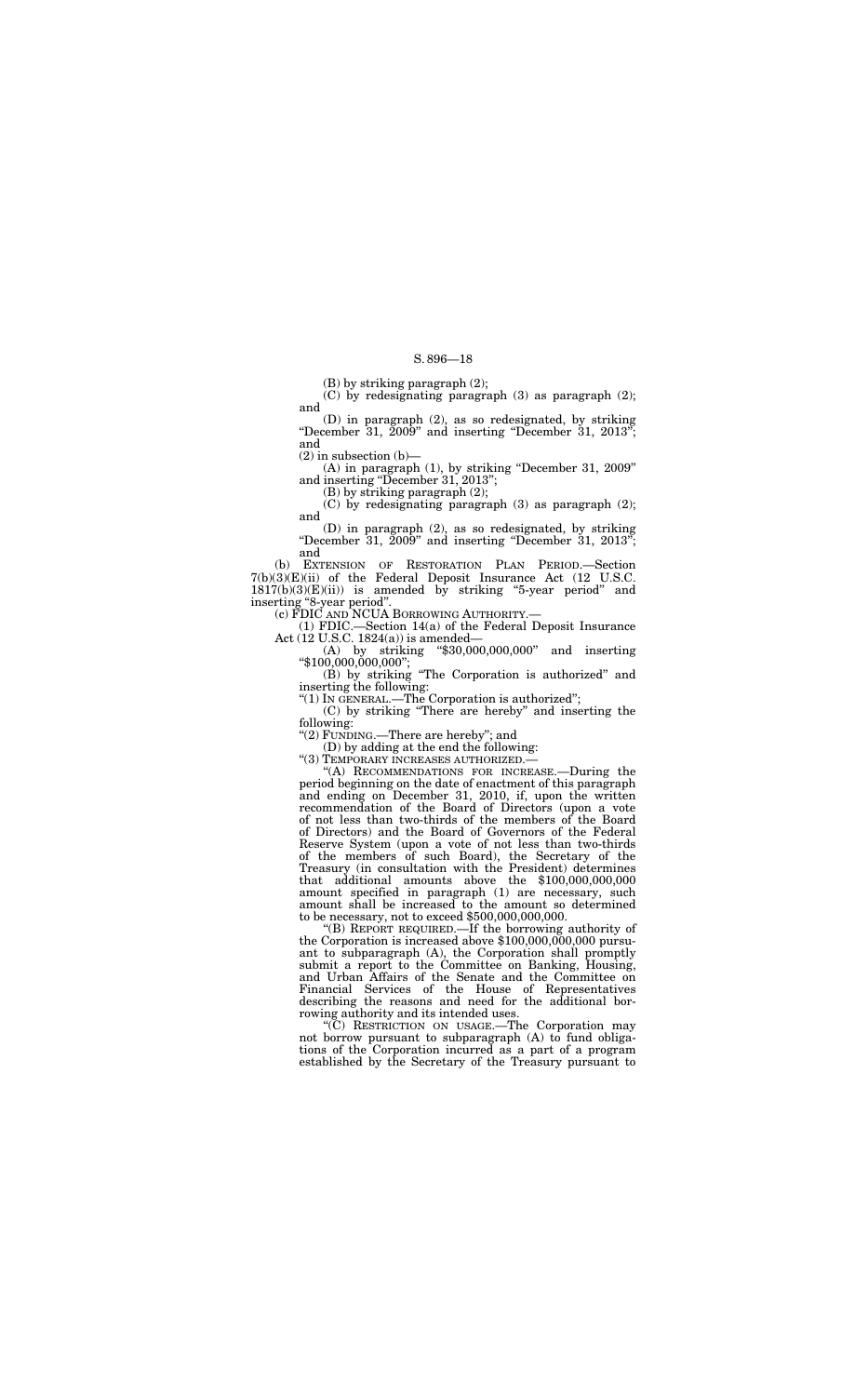(B) by striking paragraph (2);

(C) by redesignating paragraph (3) as paragraph (2); and

(D) in paragraph (2), as so redesignated, by striking "December 31, 2009" and inserting "December 31, 2013"; and

(2) in subsection (b)—

(A) in paragraph (1), by striking "December 31, 2009" and inserting "December 31, 2013";

(B) by striking paragraph (2);

(C) by redesignating paragraph (3) as paragraph (2); and

(D) in paragraph (2), as so redesignated, by striking "December 31, 2009" and inserting "December 31, 2013"; and

(b) EXTENSION OF RESTORATION PLAN PERIOD.—Section 7(b)(3)(E)(ii) of the Federal Deposit Insurance Act (12 U.S.C. 1817(b)(3)(E)(ii)) is amended by striking "5-year period" and inserting "8-year period".

(c) FDIC AND NCUA BORROWING AUTHORITY.—

(1) FDIC.—Section 14(a) of the Federal Deposit Insurance Act (12 U.S.C. 1824(a)) is amended—

(A) by striking "$30,000,000,000" and inserting "$100,000,000,000";

(B) by striking "The Corporation is authorized" and inserting the following:

"(1) IN GENERAL.—The Corporation is authorized";

(C) by striking "There are hereby" and inserting the following:

"(2) FUNDING.—There are hereby"; and

(D) by adding at the end the following:

"(3) TEMPORARY INCREASES AUTHORIZED.—

"(A) RECOMMENDATIONS FOR INCREASE.—During the period beginning on the date of enactment of this paragraph and ending on December 31, 2010, if, upon the written recommendation of the Board of Directors (upon a vote of not less than two-thirds of the members of the Board of Directors) and the Board of Governors of the Federal Reserve System (upon a vote of not less than two-thirds of the members of such Board), the Secretary of the Treasury (in consultation with the President) determines that additional amounts above the $100,000,000,000 amount specified in paragraph (1) are necessary, such amount shall be increased to the amount so determined to be necessary, not to exceed $500,000,000,000.

"(B) REPORT REQUIRED.—If the borrowing authority of the Corporation is increased above $100,000,000,000 pursuant to subparagraph (A), the Corporation shall promptly submit a report to the Committee on Banking, Housing, and Urban Affairs of the Senate and the Committee on Financial Services of the House of Representatives describing the reasons and need for the additional borrowing authority and its intended uses.

"(C) RESTRICTION ON USAGE.—The Corporation may not borrow pursuant to subparagraph (A) to fund obligations of the Corporation incurred as a part of a program established by the Secretary of the Treasury pursuant to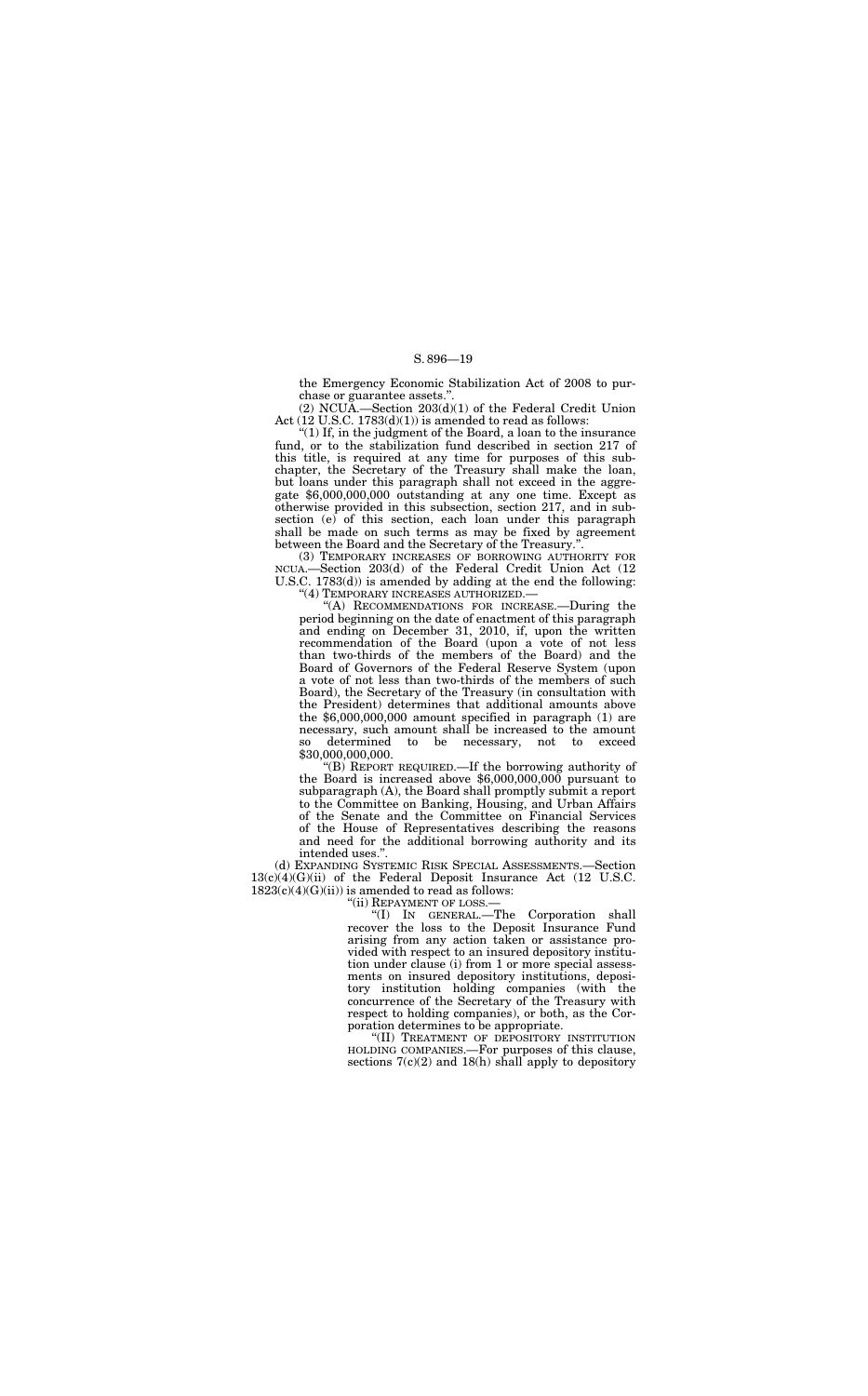the Emergency Economic Stabilization Act of 2008 to purchase or guarantee assets.".

(2) NCUA.—Section 203(d)(1) of the Federal Credit Union Act (12 U.S.C. 1783(d)(1)) is amended to read as follows:

"(1) If, in the judgment of the Board, a loan to the insurance fund, or to the stabilization fund described in section 217 of this title, is required at any time for purposes of this subchapter, the Secretary of the Treasury shall make the loan, but loans under this paragraph shall not exceed in the aggregate $6,000,000,000 outstanding at any one time. Except as otherwise provided in this subsection, section 217, and in subsection (e) of this section, each loan under this paragraph shall be made on such terms as may be fixed by agreement between the Board and the Secretary of the Treasury.".

(3) TEMPORARY INCREASES OF BORROWING AUTHORITY FOR NCUA.—Section 203(d) of the Federal Credit Union Act (12 U.S.C. 1783(d)) is amended by adding at the end the following:

"(4) TEMPORARY INCREASES AUTHORIZED.—

"(A) RECOMMENDATIONS FOR INCREASE.—During the period beginning on the date of enactment of this paragraph and ending on December 31, 2010, if, upon the written recommendation of the Board (upon a vote of not less than two-thirds of the members of the Board) and the Board of Governors of the Federal Reserve System (upon a vote of not less than two-thirds of the members of such Board), the Secretary of the Treasury (in consultation with the President) determines that additional amounts above the $6,000,000,000 amount specified in paragraph (1) are necessary, such amount shall be increased to the amount so determined to be necessary, not to exceed $30,000,000,000.

"(B) REPORT REQUIRED.—If the borrowing authority of the Board is increased above $6,000,000,000 pursuant to subparagraph (A), the Board shall promptly submit a report to the Committee on Banking, Housing, and Urban Affairs of the Senate and the Committee on Financial Services of the House of Representatives describing the reasons and need for the additional borrowing authority and its intended uses.".

(d) EXPANDING SYSTEMIC RISK SPECIAL ASSESSMENTS.—Section 13(c)(4)(G)(ii) of the Federal Deposit Insurance Act (12 U.S.C. 1823(c)(4)(G)(ii)) is amended to read as follows:

"(ii) REPAYMENT OF LOSS.—

"(I) IN GENERAL.—The Corporation shall recover the loss to the Deposit Insurance Fund arising from any action taken or assistance provided with respect to an insured depository institution under clause (i) from 1 or more special assessments on insured depository institutions, depository institution holding companies (with the concurrence of the Secretary of the Treasury with respect to holding companies), or both, as the Corporation determines to be appropriate.

"(II) TREATMENT OF DEPOSITORY INSTITUTION HOLDING COMPANIES.—For purposes of this clause, sections 7(c)(2) and 18(h) shall apply to depository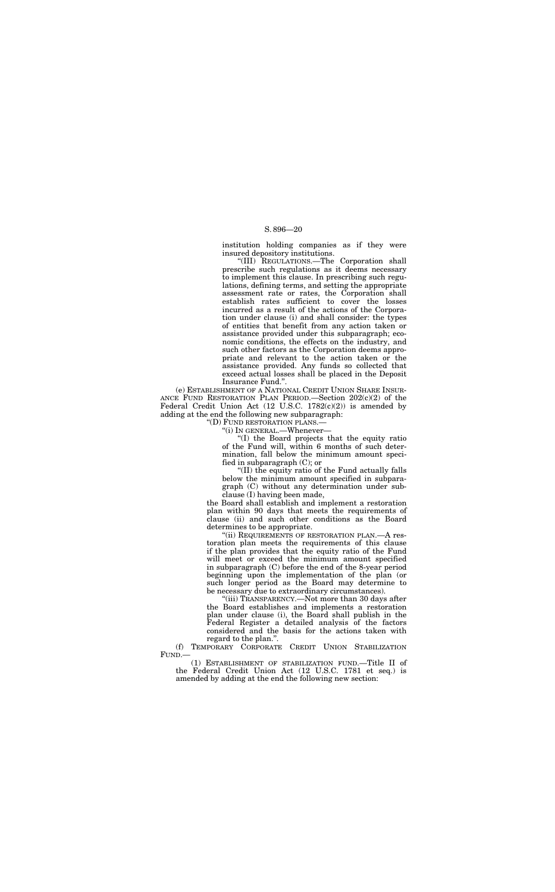institution holding companies as if they were insured depository institutions.

"(III) REGULATIONS.—The Corporation shall prescribe such regulations as it deems necessary to implement this clause. In prescribing such regulations, defining terms, and setting the appropriate assessment rate or rates, the Corporation shall establish rates sufficient to cover the losses incurred as a result of the actions of the Corporation under clause (i) and shall consider: the types of entities that benefit from any action taken or assistance provided under this subparagraph; economic conditions, the effects on the industry, and such other factors as the Corporation deems appropriate and relevant to the action taken or the assistance provided. Any funds so collected that exceed actual losses shall be placed in the Deposit Insurance Fund.".

(e) ESTABLISHMENT OF A NATIONAL CREDIT UNION SHARE INSURANCE FUND RESTORATION PLAN PERIOD.—Section 202(c)(2) of the Federal Credit Union Act (12 U.S.C. 1782(c)(2)) is amended by adding at the end the following new subparagraph:

"(D) FUND RESTORATION PLANS.—

"(i) IN GENERAL.—Whenever—

"(I) the Board projects that the equity ratio of the Fund will, within 6 months of such determination, fall below the minimum amount specified in subparagraph (C); or

"(II) the equity ratio of the Fund actually falls below the minimum amount specified in subparagraph (C) without any determination under subclause (I) having been made,

the Board shall establish and implement a restoration plan within 90 days that meets the requirements of clause (ii) and such other conditions as the Board determines to be appropriate.

"(ii) REQUIREMENTS OF RESTORATION PLAN.—A restoration plan meets the requirements of this clause if the plan provides that the equity ratio of the Fund will meet or exceed the minimum amount specified in subparagraph (C) before the end of the 8-year period beginning upon the implementation of the plan (or such longer period as the Board may determine to be necessary due to extraordinary circumstances).

"(iii) TRANSPARENCY.—Not more than 30 days after the Board establishes and implements a restoration plan under clause (i), the Board shall publish in the Federal Register a detailed analysis of the factors considered and the basis for the actions taken with regard to the plan.".

(f) TEMPORARY CORPORATE CREDIT UNION STABILIZATION FUND.—

(1) ESTABLISHMENT OF STABILIZATION FUND.—Title II of the Federal Credit Union Act (12 U.S.C. 1781 et seq.) is amended by adding at the end the following new section: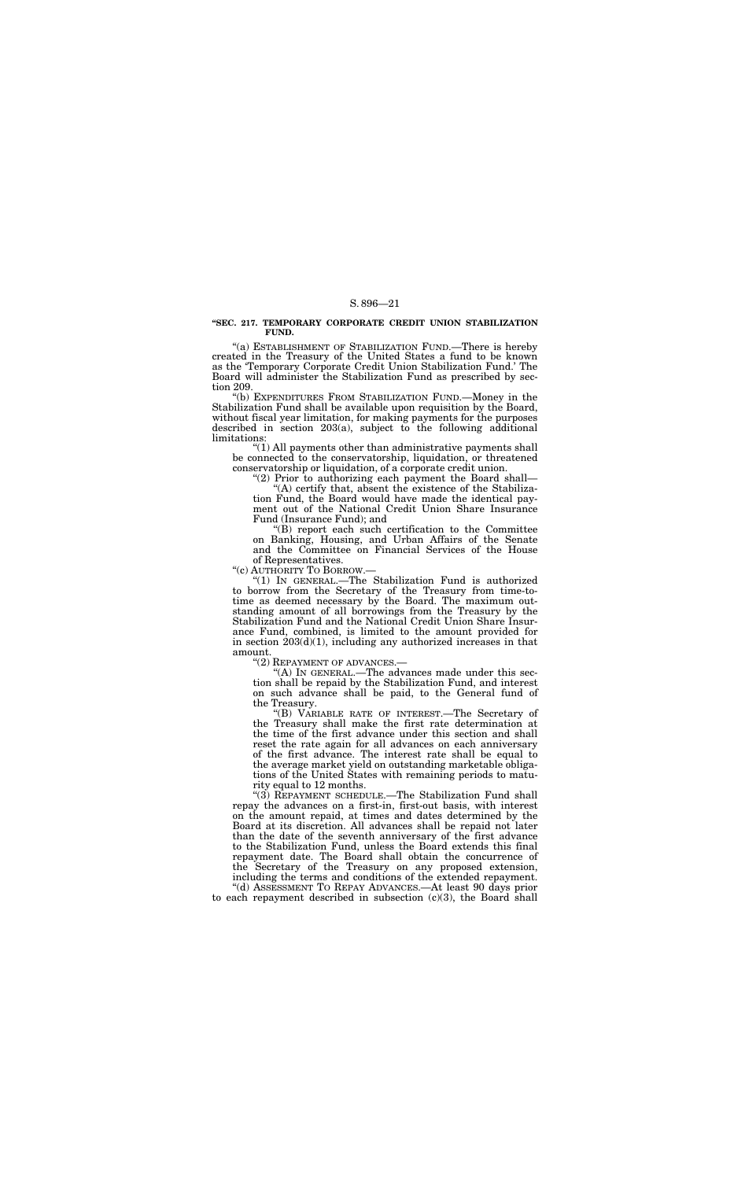**"SEC. 217. TEMPORARY CORPORATE CREDIT UNION STABILIZATION FUND.**

"(a) ESTABLISHMENT OF STABILIZATION FUND.—There is hereby created in the Treasury of the United States a fund to be known as the 'Temporary Corporate Credit Union Stabilization Fund.' The Board will administer the Stabilization Fund as prescribed by section 209.

"(b) EXPENDITURES FROM STABILIZATION FUND.—Money in the Stabilization Fund shall be available upon requisition by the Board, without fiscal year limitation, for making payments for the purposes described in section 203(a), subject to the following additional limitations:

"(1) All payments other than administrative payments shall be connected to the conservatorship, liquidation, or threatened conservatorship or liquidation, of a corporate credit union.

"(2) Prior to authorizing each payment the Board shall—

"(A) certify that, absent the existence of the Stabilization Fund, the Board would have made the identical payment out of the National Credit Union Share Insurance Fund (Insurance Fund); and

"(B) report each such certification to the Committee on Banking, Housing, and Urban Affairs of the Senate and the Committee on Financial Services of the House of Representatives.

"(c) AUTHORITY TO BORROW.—

"(1) IN GENERAL.—The Stabilization Fund is authorized to borrow from the Secretary of the Treasury from time-to-time as deemed necessary by the Board. The maximum outstanding amount of all borrowings from the Treasury by the Stabilization Fund and the National Credit Union Share Insurance Fund, combined, is limited to the amount provided for in section 203(d)(1), including any authorized increases in that amount.

"(2) REPAYMENT OF ADVANCES.—

"(A) IN GENERAL.—The advances made under this section shall be repaid by the Stabilization Fund, and interest on such advance shall be paid, to the General fund of the Treasury.

"(B) VARIABLE RATE OF INTEREST.—The Secretary of the Treasury shall make the first rate determination at the time of the first advance under this section and shall reset the rate again for all advances on each anniversary of the first advance. The interest rate shall be equal to the average market yield on outstanding marketable obligations of the United States with remaining periods to maturity equal to 12 months.

"(3) REPAYMENT SCHEDULE.—The Stabilization Fund shall repay the advances on a first-in, first-out basis, with interest on the amount repaid, at times and dates determined by the Board at its discretion. All advances shall be repaid not later than the date of the seventh anniversary of the first advance to the Stabilization Fund, unless the Board extends this final repayment date. The Board shall obtain the concurrence of the Secretary of the Treasury on any proposed extension, including the terms and conditions of the extended repayment.

"(d) ASSESSMENT TO REPAY ADVANCES.—At least 90 days prior to each repayment described in subsection (c)(3), the Board shall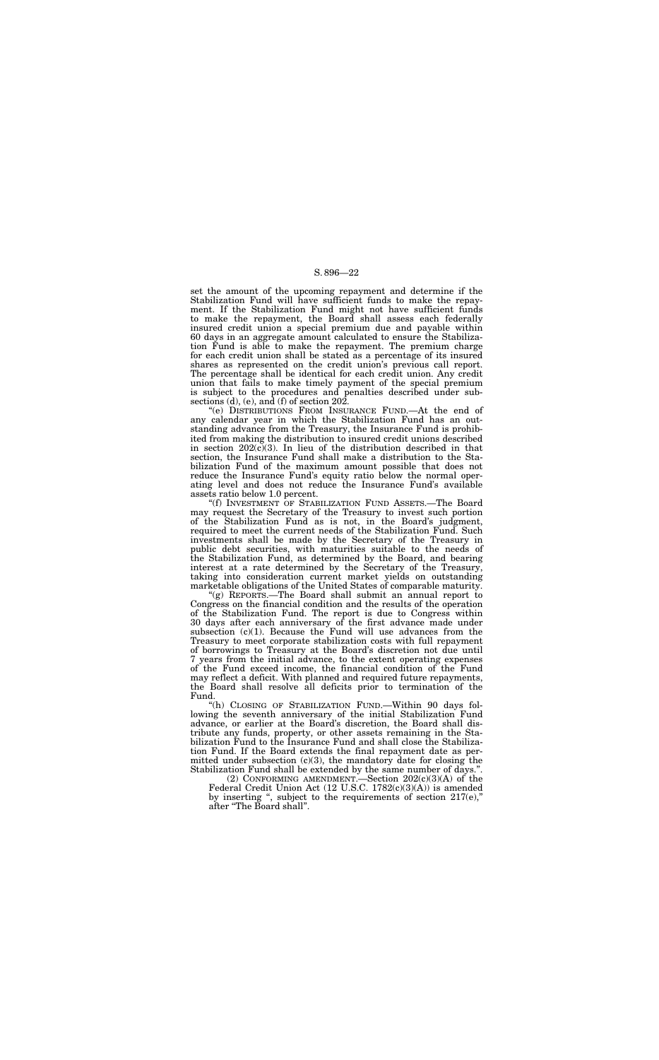set the amount of the upcoming repayment and determine if the Stabilization Fund will have sufficient funds to make the repayment. If the Stabilization Fund might not have sufficient funds to make the repayment, the Board shall assess each federally insured credit union a special premium due and payable within 60 days in an aggregate amount calculated to ensure the Stabilization Fund is able to make the repayment. The premium charge for each credit union shall be stated as a percentage of its insured shares as represented on the credit union's previous call report. The percentage shall be identical for each credit union. Any credit union that fails to make timely payment of the special premium is subject to the procedures and penalties described under subsections (d), (e), and (f) of section 202.

"(e) DISTRIBUTIONS FROM INSURANCE FUND.—At the end of any calendar year in which the Stabilization Fund has an outstanding advance from the Treasury, the Insurance Fund is prohibited from making the distribution to insured credit unions described in section 202(c)(3). In lieu of the distribution described in that section, the Insurance Fund shall make a distribution to the Stabilization Fund of the maximum amount possible that does not reduce the Insurance Fund's equity ratio below the normal operating level and does not reduce the Insurance Fund's available assets ratio below 1.0 percent.

"(f) INVESTMENT OF STABILIZATION FUND ASSETS.—The Board may request the Secretary of the Treasury to invest such portion of the Stabilization Fund as is not, in the Board's judgment, required to meet the current needs of the Stabilization Fund. Such investments shall be made by the Secretary of the Treasury in public debt securities, with maturities suitable to the needs of the Stabilization Fund, as determined by the Board, and bearing interest at a rate determined by the Secretary of the Treasury, taking into consideration current market yields on outstanding marketable obligations of the United States of comparable maturity.

"(g) REPORTS.—The Board shall submit an annual report to Congress on the financial condition and the results of the operation of the Stabilization Fund. The report is due to Congress within 30 days after each anniversary of the first advance made under subsection (c)(1). Because the Fund will use advances from the Treasury to meet corporate stabilization costs with full repayment of borrowings to Treasury at the Board's discretion not due until 7 years from the initial advance, to the extent operating expenses of the Fund exceed income, the financial condition of the Fund may reflect a deficit. With planned and required future repayments, the Board shall resolve all deficits prior to termination of the Fund.

"(h) CLOSING OF STABILIZATION FUND.—Within 90 days following the seventh anniversary of the initial Stabilization Fund advance, or earlier at the Board's discretion, the Board shall distribute any funds, property, or other assets remaining in the Stabilization Fund to the Insurance Fund and shall close the Stabilization Fund. If the Board extends the final repayment date as permitted under subsection (c)(3), the mandatory date for closing the Stabilization Fund shall be extended by the same number of days.".

(2) CONFORMING AMENDMENT.—Section 202(c)(3)(A) of the Federal Credit Union Act (12 U.S.C. 1782(c)(3)(A)) is amended by inserting ", subject to the requirements of section 217(e)," after "The Board shall".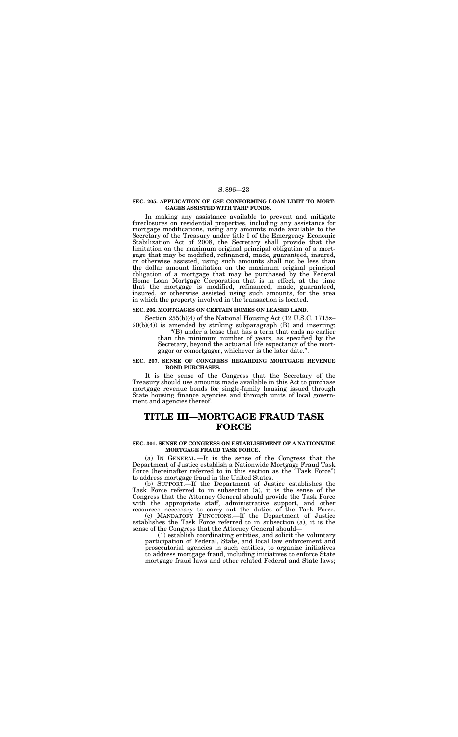**SEC. 205. APPLICATION OF GSE CONFORMING LOAN LIMIT TO MORTGAGES ASSISTED WITH TARP FUNDS.**

In making any assistance available to prevent and mitigate foreclosures on residential properties, including any assistance for mortgage modifications, using any amounts made available to the Secretary of the Treasury under title I of the Emergency Economic Stabilization Act of 2008, the Secretary shall provide that the limitation on the maximum original principal obligation of a mortgage that may be modified, refinanced, made, guaranteed, insured, or otherwise assisted, using such amounts shall not be less than the dollar amount limitation on the maximum original principal obligation of a mortgage that may be purchased by the Federal Home Loan Mortgage Corporation that is in effect, at the time that the mortgage is modified, refinanced, made, guaranteed, insured, or otherwise assisted using such amounts, for the area in which the property involved in the transaction is located.

**SEC. 206. MORTGAGES ON CERTAIN HOMES ON LEASED LAND.**

Section 255(b)(4) of the National Housing Act (12 U.S.C. 1715z–20(b)(4)) is amended by striking subparagraph (B) and inserting:

"(B) under a lease that has a term that ends no earlier than the minimum number of years, as specified by the Secretary, beyond the actuarial life expectancy of the mortgagor or comortgagor, whichever is the later date.".

**SEC. 207. SENSE OF CONGRESS REGARDING MORTGAGE REVENUE BOND PURCHASES.**

It is the sense of the Congress that the Secretary of the Treasury should use amounts made available in this Act to purchase mortgage revenue bonds for single-family housing issued through State housing finance agencies and through units of local government and agencies thereof.

# TITLE III—MORTGAGE FRAUD TASK FORCE

**SEC. 301. SENSE OF CONGRESS ON ESTABLISHMENT OF A NATIONWIDE MORTGAGE FRAUD TASK FORCE.**

(a) IN GENERAL.—It is the sense of the Congress that the Department of Justice establish a Nationwide Mortgage Fraud Task Force (hereinafter referred to in this section as the "Task Force") to address mortgage fraud in the United States.

(b) SUPPORT.—If the Department of Justice establishes the Task Force referred to in subsection (a), it is the sense of the Congress that the Attorney General should provide the Task Force with the appropriate staff, administrative support, and other resources necessary to carry out the duties of the Task Force.

(c) MANDATORY FUNCTIONS.—If the Department of Justice establishes the Task Force referred to in subsection (a), it is the sense of the Congress that the Attorney General should—

(1) establish coordinating entities, and solicit the voluntary participation of Federal, State, and local law enforcement and prosecutorial agencies in such entities, to organize initiatives to address mortgage fraud, including initiatives to enforce State mortgage fraud laws and other related Federal and State laws;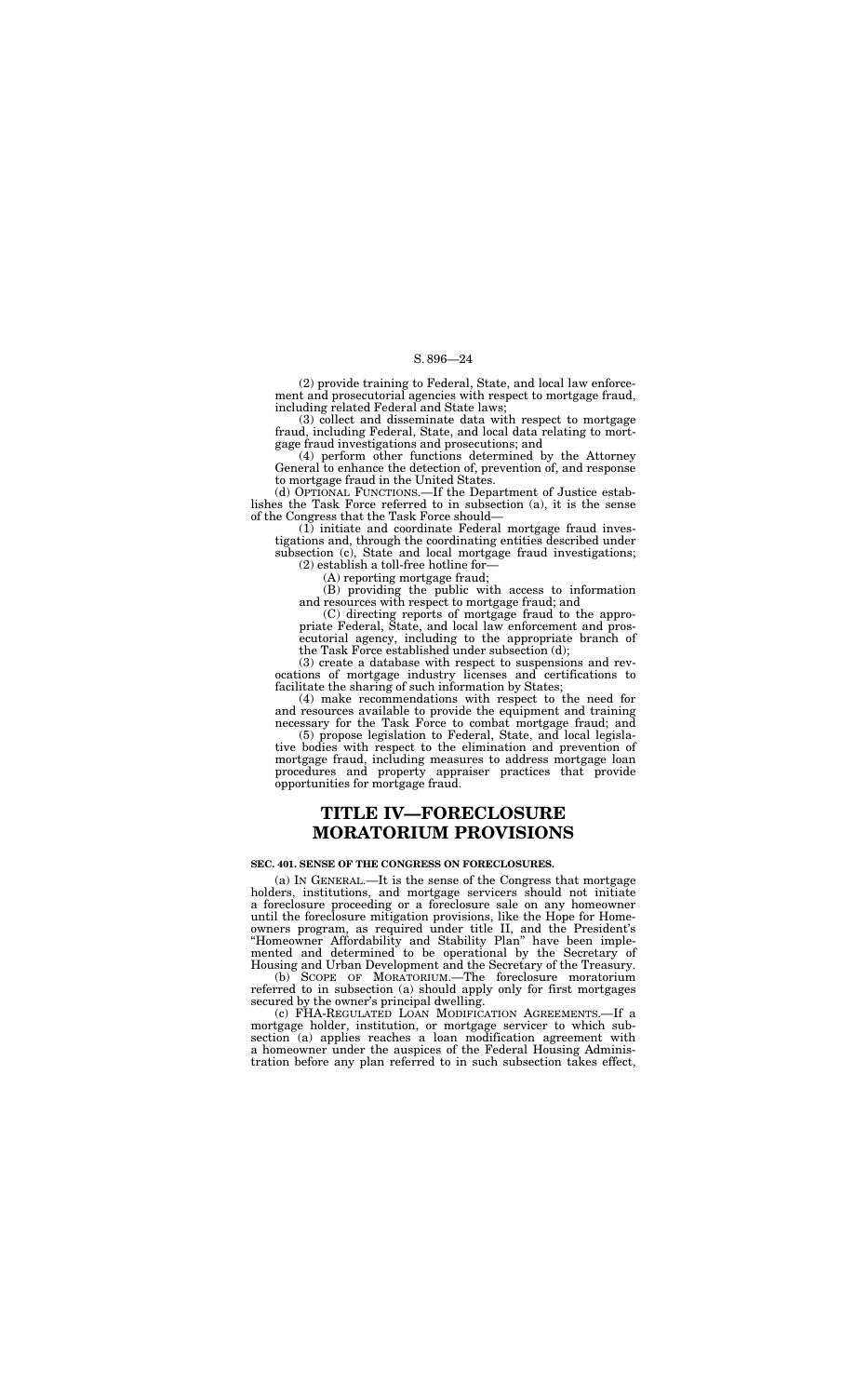(2) provide training to Federal, State, and local law enforcement and prosecutorial agencies with respect to mortgage fraud, including related Federal and State laws;

(3) collect and disseminate data with respect to mortgage fraud, including Federal, State, and local data relating to mortgage fraud investigations and prosecutions; and

(4) perform other functions determined by the Attorney General to enhance the detection of, prevention of, and response to mortgage fraud in the United States.

(d) OPTIONAL FUNCTIONS.—If the Department of Justice establishes the Task Force referred to in subsection (a), it is the sense of the Congress that the Task Force should—

(1) initiate and coordinate Federal mortgage fraud investigations and, through the coordinating entities described under subsection (c), State and local mortgage fraud investigations;

(2) establish a toll-free hotline for—

(A) reporting mortgage fraud;

(B) providing the public with access to information and resources with respect to mortgage fraud; and

(C) directing reports of mortgage fraud to the appropriate Federal, State, and local law enforcement and prosecutorial agency, including to the appropriate branch of the Task Force established under subsection (d);

(3) create a database with respect to suspensions and revocations of mortgage industry licenses and certifications to facilitate the sharing of such information by States;

(4) make recommendations with respect to the need for and resources available to provide the equipment and training necessary for the Task Force to combat mortgage fraud; and

(5) propose legislation to Federal, State, and local legislative bodies with respect to the elimination and prevention of mortgage fraud, including measures to address mortgage loan procedures and property appraiser practices that provide opportunities for mortgage fraud.

# TITLE IV—FORECLOSURE MORATORIUM PROVISIONS

### SEC. 401. SENSE OF THE CONGRESS ON FORECLOSURES.

(a) IN GENERAL.—It is the sense of the Congress that mortgage holders, institutions, and mortgage servicers should not initiate a foreclosure proceeding or a foreclosure sale on any homeowner until the foreclosure mitigation provisions, like the Hope for Homeowners program, as required under title II, and the President's "Homeowner Affordability and Stability Plan" have been implemented and determined to be operational by the Secretary of Housing and Urban Development and the Secretary of the Treasury.

(b) SCOPE OF MORATORIUM.—The foreclosure moratorium referred to in subsection (a) should apply only for first mortgages secured by the owner's principal dwelling.

(c) FHA-REGULATED LOAN MODIFICATION AGREEMENTS.—If a mortgage holder, institution, or mortgage servicer to which subsection (a) applies reaches a loan modification agreement with a homeowner under the auspices of the Federal Housing Administration before any plan referred to in such subsection takes effect,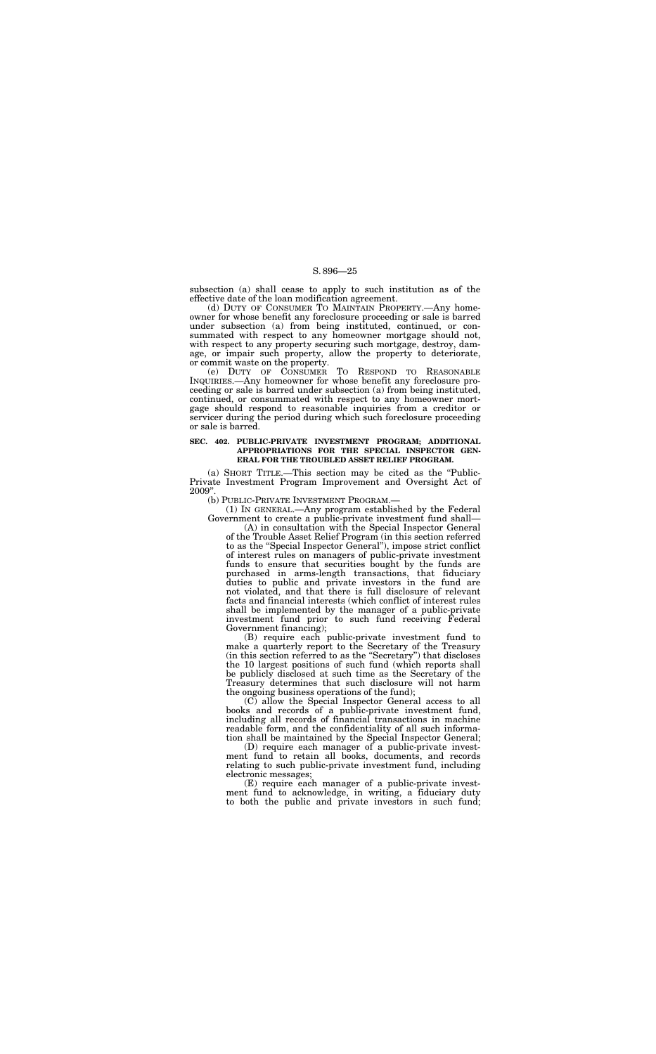subsection (a) shall cease to apply to such institution as of the effective date of the loan modification agreement.

(d) DUTY OF CONSUMER TO MAINTAIN PROPERTY.—Any homeowner for whose benefit any foreclosure proceeding or sale is barred under subsection (a) from being instituted, continued, or consummated with respect to any homeowner mortgage should not, with respect to any property securing such mortgage, destroy, damage, or impair such property, allow the property to deteriorate, or commit waste on the property.

(e) DUTY OF CONSUMER TO RESPOND TO REASONABLE INQUIRIES.—Any homeowner for whose benefit any foreclosure proceeding or sale is barred under subsection (a) from being instituted, continued, or consummated with respect to any homeowner mortgage should respond to reasonable inquiries from a creditor or servicer during the period during which such foreclosure proceeding or sale is barred.

**SEC. 402. PUBLIC-PRIVATE INVESTMENT PROGRAM; ADDITIONAL APPROPRIATIONS FOR THE SPECIAL INSPECTOR GENERAL FOR THE TROUBLED ASSET RELIEF PROGRAM.**

(a) SHORT TITLE.—This section may be cited as the "Public-Private Investment Program Improvement and Oversight Act of 2009".

(b) PUBLIC-PRIVATE INVESTMENT PROGRAM.—

(1) IN GENERAL.—Any program established by the Federal Government to create a public-private investment fund shall—

(A) in consultation with the Special Inspector General of the Trouble Asset Relief Program (in this section referred to as the "Special Inspector General"), impose strict conflict of interest rules on managers of public-private investment funds to ensure that securities bought by the funds are purchased in arms-length transactions, that fiduciary duties to public and private investors in the fund are not violated, and that there is full disclosure of relevant facts and financial interests (which conflict of interest rules shall be implemented by the manager of a public-private investment fund prior to such fund receiving Federal Government financing);

(B) require each public-private investment fund to make a quarterly report to the Secretary of the Treasury (in this section referred to as the "Secretary") that discloses the 10 largest positions of such fund (which reports shall be publicly disclosed at such time as the Secretary of the Treasury determines that such disclosure will not harm the ongoing business operations of the fund);

(C) allow the Special Inspector General access to all books and records of a public-private investment fund, including all records of financial transactions in machine readable form, and the confidentiality of all such information shall be maintained by the Special Inspector General;

(D) require each manager of a public-private investment fund to retain all books, documents, and records relating to such public-private investment fund, including electronic messages;

(E) require each manager of a public-private investment fund to acknowledge, in writing, a fiduciary duty to both the public and private investors in such fund;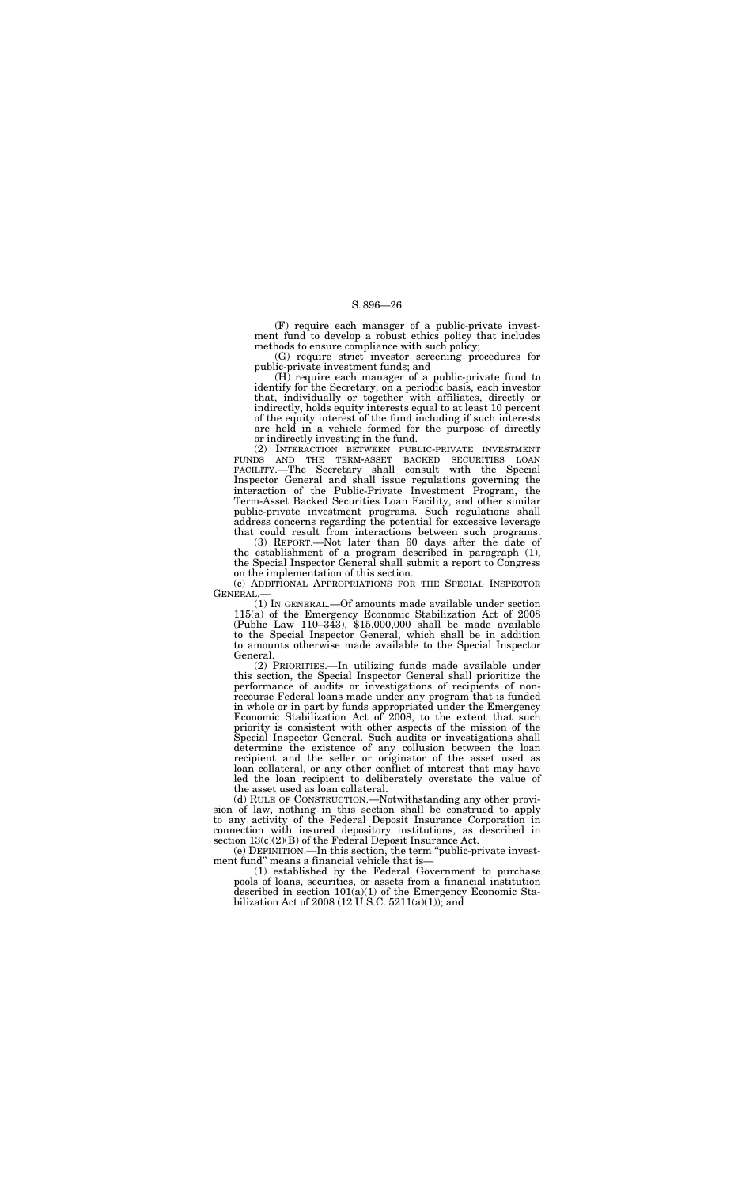(F) require each manager of a public-private investment fund to develop a robust ethics policy that includes methods to ensure compliance with such policy;

(G) require strict investor screening procedures for public-private investment funds; and

(H) require each manager of a public-private fund to identify for the Secretary, on a periodic basis, each investor that, individually or together with affiliates, directly or indirectly, holds equity interests equal to at least 10 percent of the equity interest of the fund including if such interests are held in a vehicle formed for the purpose of directly or indirectly investing in the fund.

(2) INTERACTION BETWEEN PUBLIC-PRIVATE INVESTMENT FUNDS AND THE TERM-ASSET BACKED SECURITIES LOAN FACILITY.—The Secretary shall consult with the Special Inspector General and shall issue regulations governing the interaction of the Public-Private Investment Program, the Term-Asset Backed Securities Loan Facility, and other similar public-private investment programs. Such regulations shall address concerns regarding the potential for excessive leverage that could result from interactions between such programs.

(3) REPORT.—Not later than 60 days after the date of the establishment of a program described in paragraph (1), the Special Inspector General shall submit a report to Congress on the implementation of this section.

(c) ADDITIONAL APPROPRIATIONS FOR THE SPECIAL INSPECTOR GENERAL.—

(1) IN GENERAL.—Of amounts made available under section 115(a) of the Emergency Economic Stabilization Act of 2008 (Public Law 110–343), $15,000,000 shall be made available to the Special Inspector General, which shall be in addition to amounts otherwise made available to the Special Inspector General.

(2) PRIORITIES.—In utilizing funds made available under this section, the Special Inspector General shall prioritize the performance of audits or investigations of recipients of non-recourse Federal loans made under any program that is funded in whole or in part by funds appropriated under the Emergency Economic Stabilization Act of 2008, to the extent that such priority is consistent with other aspects of the mission of the Special Inspector General. Such audits or investigations shall determine the existence of any collusion between the loan recipient and the seller or originator of the asset used as loan collateral, or any other conflict of interest that may have led the loan recipient to deliberately overstate the value of the asset used as loan collateral.

(d) RULE OF CONSTRUCTION.—Notwithstanding any other provision of law, nothing in this section shall be construed to apply to any activity of the Federal Deposit Insurance Corporation in connection with insured depository institutions, as described in section 13(c)(2)(B) of the Federal Deposit Insurance Act.

(e) DEFINITION.—In this section, the term "public-private investment fund" means a financial vehicle that is—

(1) established by the Federal Government to purchase pools of loans, securities, or assets from a financial institution described in section 101(a)(1) of the Emergency Economic Stabilization Act of 2008 (12 U.S.C. 5211(a)(1)); and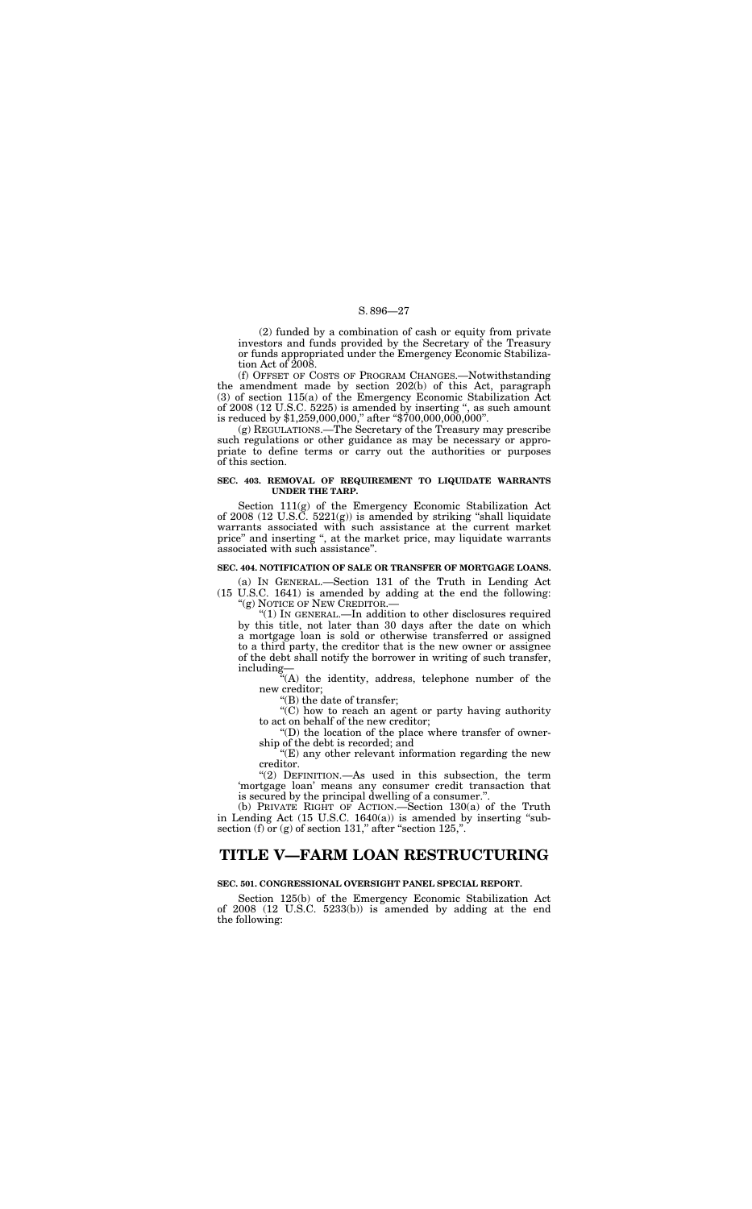(2) funded by a combination of cash or equity from private investors and funds provided by the Secretary of the Treasury or funds appropriated under the Emergency Economic Stabilization Act of 2008.

(f) OFFSET OF COSTS OF PROGRAM CHANGES.—Notwithstanding the amendment made by section 202(b) of this Act, paragraph (3) of section 115(a) of the Emergency Economic Stabilization Act of 2008 (12 U.S.C. 5225) is amended by inserting ", as such amount is reduced by $1,259,000,000," after "$700,000,000,000".

(g) REGULATIONS.—The Secretary of the Treasury may prescribe such regulations or other guidance as may be necessary or appropriate to define terms or carry out the authorities or purposes of this section.

**SEC. 403. REMOVAL OF REQUIREMENT TO LIQUIDATE WARRANTS UNDER THE TARP.**

Section 111(g) of the Emergency Economic Stabilization Act of 2008 (12 U.S.C. 5221(g)) is amended by striking "shall liquidate warrants associated with such assistance at the current market price" and inserting ", at the market price, may liquidate warrants associated with such assistance".

**SEC. 404. NOTIFICATION OF SALE OR TRANSFER OF MORTGAGE LOANS.**

(a) IN GENERAL.—Section 131 of the Truth in Lending Act (15 U.S.C. 1641) is amended by adding at the end the following:

"(g) NOTICE OF NEW CREDITOR.—

"(1) IN GENERAL.—In addition to other disclosures required by this title, not later than 30 days after the date on which a mortgage loan is sold or otherwise transferred or assigned to a third party, the creditor that is the new owner or assignee of the debt shall notify the borrower in writing of such transfer, including—

"(A) the identity, address, telephone number of the new creditor;

"(B) the date of transfer;

"(C) how to reach an agent or party having authority to act on behalf of the new creditor;

"(D) the location of the place where transfer of ownership of the debt is recorded; and

"(E) any other relevant information regarding the new creditor.

"(2) DEFINITION.—As used in this subsection, the term 'mortgage loan' means any consumer credit transaction that is secured by the principal dwelling of a consumer.".

(b) PRIVATE RIGHT OF ACTION.—Section 130(a) of the Truth in Lending Act (15 U.S.C. 1640(a)) is amended by inserting "subsection (f) or (g) of section 131," after "section 125,".

# TITLE V—FARM LOAN RESTRUCTURING

**SEC. 501. CONGRESSIONAL OVERSIGHT PANEL SPECIAL REPORT.**

Section 125(b) of the Emergency Economic Stabilization Act of 2008 (12 U.S.C. 5233(b)) is amended by adding at the end the following: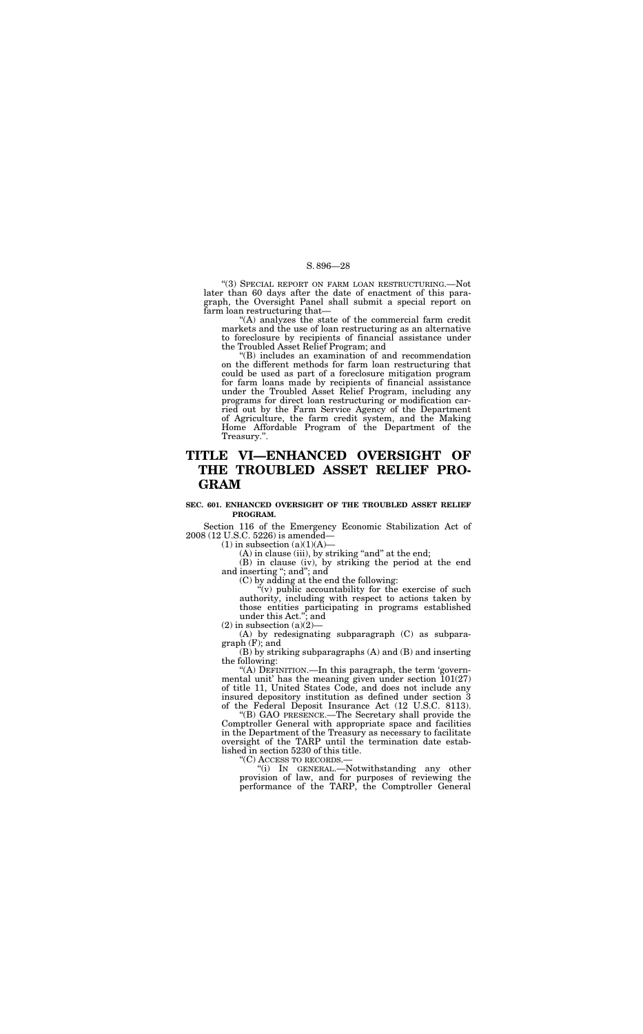"(3) SPECIAL REPORT ON FARM LOAN RESTRUCTURING.—Not later than 60 days after the date of enactment of this paragraph, the Oversight Panel shall submit a special report on farm loan restructuring that—

"(A) analyzes the state of the commercial farm credit markets and the use of loan restructuring as an alternative to foreclosure by recipients of financial assistance under the Troubled Asset Relief Program; and

"(B) includes an examination of and recommendation on the different methods for farm loan restructuring that could be used as part of a foreclosure mitigation program for farm loans made by recipients of financial assistance under the Troubled Asset Relief Program, including any programs for direct loan restructuring or modification carried out by the Farm Service Agency of the Department of Agriculture, the farm credit system, and the Making Home Affordable Program of the Department of the Treasury.".

# TITLE VI—ENHANCED OVERSIGHT OF THE TROUBLED ASSET RELIEF PROGRAM

**SEC. 601. ENHANCED OVERSIGHT OF THE TROUBLED ASSET RELIEF PROGRAM.**

Section 116 of the Emergency Economic Stabilization Act of 2008 (12 U.S.C. 5226) is amended—

(1) in subsection (a)(1)(A)—

(A) in clause (iii), by striking "and" at the end;

(B) in clause (iv), by striking the period at the end and inserting "; and"; and

(C) by adding at the end the following:

"(v) public accountability for the exercise of such authority, including with respect to actions taken by those entities participating in programs established under this Act."; and

(2) in subsection (a)(2)—

(A) by redesignating subparagraph (C) as subparagraph (F); and

(B) by striking subparagraphs (A) and (B) and inserting the following:

"(A) DEFINITION.—In this paragraph, the term 'governmental unit' has the meaning given under section 101(27) of title 11, United States Code, and does not include any insured depository institution as defined under section 3 of the Federal Deposit Insurance Act (12 U.S.C. 8113).

"(B) GAO PRESENCE.—The Secretary shall provide the Comptroller General with appropriate space and facilities in the Department of the Treasury as necessary to facilitate oversight of the TARP until the termination date established in section 5230 of this title.

"(C) ACCESS TO RECORDS.—

"(i) IN GENERAL.—Notwithstanding any other provision of law, and for purposes of reviewing the performance of the TARP, the Comptroller General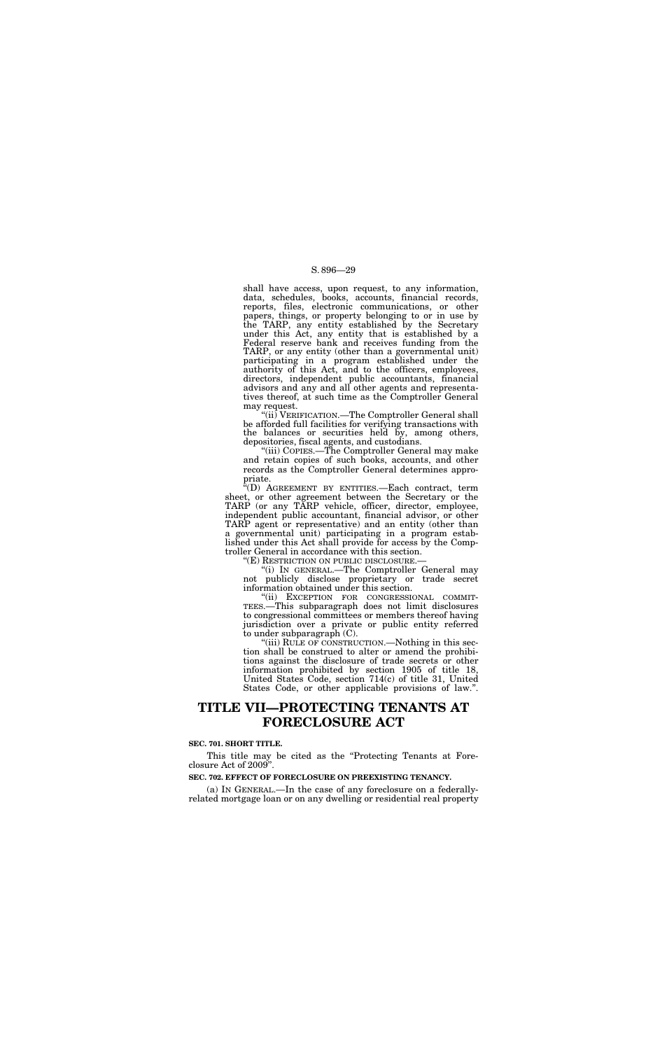shall have access, upon request, to any information, data, schedules, books, accounts, financial records, reports, files, electronic communications, or other papers, things, or property belonging to or in use by the TARP, any entity established by the Secretary under this Act, any entity that is established by a Federal reserve bank and receives funding from the TARP, or any entity (other than a governmental unit) participating in a program established under the authority of this Act, and to the officers, employees, directors, independent public accountants, financial advisors and any and all other agents and representatives thereof, at such time as the Comptroller General may request.

"(ii) VERIFICATION.—The Comptroller General shall be afforded full facilities for verifying transactions with the balances or securities held by, among others, depositories, fiscal agents, and custodians.

"(iii) COPIES.—The Comptroller General may make and retain copies of such books, accounts, and other records as the Comptroller General determines appropriate.

"(D) AGREEMENT BY ENTITIES.—Each contract, term sheet, or other agreement between the Secretary or the TARP (or any TARP vehicle, officer, director, employee, independent public accountant, financial advisor, or other TARP agent or representative) and an entity (other than a governmental unit) participating in a program established under this Act shall provide for access by the Comptroller General in accordance with this section.

"(E) RESTRICTION ON PUBLIC DISCLOSURE.—

"(i) IN GENERAL.—The Comptroller General may not publicly disclose proprietary or trade secret information obtained under this section.

"(ii) EXCEPTION FOR CONGRESSIONAL COMMITTEES.—This subparagraph does not limit disclosures to congressional committees or members thereof having jurisdiction over a private or public entity referred to under subparagraph (C).

"(iii) RULE OF CONSTRUCTION.—Nothing in this section shall be construed to alter or amend the prohibitions against the disclosure of trade secrets or other information prohibited by section 1905 of title 18, United States Code, section 714(c) of title 31, United States Code, or other applicable provisions of law.".

# TITLE VII—PROTECTING TENANTS AT FORECLOSURE ACT

**SEC. 701. SHORT TITLE.**

This title may be cited as the "Protecting Tenants at Foreclosure Act of 2009".

**SEC. 702. EFFECT OF FORECLOSURE ON PREEXISTING TENANCY.**

(a) IN GENERAL.—In the case of any foreclosure on a federally-related mortgage loan or on any dwelling or residential real property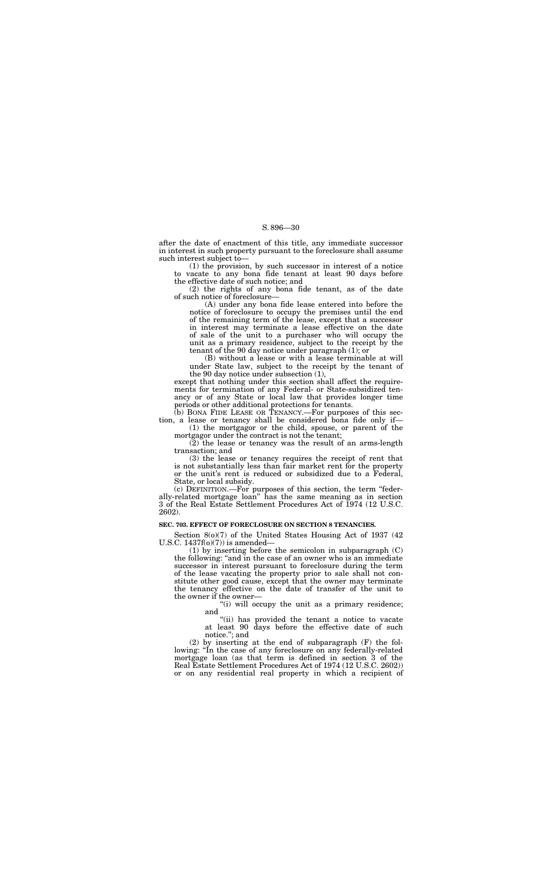after the date of enactment of this title, any immediate successor in interest in such property pursuant to the foreclosure shall assume such interest subject to—

(1) the provision, by such successor in interest of a notice to vacate to any bona fide tenant at least 90 days before the effective date of such notice; and

(2) the rights of any bona fide tenant, as of the date of such notice of foreclosure—

(A) under any bona fide lease entered into before the notice of foreclosure to occupy the premises until the end of the remaining term of the lease, except that a successor in interest may terminate a lease effective on the date of sale of the unit to a purchaser who will occupy the unit as a primary residence, subject to the receipt by the tenant of the 90 day notice under paragraph (1); or

(B) without a lease or with a lease terminable at will under State law, subject to the receipt by the tenant of the 90 day notice under subsection (1),

except that nothing under this section shall affect the requirements for termination of any Federal- or State-subsidized tenancy or of any State or local law that provides longer time periods or other additional protections for tenants.

(b) BONA FIDE LEASE OR TENANCY.—For purposes of this section, a lease or tenancy shall be considered bona fide only if—

(1) the mortgagor or the child, spouse, or parent of the mortgagor under the contract is not the tenant;

(2) the lease or tenancy was the result of an arms-length transaction; and

(3) the lease or tenancy requires the receipt of rent that is not substantially less than fair market rent for the property or the unit's rent is reduced or subsidized due to a Federal, State, or local subsidy.

(c) DEFINITION.—For purposes of this section, the term "federally-related mortgage loan" has the same meaning as in section 3 of the Real Estate Settlement Procedures Act of 1974 (12 U.S.C. 2602).

**SEC. 703. EFFECT OF FORECLOSURE ON SECTION 8 TENANCIES.**

Section 8(o)(7) of the United States Housing Act of 1937 (42 U.S.C. 1437f(o)(7)) is amended—

(1) by inserting before the semicolon in subparagraph (C) the following: "and in the case of an owner who is an immediate successor in interest pursuant to foreclosure during the term of the lease vacating the property prior to sale shall not constitute other good cause, except that the owner may terminate the tenancy effective on the date of transfer of the unit to the owner if the owner—

"(i) will occupy the unit as a primary residence; and

"(ii) has provided the tenant a notice to vacate at least 90 days before the effective date of such notice."; and

(2) by inserting at the end of subparagraph (F) the following: "In the case of any foreclosure on any federally-related mortgage loan (as that term is defined in section 3 of the Real Estate Settlement Procedures Act of 1974 (12 U.S.C. 2602)) or on any residential real property in which a recipient of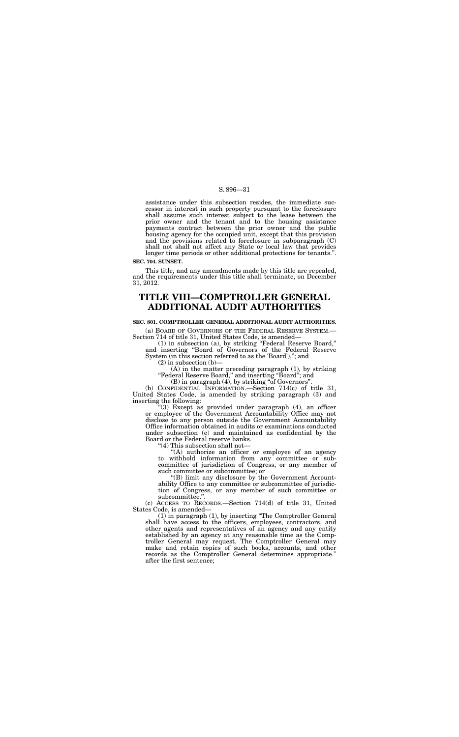assistance under this subsection resides, the immediate successor in interest in such property pursuant to the foreclosure shall assume such interest subject to the lease between the prior owner and the tenant and to the housing assistance payments contract between the prior owner and the public housing agency for the occupied unit, except that this provision and the provisions related to foreclosure in subparagraph (C) shall not shall not affect any State or local law that provides longer time periods or other additional protections for tenants.".

**SEC. 704. SUNSET.**

This title, and any amendments made by this title are repealed, and the requirements under this title shall terminate, on December 31, 2012.

# TITLE VIII—COMPTROLLER GENERAL ADDITIONAL AUDIT AUTHORITIES

**SEC. 801. COMPTROLLER GENERAL ADDITIONAL AUDIT AUTHORITIES.**

(a) BOARD OF GOVERNORS OF THE FEDERAL RESERVE SYSTEM.—Section 714 of title 31, United States Code, is amended—

(1) in subsection (a), by striking "Federal Reserve Board," and inserting "Board of Governors of the Federal Reserve System (in this section referred to as the 'Board'),"; and

(2) in subsection (b)—

(A) in the matter preceding paragraph (1), by striking "Federal Reserve Board," and inserting "Board"; and

(B) in paragraph (4), by striking "of Governors".

(b) CONFIDENTIAL INFORMATION.—Section 714(c) of title 31, United States Code, is amended by striking paragraph (3) and inserting the following:

"(3) Except as provided under paragraph (4), an officer or employee of the Government Accountability Office may not disclose to any person outside the Government Accountability Office information obtained in audits or examinations conducted under subsection (e) and maintained as confidential by the Board or the Federal reserve banks.

"(4) This subsection shall not—

"(A) authorize an officer or employee of an agency to withhold information from any committee or subcommittee of jurisdiction of Congress, or any member of such committee or subcommittee; or

"(B) limit any disclosure by the Government Accountability Office to any committee or subcommittee of jurisdiction of Congress, or any member of such committee or subcommittee.".

(c) ACCESS TO RECORDS.—Section 714(d) of title 31, United States Code, is amended—

(1) in paragraph (1), by inserting "The Comptroller General shall have access to the officers, employees, contractors, and other agents and representatives of an agency and any entity established by an agency at any reasonable time as the Comptroller General may request. The Comptroller General may make and retain copies of such books, accounts, and other records as the Comptroller General determines appropriate." after the first sentence;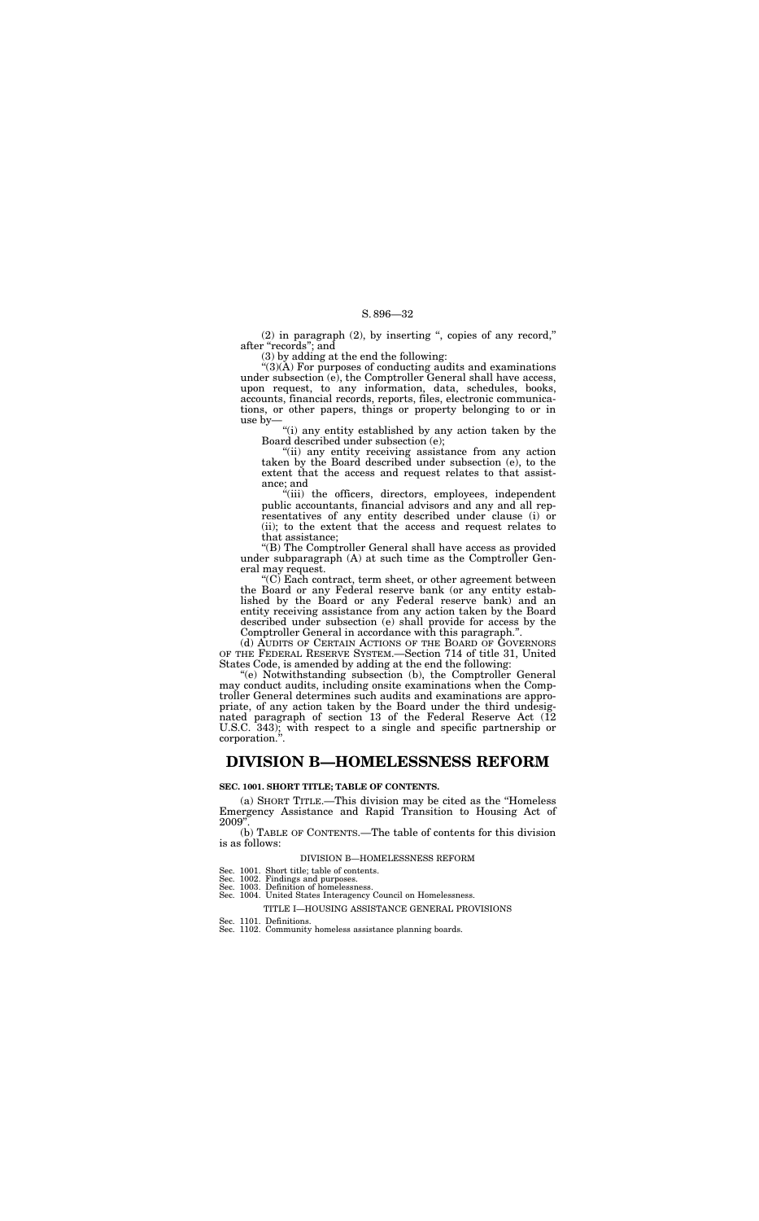(2) in paragraph (2), by inserting ", copies of any record," after "records"; and

(3) by adding at the end the following:

"(3)(A) For purposes of conducting audits and examinations under subsection (e), the Comptroller General shall have access, upon request, to any information, data, schedules, books, accounts, financial records, reports, files, electronic communications, or other papers, things or property belonging to or in use by—

"(i) any entity established by any action taken by the Board described under subsection (e);

"(ii) any entity receiving assistance from any action taken by the Board described under subsection (e), to the extent that the access and request relates to that assistance; and

"(iii) the officers, directors, employees, independent public accountants, financial advisors and any and all representatives of any entity described under clause (i) or (ii); to the extent that the access and request relates to that assistance;

"(B) The Comptroller General shall have access as provided under subparagraph (A) at such time as the Comptroller General may request.

"(C) Each contract, term sheet, or other agreement between the Board or any Federal reserve bank (or any entity established by the Board or any Federal reserve bank) and an entity receiving assistance from any action taken by the Board described under subsection (e) shall provide for access by the Comptroller General in accordance with this paragraph.".

(d) AUDITS OF CERTAIN ACTIONS OF THE BOARD OF GOVERNORS OF THE FEDERAL RESERVE SYSTEM.—Section 714 of title 31, United States Code, is amended by adding at the end the following:

"(e) Notwithstanding subsection (b), the Comptroller General may conduct audits, including onsite examinations when the Comptroller General determines such audits and examinations are appropriate, of any action taken by the Board under the third undesignated paragraph of section 13 of the Federal Reserve Act (12 U.S.C. 343); with respect to a single and specific partnership or corporation.".

# DIVISION B—HOMELESSNESS REFORM

**SEC. 1001. SHORT TITLE; TABLE OF CONTENTS.**

(a) SHORT TITLE.—This division may be cited as the "Homeless Emergency Assistance and Rapid Transition to Housing Act of 2009".

(b) TABLE OF CONTENTS.—The table of contents for this division is as follows:

DIVISION B—HOMELESSNESS REFORM

Sec. 1001. Short title; table of contents.
Sec. 1002. Findings and purposes.
Sec. 1003. Definition of homelessness.
Sec. 1004. United States Interagency Council on Homelessness.

TITLE I—HOUSING ASSISTANCE GENERAL PROVISIONS

Sec. 1101. Definitions.
Sec. 1102. Community homeless assistance planning boards.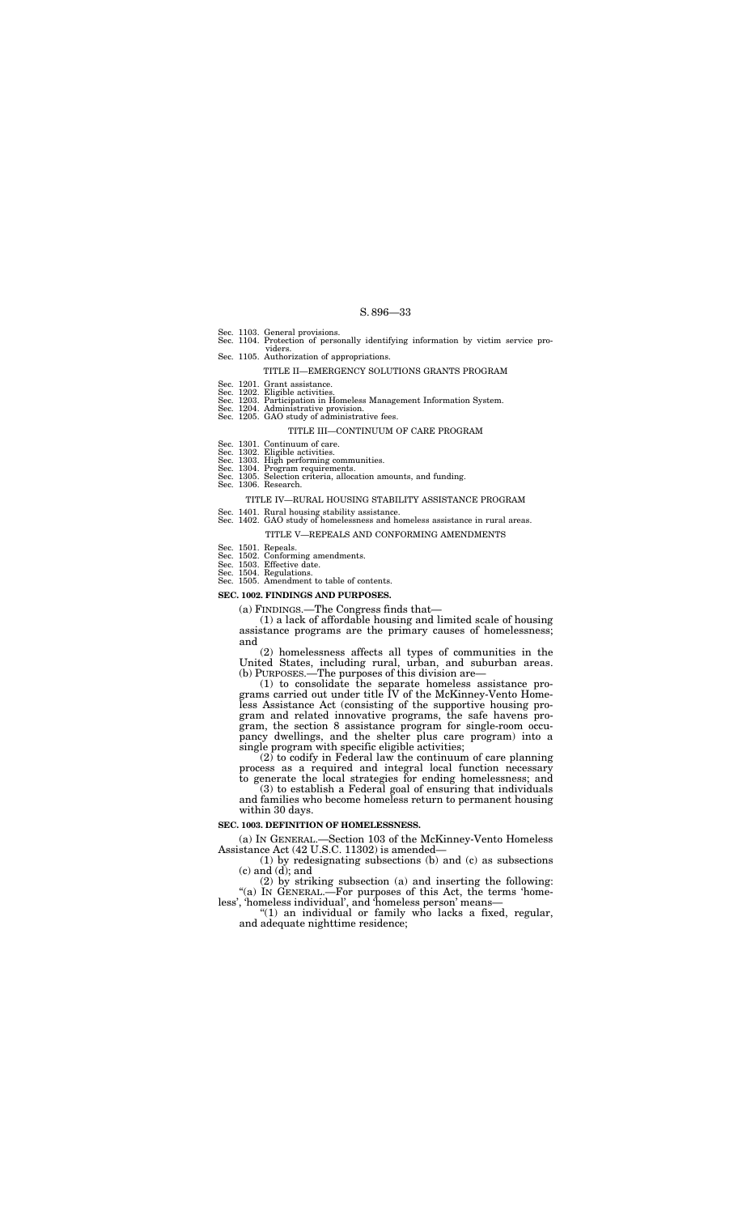Sec. 1103. General provisions.
Sec. 1104. Protection of personally identifying information by victim service providers.
Sec. 1105. Authorization of appropriations.

TITLE II—EMERGENCY SOLUTIONS GRANTS PROGRAM

Sec. 1201. Grant assistance.
Sec. 1202. Eligible activities.
Sec. 1203. Participation in Homeless Management Information System.
Sec. 1204. Administrative provision.
Sec. 1205. GAO study of administrative fees.

TITLE III—CONTINUUM OF CARE PROGRAM

Sec. 1301. Continuum of care.
Sec. 1302. Eligible activities.
Sec. 1303. High performing communities.
Sec. 1304. Program requirements.
Sec. 1305. Selection criteria, allocation amounts, and funding.
Sec. 1306. Research.

TITLE IV—RURAL HOUSING STABILITY ASSISTANCE PROGRAM

Sec. 1401. Rural housing stability assistance.
Sec. 1402. GAO study of homelessness and homeless assistance in rural areas.

TITLE V—REPEALS AND CONFORMING AMENDMENTS

Sec. 1501. Repeals.
Sec. 1502. Conforming amendments.
Sec. 1503. Effective date.
Sec. 1504. Regulations.
Sec. 1505. Amendment to table of contents.

**SEC. 1002. FINDINGS AND PURPOSES.**

(a) FINDINGS.—The Congress finds that—

(1) a lack of affordable housing and limited scale of housing assistance programs are the primary causes of homelessness; and

(2) homelessness affects all types of communities in the United States, including rural, urban, and suburban areas.

(b) PURPOSES.—The purposes of this division are—

(1) to consolidate the separate homeless assistance programs carried out under title IV of the McKinney-Vento Homeless Assistance Act (consisting of the supportive housing program and related innovative programs, the safe havens program, the section 8 assistance program for single-room occupancy dwellings, and the shelter plus care program) into a single program with specific eligible activities;

(2) to codify in Federal law the continuum of care planning process as a required and integral local function necessary to generate the local strategies for ending homelessness; and

(3) to establish a Federal goal of ensuring that individuals and families who become homeless return to permanent housing within 30 days.

**SEC. 1003. DEFINITION OF HOMELESSNESS.**

(a) IN GENERAL.—Section 103 of the McKinney-Vento Homeless Assistance Act (42 U.S.C. 11302) is amended—

(1) by redesignating subsections (b) and (c) as subsections (c) and (d); and

(2) by striking subsection (a) and inserting the following:

"(a) IN GENERAL.—For purposes of this Act, the terms 'homeless', 'homeless individual', and 'homeless person' means—

"(1) an individual or family who lacks a fixed, regular, and adequate nighttime residence;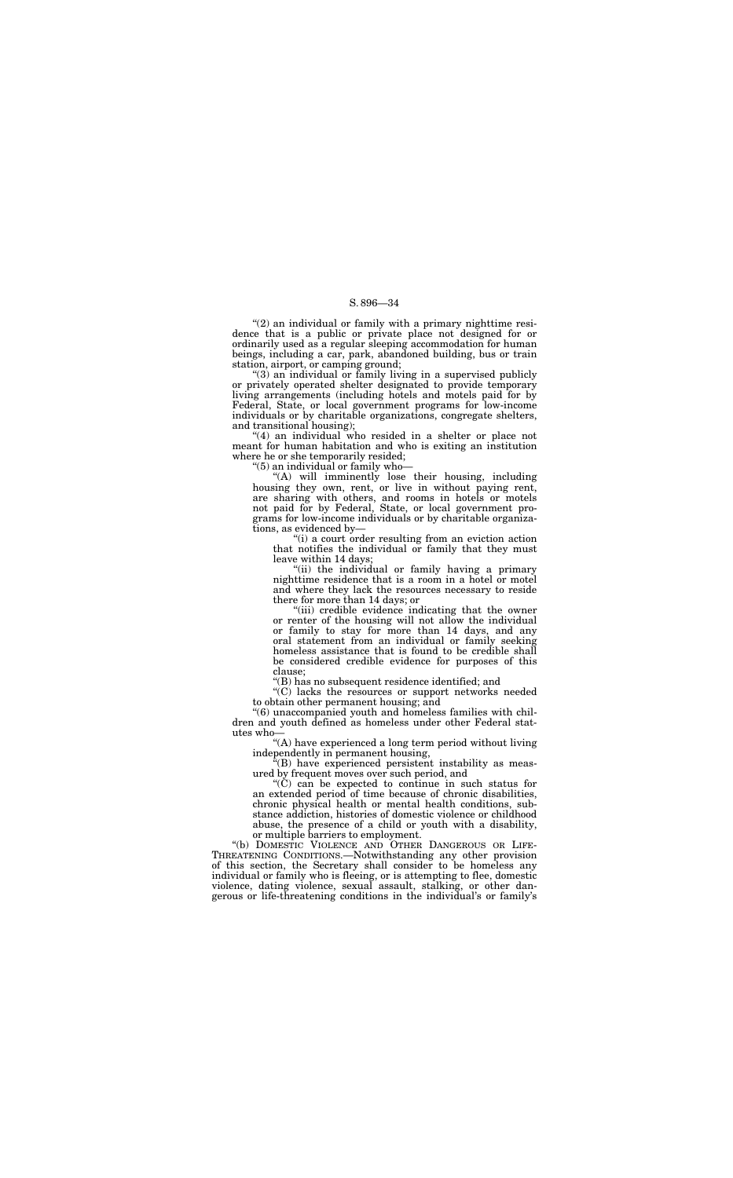"(2) an individual or family with a primary nighttime residence that is a public or private place not designed for or ordinarily used as a regular sleeping accommodation for human beings, including a car, park, abandoned building, bus or train station, airport, or camping ground;

"(3) an individual or family living in a supervised publicly or privately operated shelter designated to provide temporary living arrangements (including hotels and motels paid for by Federal, State, or local government programs for low-income individuals or by charitable organizations, congregate shelters, and transitional housing);

"(4) an individual who resided in a shelter or place not meant for human habitation and who is exiting an institution where he or she temporarily resided;

"(5) an individual or family who—

"(A) will imminently lose their housing, including housing they own, rent, or live in without paying rent, are sharing with others, and rooms in hotels or motels not paid for by Federal, State, or local government programs for low-income individuals or by charitable organizations, as evidenced by—

"(i) a court order resulting from an eviction action that notifies the individual or family that they must leave within 14 days;

"(ii) the individual or family having a primary nighttime residence that is a room in a hotel or motel and where they lack the resources necessary to reside there for more than 14 days; or

"(iii) credible evidence indicating that the owner or renter of the housing will not allow the individual or family to stay for more than 14 days, and any oral statement from an individual or family seeking homeless assistance that is found to be credible shall be considered credible evidence for purposes of this clause;

"(B) has no subsequent residence identified; and

"(C) lacks the resources or support networks needed to obtain other permanent housing; and

"(6) unaccompanied youth and homeless families with children and youth defined as homeless under other Federal statutes who—

"(A) have experienced a long term period without living independently in permanent housing,

"(B) have experienced persistent instability as measured by frequent moves over such period, and

"(C) can be expected to continue in such status for an extended period of time because of chronic disabilities, chronic physical health or mental health conditions, substance addiction, histories of domestic violence or childhood abuse, the presence of a child or youth with a disability, or multiple barriers to employment.

"(b) DOMESTIC VIOLENCE AND OTHER DANGEROUS OR LIFE-THREATENING CONDITIONS.—Notwithstanding any other provision of this section, the Secretary shall consider to be homeless any individual or family who is fleeing, or is attempting to flee, domestic violence, dating violence, sexual assault, stalking, or other dangerous or life-threatening conditions in the individual's or family's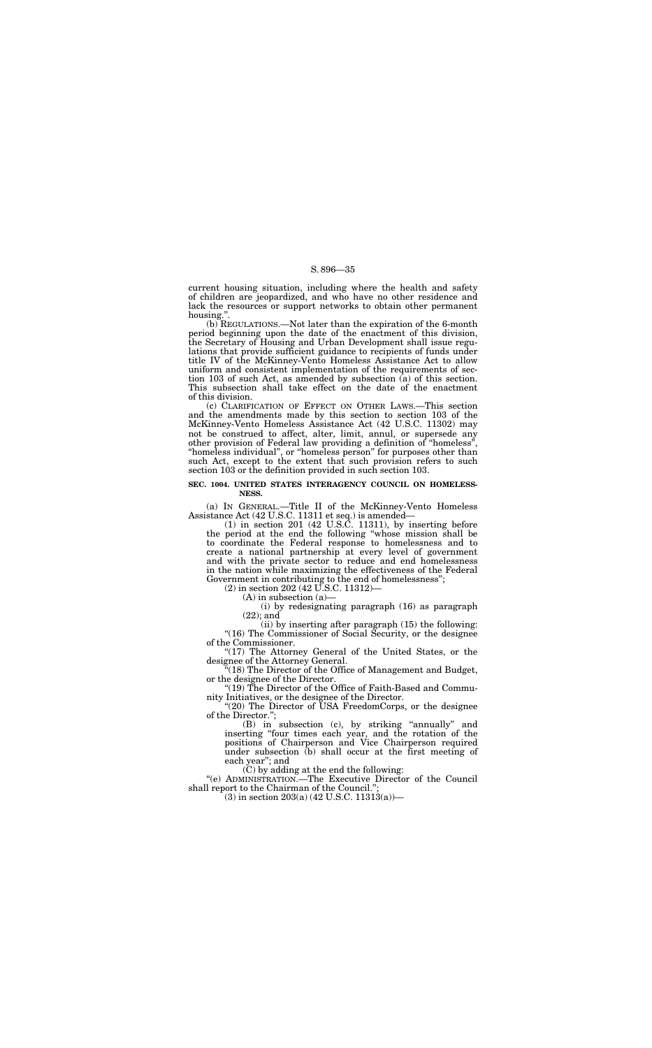current housing situation, including where the health and safety of children are jeopardized, and who have no other residence and lack the resources or support networks to obtain other permanent housing.".

(b) REGULATIONS.—Not later than the expiration of the 6-month period beginning upon the date of the enactment of this division, the Secretary of Housing and Urban Development shall issue regulations that provide sufficient guidance to recipients of funds under title IV of the McKinney-Vento Homeless Assistance Act to allow uniform and consistent implementation of the requirements of section 103 of such Act, as amended by subsection (a) of this section. This subsection shall take effect on the date of the enactment of this division.

(c) CLARIFICATION OF EFFECT ON OTHER LAWS.—This section and the amendments made by this section to section 103 of the McKinney-Vento Homeless Assistance Act (42 U.S.C. 11302) may not be construed to affect, alter, limit, annul, or supersede any other provision of Federal law providing a definition of "homeless", "homeless individual", or "homeless person" for purposes other than such Act, except to the extent that such provision refers to such section 103 or the definition provided in such section 103.

**SEC. 1004. UNITED STATES INTERAGENCY COUNCIL ON HOMELESSNESS.**

(a) IN GENERAL.—Title II of the McKinney-Vento Homeless Assistance Act (42 U.S.C. 11311 et seq.) is amended—

(1) in section 201 (42 U.S.C. 11311), by inserting before the period at the end the following "whose mission shall be to coordinate the Federal response to homelessness and to create a national partnership at every level of government and with the private sector to reduce and end homelessness in the nation while maximizing the effectiveness of the Federal Government in contributing to the end of homelessness";

(2) in section 202 (42 U.S.C. 11312)—

(A) in subsection (a)—

(i) by redesignating paragraph (16) as paragraph (22); and

(ii) by inserting after paragraph (15) the following:

"(16) The Commissioner of Social Security, or the designee of the Commissioner.

"(17) The Attorney General of the United States, or the designee of the Attorney General.

"(18) The Director of the Office of Management and Budget, or the designee of the Director.

"(19) The Director of the Office of Faith-Based and Community Initiatives, or the designee of the Director.

"(20) The Director of USA FreedomCorps, or the designee of the Director.";

(B) in subsection (c), by striking "annually" and inserting "four times each year, and the rotation of the positions of Chairperson and Vice Chairperson required under subsection (b) shall occur at the first meeting of each year"; and

(C) by adding at the end the following:

"(e) ADMINISTRATION.—The Executive Director of the Council shall report to the Chairman of the Council.";

(3) in section 203(a) (42 U.S.C. 11313(a))—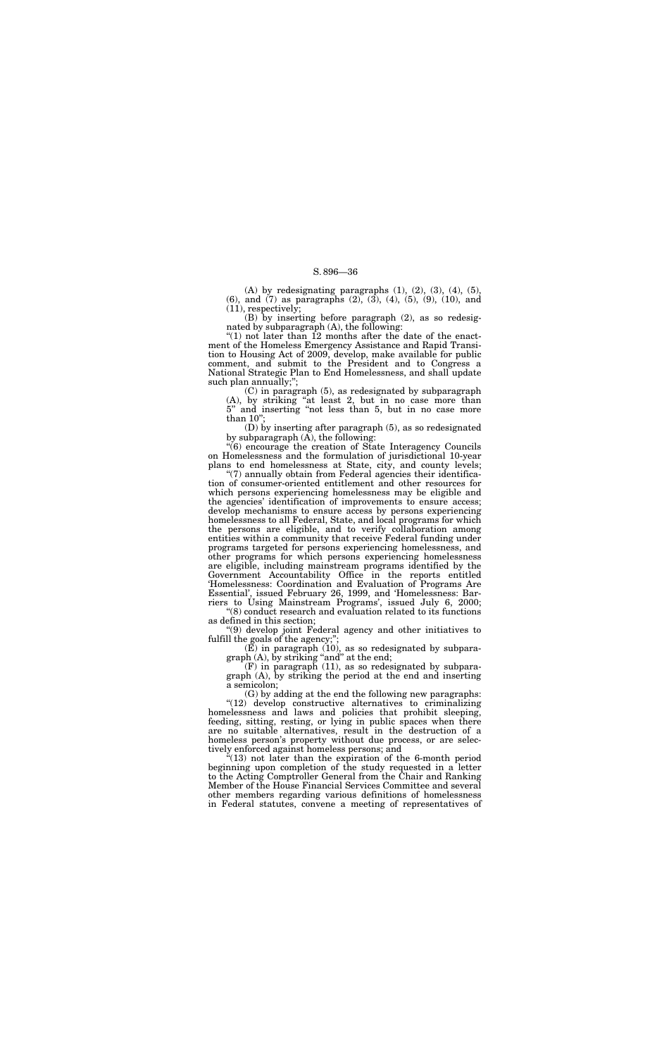(A) by redesignating paragraphs (1), (2), (3), (4), (5), (6), and (7) as paragraphs (2), (3), (4), (5), (9), (10), and (11), respectively;

(B) by inserting before paragraph (2), as so redesignated by subparagraph (A), the following:

"(1) not later than 12 months after the date of the enactment of the Homeless Emergency Assistance and Rapid Transition to Housing Act of 2009, develop, make available for public comment, and submit to the President and to Congress a National Strategic Plan to End Homelessness, and shall update such plan annually;";

(C) in paragraph (5), as redesignated by subparagraph (A), by striking "at least 2, but in no case more than 5" and inserting "not less than 5, but in no case more than 10";

(D) by inserting after paragraph (5), as so redesignated by subparagraph (A), the following:

"(6) encourage the creation of State Interagency Councils on Homelessness and the formulation of jurisdictional 10-year plans to end homelessness at State, city, and county levels;

"(7) annually obtain from Federal agencies their identification of consumer-oriented entitlement and other resources for which persons experiencing homelessness may be eligible and the agencies' identification of improvements to ensure access; develop mechanisms to ensure access by persons experiencing homelessness to all Federal, State, and local programs for which the persons are eligible, and to verify collaboration among entities within a community that receive Federal funding under programs targeted for persons experiencing homelessness, and other programs for which persons experiencing homelessness are eligible, including mainstream programs identified by the Government Accountability Office in the reports entitled 'Homelessness: Coordination and Evaluation of Programs Are Essential', issued February 26, 1999, and 'Homelessness: Barriers to Using Mainstream Programs', issued July 6, 2000;

"(8) conduct research and evaluation related to its functions as defined in this section;

"(9) develop joint Federal agency and other initiatives to fulfill the goals of the agency;";

(E) in paragraph (10), as so redesignated by subparagraph (A), by striking "and" at the end;

(F) in paragraph (11), as so redesignated by subparagraph (A), by striking the period at the end and inserting a semicolon;

(G) by adding at the end the following new paragraphs:

"(12) develop constructive alternatives to criminalizing homelessness and laws and policies that prohibit sleeping, feeding, sitting, resting, or lying in public spaces when there are no suitable alternatives, result in the destruction of a homeless person's property without due process, or are selectively enforced against homeless persons; and

"(13) not later than the expiration of the 6-month period beginning upon completion of the study requested in a letter to the Acting Comptroller General from the Chair and Ranking Member of the House Financial Services Committee and several other members regarding various definitions of homelessness in Federal statutes, convene a meeting of representatives of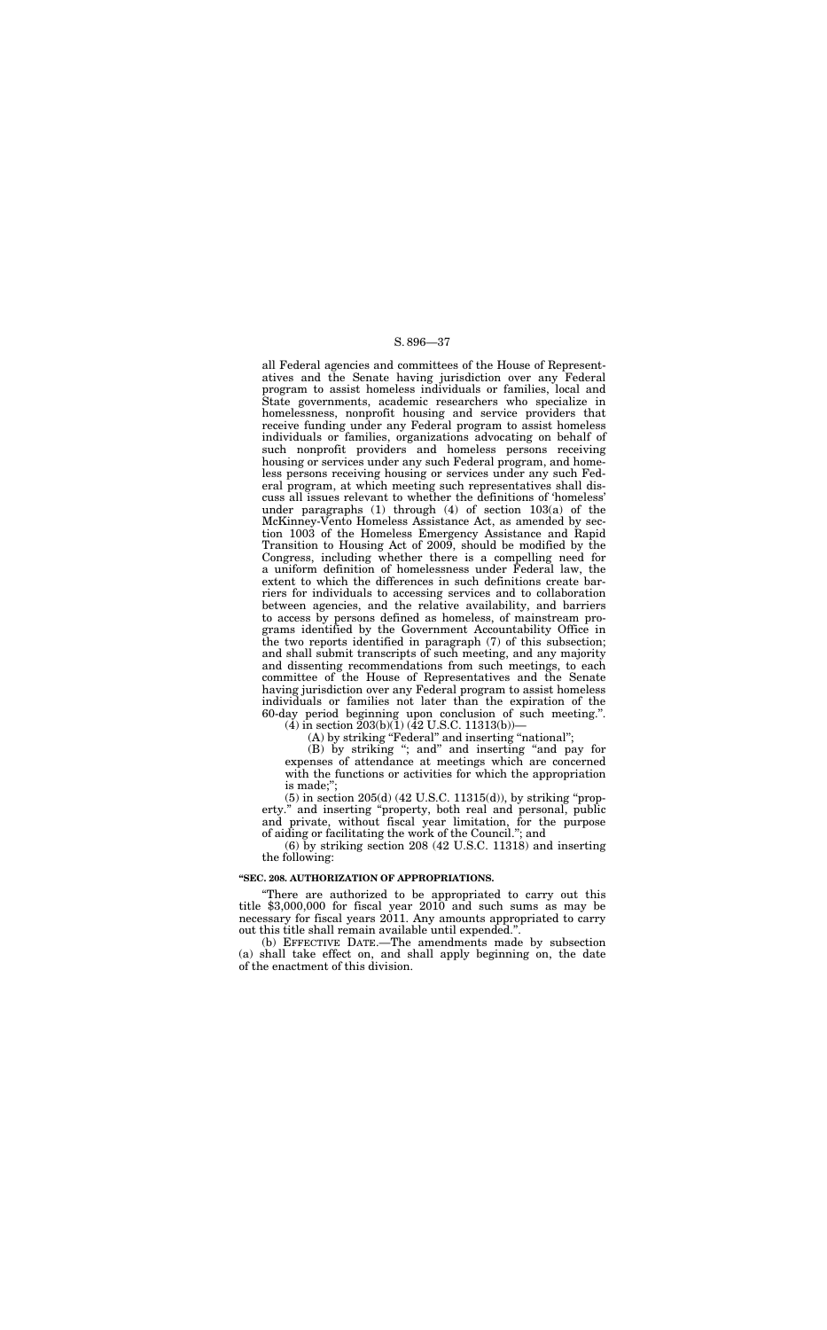all Federal agencies and committees of the House of Representatives and the Senate having jurisdiction over any Federal program to assist homeless individuals or families, local and State governments, academic researchers who specialize in homelessness, nonprofit housing and service providers that receive funding under any Federal program to assist homeless individuals or families, organizations advocating on behalf of such nonprofit providers and homeless persons receiving housing or services under any such Federal program, and homeless persons receiving housing or services under any such Federal program, at which meeting such representatives shall discuss all issues relevant to whether the definitions of 'homeless' under paragraphs (1) through (4) of section 103(a) of the McKinney-Vento Homeless Assistance Act, as amended by section 1003 of the Homeless Emergency Assistance and Rapid Transition to Housing Act of 2009, should be modified by the Congress, including whether there is a compelling need for a uniform definition of homelessness under Federal law, the extent to which the differences in such definitions create barriers for individuals to accessing services and to collaboration between agencies, and the relative availability, and barriers to access by persons defined as homeless, of mainstream programs identified by the Government Accountability Office in the two reports identified in paragraph (7) of this subsection; and shall submit transcripts of such meeting, and any majority and dissenting recommendations from such meetings, to each committee of the House of Representatives and the Senate having jurisdiction over any Federal program to assist homeless individuals or families not later than the expiration of the 60-day period beginning upon conclusion of such meeting.".

(4) in section 203(b)(1) (42 U.S.C. 11313(b))—

(A) by striking "Federal" and inserting "national";

(B) by striking "; and" and inserting "and pay for expenses of attendance at meetings which are concerned with the functions or activities for which the appropriation is made;";

(5) in section 205(d) (42 U.S.C. 11315(d)), by striking "property." and inserting "property, both real and personal, public and private, without fiscal year limitation, for the purpose of aiding or facilitating the work of the Council."; and

(6) by striking section 208 (42 U.S.C. 11318) and inserting the following:

**"SEC. 208. AUTHORIZATION OF APPROPRIATIONS.**

"There are authorized to be appropriated to carry out this title $3,000,000 for fiscal year 2010 and such sums as may be necessary for fiscal years 2011. Any amounts appropriated to carry out this title shall remain available until expended.".

(b) EFFECTIVE DATE.—The amendments made by subsection (a) shall take effect on, and shall apply beginning on, the date of the enactment of this division.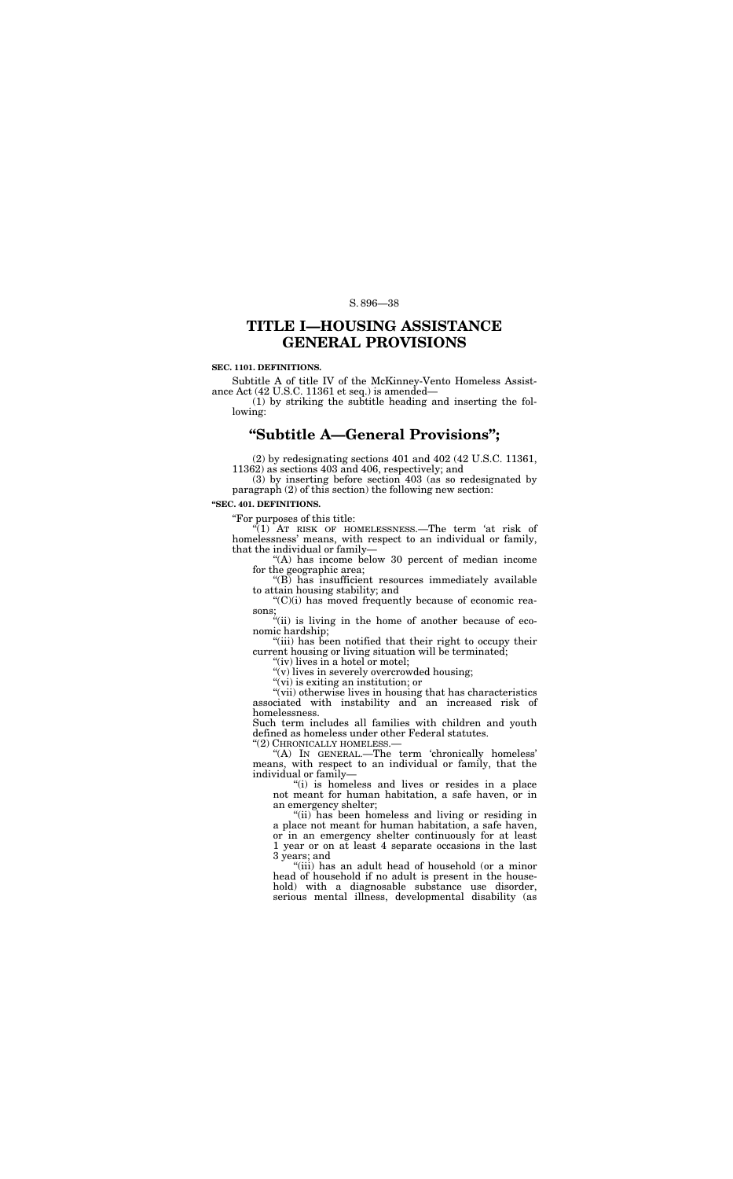# TITLE I—HOUSING ASSISTANCE GENERAL PROVISIONS

**SEC. 1101. DEFINITIONS.**

Subtitle A of title IV of the McKinney-Vento Homeless Assistance Act (42 U.S.C. 11361 et seq.) is amended—

(1) by striking the subtitle heading and inserting the following:

## “Subtitle A—General Provisions”;

(2) by redesignating sections 401 and 402 (42 U.S.C. 11361, 11362) as sections 403 and 406, respectively; and

(3) by inserting before section 403 (as so redesignated by paragraph (2) of this section) the following new section:

**“SEC. 401. DEFINITIONS.**

“For purposes of this title:

“(1) AT RISK OF HOMELESSNESS.—The term ‘at risk of homelessness’ means, with respect to an individual or family, that the individual or family—

“(A) has income below 30 percent of median income for the geographic area;

“(B) has insufficient resources immediately available to attain housing stability; and

“(C)(i) has moved frequently because of economic reasons;

“(ii) is living in the home of another because of economic hardship;

“(iii) has been notified that their right to occupy their current housing or living situation will be terminated;

“(iv) lives in a hotel or motel;

“(v) lives in severely overcrowded housing;

“(vi) is exiting an institution; or

“(vii) otherwise lives in housing that has characteristics associated with instability and an increased risk of homelessness.

Such term includes all families with children and youth defined as homeless under other Federal statutes.

“(2) CHRONICALLY HOMELESS.—

“(A) IN GENERAL.—The term ‘chronically homeless’ means, with respect to an individual or family, that the individual or family—

“(i) is homeless and lives or resides in a place not meant for human habitation, a safe haven, or in an emergency shelter;

“(ii) has been homeless and living or residing in a place not meant for human habitation, a safe haven, or in an emergency shelter continuously for at least 1 year or on at least 4 separate occasions in the last 3 years; and

“(iii) has an adult head of household (or a minor head of household if no adult is present in the household) with a diagnosable substance use disorder, serious mental illness, developmental disability (as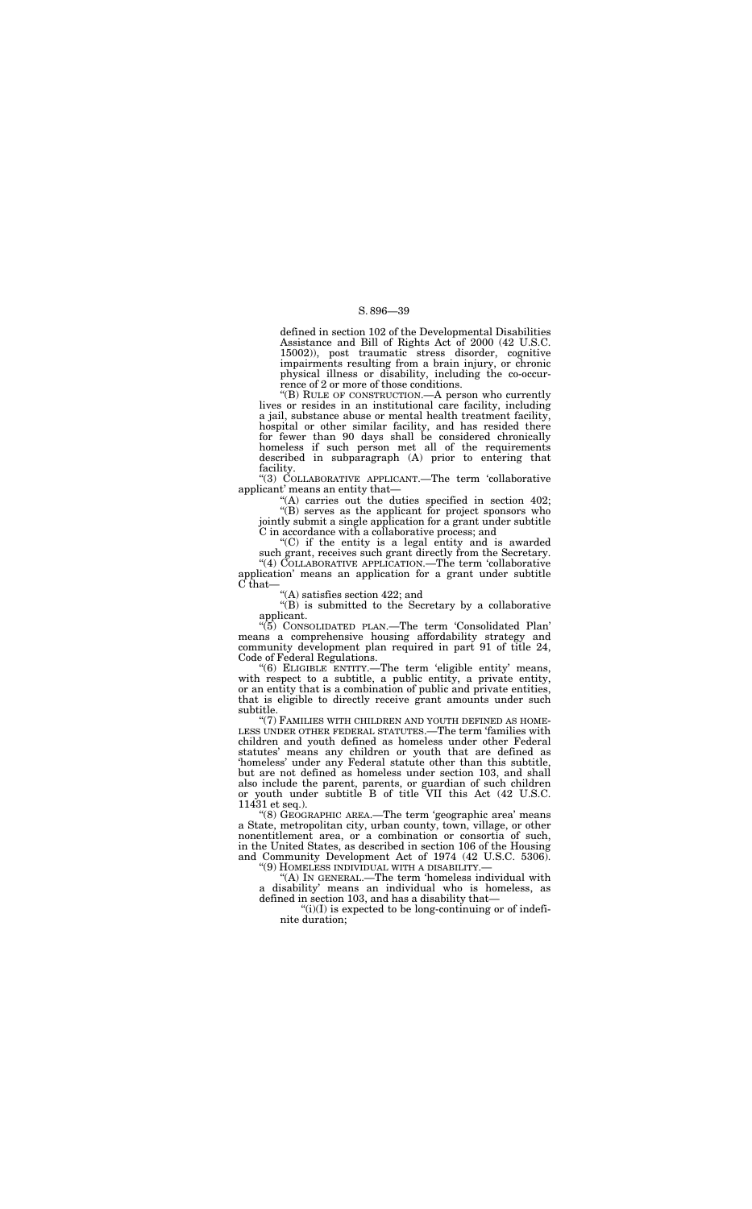defined in section 102 of the Developmental Disabilities Assistance and Bill of Rights Act of 2000 (42 U.S.C. 15002)), post traumatic stress disorder, cognitive impairments resulting from a brain injury, or chronic physical illness or disability, including the co-occurrence of 2 or more of those conditions.

"(B) RULE OF CONSTRUCTION.—A person who currently lives or resides in an institutional care facility, including a jail, substance abuse or mental health treatment facility, hospital or other similar facility, and has resided there for fewer than 90 days shall be considered chronically homeless if such person met all of the requirements described in subparagraph (A) prior to entering that facility.

"(3) COLLABORATIVE APPLICANT.—The term 'collaborative applicant' means an entity that—

"(A) carries out the duties specified in section 402;

"(B) serves as the applicant for project sponsors who jointly submit a single application for a grant under subtitle C in accordance with a collaborative process; and

"(C) if the entity is a legal entity and is awarded such grant, receives such grant directly from the Secretary.

"(4) COLLABORATIVE APPLICATION.—The term 'collaborative application' means an application for a grant under subtitle C that—

"(A) satisfies section 422; and

"(B) is submitted to the Secretary by a collaborative applicant.

"(5) CONSOLIDATED PLAN.—The term 'Consolidated Plan' means a comprehensive housing affordability strategy and community development plan required in part 91 of title 24, Code of Federal Regulations.

"(6) ELIGIBLE ENTITY.—The term 'eligible entity' means, with respect to a subtitle, a public entity, a private entity, or an entity that is a combination of public and private entities, that is eligible to directly receive grant amounts under such subtitle.

"(7) FAMILIES WITH CHILDREN AND YOUTH DEFINED AS HOMELESS UNDER OTHER FEDERAL STATUTES.—The term 'families with children and youth defined as homeless under other Federal statutes' means any children or youth that are defined as 'homeless' under any Federal statute other than this subtitle, but are not defined as homeless under section 103, and shall also include the parent, parents, or guardian of such children or youth under subtitle B of title VII this Act (42 U.S.C. 11431 et seq.).

"(8) GEOGRAPHIC AREA.—The term 'geographic area' means a State, metropolitan city, urban county, town, village, or other nonentitlement area, or a combination or consortia of such, in the United States, as described in section 106 of the Housing and Community Development Act of 1974 (42 U.S.C. 5306).

"(9) HOMELESS INDIVIDUAL WITH A DISABILITY.—

"(A) IN GENERAL.—The term 'homeless individual with a disability' means an individual who is homeless, as defined in section 103, and has a disability that—

"(i)(I) is expected to be long-continuing or of indefinite duration;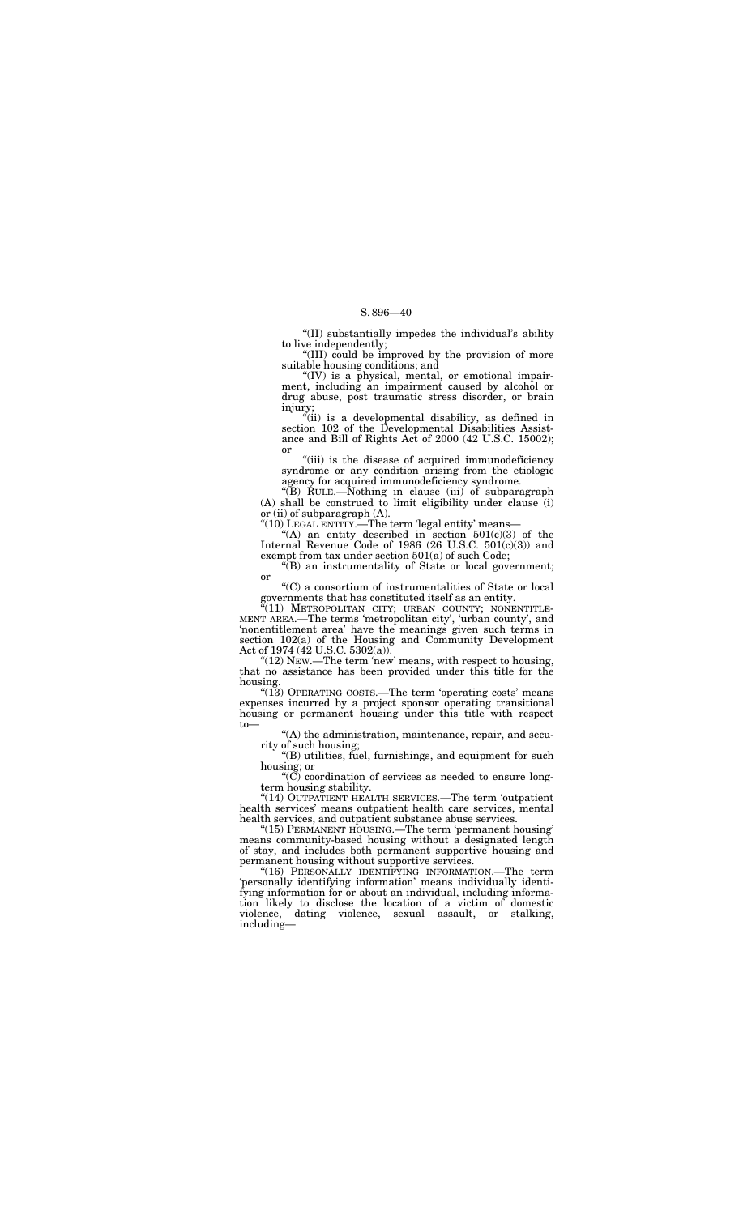"(II) substantially impedes the individual's ability to live independently;

"(III) could be improved by the provision of more suitable housing conditions; and

"(IV) is a physical, mental, or emotional impairment, including an impairment caused by alcohol or drug abuse, post traumatic stress disorder, or brain injury;

"(ii) is a developmental disability, as defined in section 102 of the Developmental Disabilities Assistance and Bill of Rights Act of 2000 (42 U.S.C. 15002); or

"(iii) is the disease of acquired immunodeficiency syndrome or any condition arising from the etiologic agency for acquired immunodeficiency syndrome.

"(B) RULE.—Nothing in clause (iii) of subparagraph (A) shall be construed to limit eligibility under clause (i) or (ii) of subparagraph (A).

"(10) LEGAL ENTITY.—The term 'legal entity' means—

"(A) an entity described in section 501(c)(3) of the Internal Revenue Code of 1986 (26 U.S.C. 501(c)(3)) and exempt from tax under section 501(a) of such Code;

"(B) an instrumentality of State or local government; or

"(C) a consortium of instrumentalities of State or local governments that has constituted itself as an entity.

"(11) METROPOLITAN CITY; URBAN COUNTY; NONENTITLEMENT AREA.—The terms 'metropolitan city', 'urban county', and 'nonentitlement area' have the meanings given such terms in section 102(a) of the Housing and Community Development Act of 1974 (42 U.S.C. 5302(a)).

"(12) NEW.—The term 'new' means, with respect to housing, that no assistance has been provided under this title for the housing.

"(13) OPERATING COSTS.—The term 'operating costs' means expenses incurred by a project sponsor operating transitional housing or permanent housing under this title with respect to—

"(A) the administration, maintenance, repair, and security of such housing;

"(B) utilities, fuel, furnishings, and equipment for such housing; or

"(C) coordination of services as needed to ensure long-term housing stability.

"(14) OUTPATIENT HEALTH SERVICES.—The term 'outpatient health services' means outpatient health care services, mental health services, and outpatient substance abuse services.

"(15) PERMANENT HOUSING.—The term 'permanent housing' means community-based housing without a designated length of stay, and includes both permanent supportive housing and permanent housing without supportive services.

"(16) PERSONALLY IDENTIFYING INFORMATION.—The term 'personally identifying information' means individually identifying information for or about an individual, including information likely to disclose the location of a victim of domestic violence, dating violence, sexual assault, or stalking, including—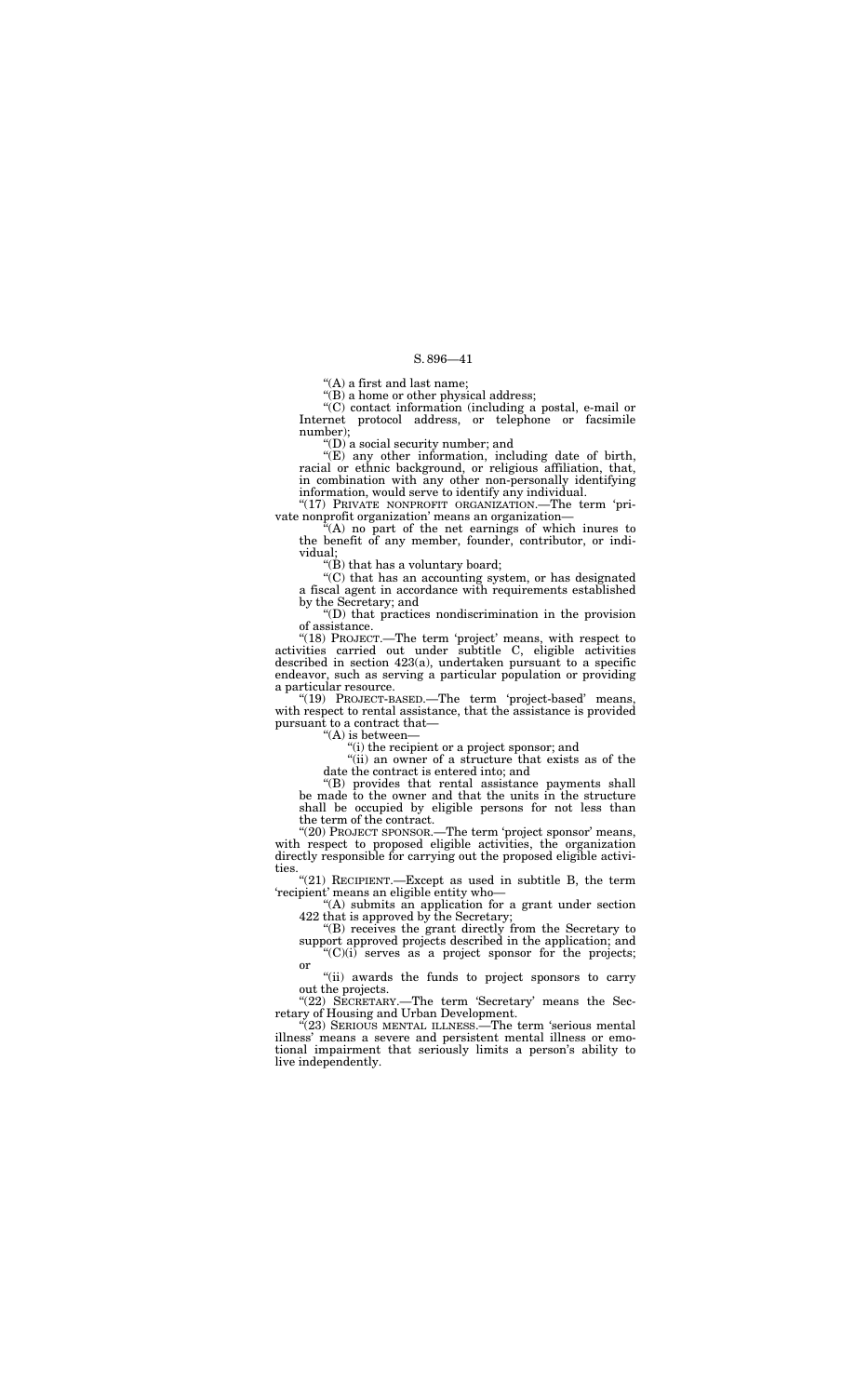"(A) a first and last name;

"(B) a home or other physical address;

"(C) contact information (including a postal, e-mail or Internet protocol address, or telephone or facsimile number);

"(D) a social security number; and

"(E) any other information, including date of birth, racial or ethnic background, or religious affiliation, that, in combination with any other non-personally identifying information, would serve to identify any individual.

"(17) PRIVATE NONPROFIT ORGANIZATION.—The term 'private nonprofit organization' means an organization—

"(A) no part of the net earnings of which inures to the benefit of any member, founder, contributor, or individual;

"(B) that has a voluntary board;

"(C) that has an accounting system, or has designated a fiscal agent in accordance with requirements established by the Secretary; and

"(D) that practices nondiscrimination in the provision of assistance.

"(18) PROJECT.—The term 'project' means, with respect to activities carried out under subtitle C, eligible activities described in section 423(a), undertaken pursuant to a specific endeavor, such as serving a particular population or providing a particular resource.

"(19) PROJECT-BASED.—The term 'project-based' means, with respect to rental assistance, that the assistance is provided pursuant to a contract that—

"(A) is between—

"(i) the recipient or a project sponsor; and

"(ii) an owner of a structure that exists as of the date the contract is entered into; and

"(B) provides that rental assistance payments shall be made to the owner and that the units in the structure shall be occupied by eligible persons for not less than the term of the contract.

"(20) PROJECT SPONSOR.—The term 'project sponsor' means, with respect to proposed eligible activities, the organization directly responsible for carrying out the proposed eligible activities.

"(21) RECIPIENT.—Except as used in subtitle B, the term 'recipient' means an eligible entity who—

"(A) submits an application for a grant under section 422 that is approved by the Secretary;

"(B) receives the grant directly from the Secretary to support approved projects described in the application; and

"(C)(i) serves as a project sponsor for the projects; or

"(ii) awards the funds to project sponsors to carry out the projects.

"(22) SECRETARY.—The term 'Secretary' means the Secretary of Housing and Urban Development.

"(23) SERIOUS MENTAL ILLNESS.—The term 'serious mental illness' means a severe and persistent mental illness or emotional impairment that seriously limits a person's ability to live independently.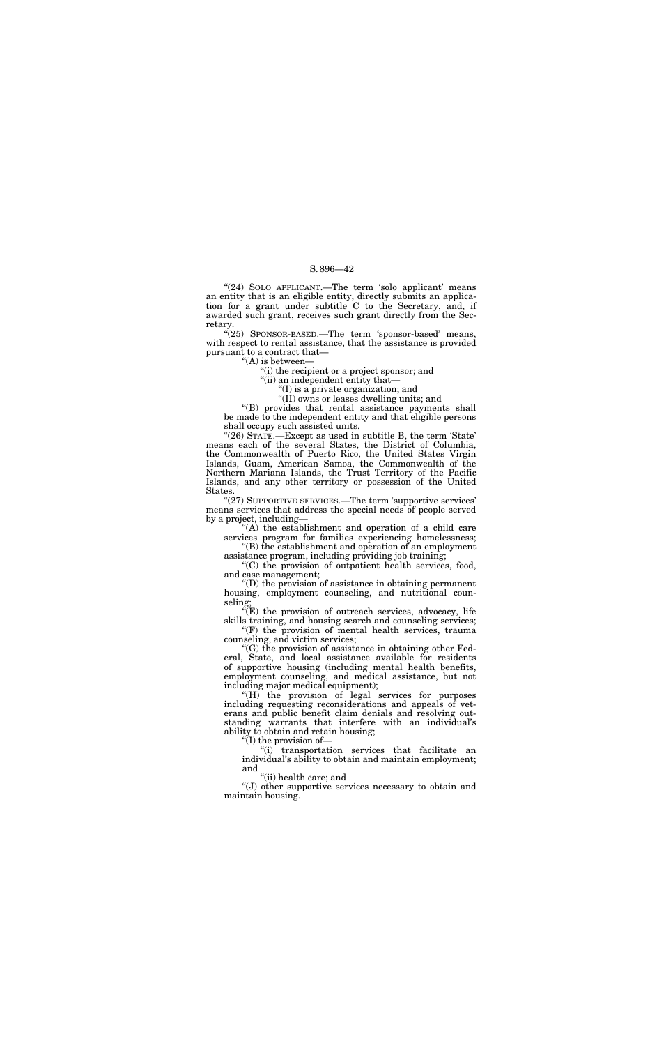"(24) SOLO APPLICANT.—The term 'solo applicant' means an entity that is an eligible entity, directly submits an application for a grant under subtitle C to the Secretary, and, if awarded such grant, receives such grant directly from the Secretary.

"(25) SPONSOR-BASED.—The term 'sponsor-based' means, with respect to rental assistance, that the assistance is provided pursuant to a contract that—

"(A) is between—

"(i) the recipient or a project sponsor; and

"(ii) an independent entity that—

"(I) is a private organization; and

"(II) owns or leases dwelling units; and

"(B) provides that rental assistance payments shall be made to the independent entity and that eligible persons shall occupy such assisted units.

"(26) STATE.—Except as used in subtitle B, the term 'State' means each of the several States, the District of Columbia, the Commonwealth of Puerto Rico, the United States Virgin Islands, Guam, American Samoa, the Commonwealth of the Northern Mariana Islands, the Trust Territory of the Pacific Islands, and any other territory or possession of the United States.

"(27) SUPPORTIVE SERVICES.—The term 'supportive services' means services that address the special needs of people served by a project, including—

"(A) the establishment and operation of a child care services program for families experiencing homelessness;

"(B) the establishment and operation of an employment assistance program, including providing job training;

"(C) the provision of outpatient health services, food, and case management;

"(D) the provision of assistance in obtaining permanent housing, employment counseling, and nutritional counseling;

"(E) the provision of outreach services, advocacy, life skills training, and housing search and counseling services;

"(F) the provision of mental health services, trauma counseling, and victim services;

"(G) the provision of assistance in obtaining other Federal, State, and local assistance available for residents of supportive housing (including mental health benefits, employment counseling, and medical assistance, but not including major medical equipment);

"(H) the provision of legal services for purposes including requesting reconsiderations and appeals of veterans and public benefit claim denials and resolving outstanding warrants that interfere with an individual's ability to obtain and retain housing;

"(I) the provision of—

"(i) transportation services that facilitate an individual's ability to obtain and maintain employment; and

"(ii) health care; and

"(J) other supportive services necessary to obtain and maintain housing.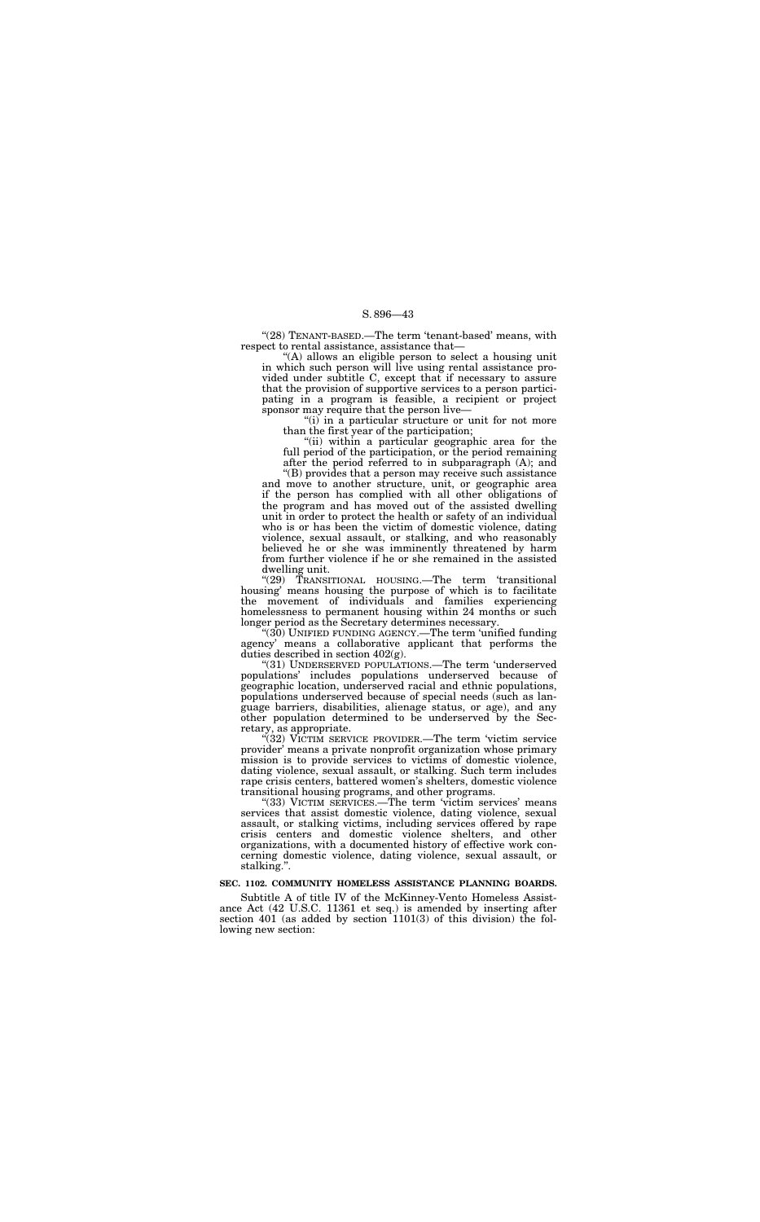"(28) TENANT-BASED.—The term 'tenant-based' means, with respect to rental assistance, assistance that—

"(A) allows an eligible person to select a housing unit in which such person will live using rental assistance provided under subtitle C, except that if necessary to assure that the provision of supportive services to a person participating in a program is feasible, a recipient or project sponsor may require that the person live—

"(i) in a particular structure or unit for not more than the first year of the participation;

"(ii) within a particular geographic area for the full period of the participation, or the period remaining after the period referred to in subparagraph (A); and

"(B) provides that a person may receive such assistance and move to another structure, unit, or geographic area if the person has complied with all other obligations of the program and has moved out of the assisted dwelling unit in order to protect the health or safety of an individual who is or has been the victim of domestic violence, dating violence, sexual assault, or stalking, and who reasonably believed he or she was imminently threatened by harm from further violence if he or she remained in the assisted dwelling unit.

"(29) TRANSITIONAL HOUSING.—The term 'transitional housing' means housing the purpose of which is to facilitate the movement of individuals and families experiencing homelessness to permanent housing within 24 months or such longer period as the Secretary determines necessary.

"(30) UNIFIED FUNDING AGENCY.—The term 'unified funding agency' means a collaborative applicant that performs the duties described in section 402(g).

"(31) UNDERSERVED POPULATIONS.—The term 'underserved populations' includes populations underserved because of geographic location, underserved racial and ethnic populations, populations underserved because of special needs (such as language barriers, disabilities, alienage status, or age), and any other population determined to be underserved by the Secretary, as appropriate.

"(32) VICTIM SERVICE PROVIDER.—The term 'victim service provider' means a private nonprofit organization whose primary mission is to provide services to victims of domestic violence, dating violence, sexual assault, or stalking. Such term includes rape crisis centers, battered women's shelters, domestic violence transitional housing programs, and other programs.

"(33) VICTIM SERVICES.—The term 'victim services' means services that assist domestic violence, dating violence, sexual assault, or stalking victims, including services offered by rape crisis centers and domestic violence shelters, and other organizations, with a documented history of effective work concerning domestic violence, dating violence, sexual assault, or stalking.".

**SEC. 1102. COMMUNITY HOMELESS ASSISTANCE PLANNING BOARDS.**

Subtitle A of title IV of the McKinney-Vento Homeless Assistance Act (42 U.S.C. 11361 et seq.) is amended by inserting after section 401 (as added by section 1101(3) of this division) the following new section: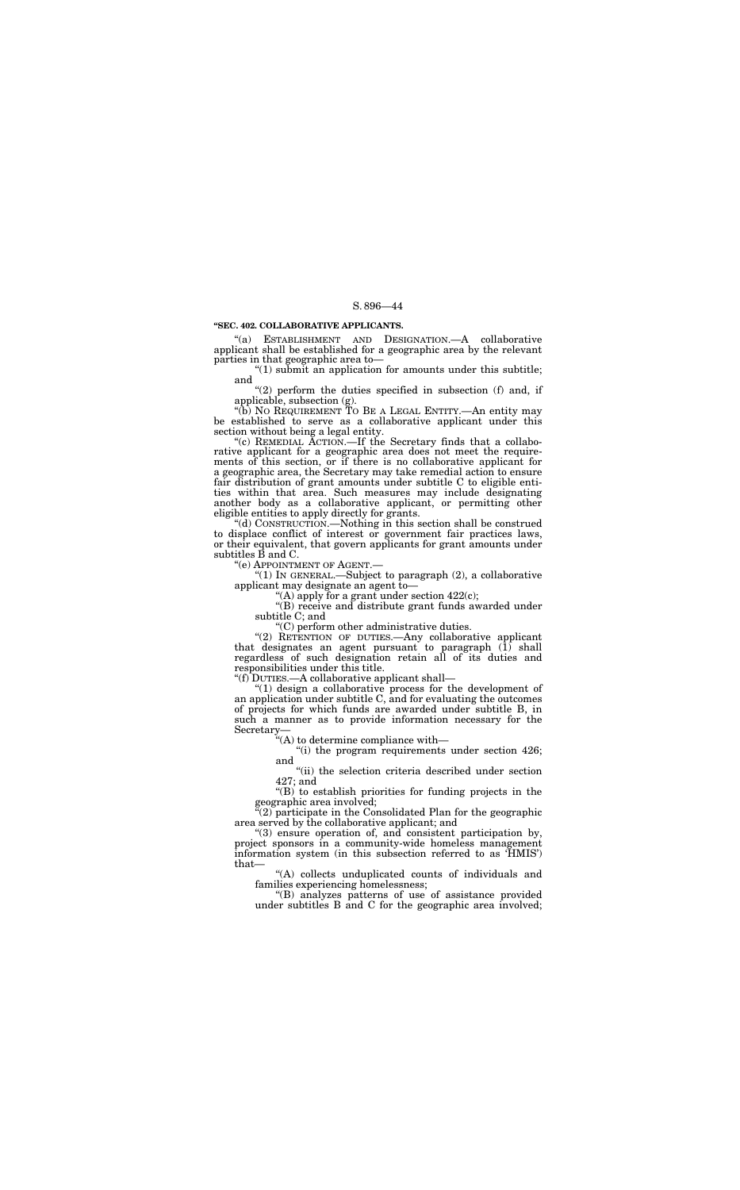**"SEC. 402. COLLABORATIVE APPLICANTS.**

"(a) ESTABLISHMENT AND DESIGNATION.—A collaborative applicant shall be established for a geographic area by the relevant parties in that geographic area to—

"(1) submit an application for amounts under this subtitle; and

"(2) perform the duties specified in subsection (f) and, if applicable, subsection (g).

"(b) NO REQUIREMENT TO BE A LEGAL ENTITY.—An entity may be established to serve as a collaborative applicant under this section without being a legal entity.

"(c) REMEDIAL ACTION.—If the Secretary finds that a collaborative applicant for a geographic area does not meet the requirements of this section, or if there is no collaborative applicant for a geographic area, the Secretary may take remedial action to ensure fair distribution of grant amounts under subtitle C to eligible entities within that area. Such measures may include designating another body as a collaborative applicant, or permitting other eligible entities to apply directly for grants.

"(d) CONSTRUCTION.—Nothing in this section shall be construed to displace conflict of interest or government fair practices laws, or their equivalent, that govern applicants for grant amounts under subtitles B and C.

"(e) APPOINTMENT OF AGENT.—

"(1) IN GENERAL.—Subject to paragraph (2), a collaborative applicant may designate an agent to—

"(A) apply for a grant under section 422(c);

"(B) receive and distribute grant funds awarded under subtitle C; and

"(C) perform other administrative duties.

"(2) RETENTION OF DUTIES.—Any collaborative applicant that designates an agent pursuant to paragraph (1) shall regardless of such designation retain all of its duties and responsibilities under this title.

"(f) DUTIES.—A collaborative applicant shall—

"(1) design a collaborative process for the development of an application under subtitle C, and for evaluating the outcomes of projects for which funds are awarded under subtitle B, in such a manner as to provide information necessary for the Secretary—

"(A) to determine compliance with—

"(i) the program requirements under section 426; and

"(ii) the selection criteria described under section 427; and

"(B) to establish priorities for funding projects in the geographic area involved;

"(2) participate in the Consolidated Plan for the geographic area served by the collaborative applicant; and

"(3) ensure operation of, and consistent participation by, project sponsors in a community-wide homeless management information system (in this subsection referred to as 'HMIS') that—

"(A) collects unduplicated counts of individuals and families experiencing homelessness;

"(B) analyzes patterns of use of assistance provided under subtitles B and C for the geographic area involved;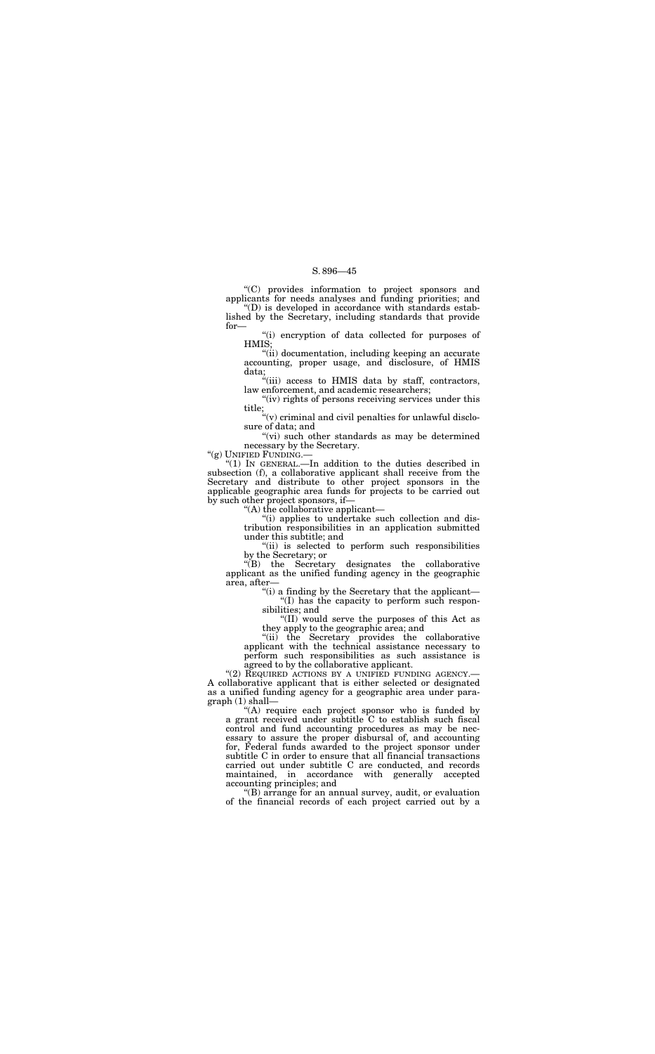"(C) provides information to project sponsors and applicants for needs analyses and funding priorities; and

"(D) is developed in accordance with standards established by the Secretary, including standards that provide for—

"(i) encryption of data collected for purposes of HMIS;

"(ii) documentation, including keeping an accurate accounting, proper usage, and disclosure, of HMIS data;

"(iii) access to HMIS data by staff, contractors, law enforcement, and academic researchers;

"(iv) rights of persons receiving services under this title;

"(v) criminal and civil penalties for unlawful disclosure of data; and

"(vi) such other standards as may be determined necessary by the Secretary.

"(g) UNIFIED FUNDING.—

"(1) IN GENERAL.—In addition to the duties described in subsection (f), a collaborative applicant shall receive from the Secretary and distribute to other project sponsors in the applicable geographic area funds for projects to be carried out by such other project sponsors, if—

"(A) the collaborative applicant—

"(i) applies to undertake such collection and distribution responsibilities in an application submitted under this subtitle; and

"(ii) is selected to perform such responsibilities by the Secretary; or

"(B) the Secretary designates the collaborative applicant as the unified funding agency in the geographic area, after—

"(i) a finding by the Secretary that the applicant—

"(I) has the capacity to perform such responsibilities; and

"(II) would serve the purposes of this Act as they apply to the geographic area; and

"(ii) the Secretary provides the collaborative applicant with the technical assistance necessary to perform such responsibilities as such assistance is agreed to by the collaborative applicant.

"(2) REQUIRED ACTIONS BY A UNIFIED FUNDING AGENCY.—A collaborative applicant that is either selected or designated as a unified funding agency for a geographic area under paragraph (1) shall—

"(A) require each project sponsor who is funded by a grant received under subtitle C to establish such fiscal control and fund accounting procedures as may be necessary to assure the proper disbursal of, and accounting for, Federal funds awarded to the project sponsor under subtitle C in order to ensure that all financial transactions carried out under subtitle C are conducted, and records maintained, in accordance with generally accepted accounting principles; and

"(B) arrange for an annual survey, audit, or evaluation of the financial records of each project carried out by a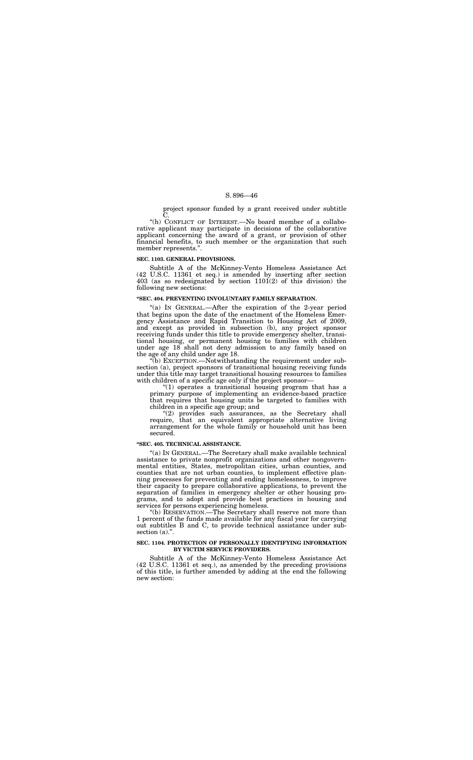project sponsor funded by a grant received under subtitle C.

"(h) CONFLICT OF INTEREST.—No board member of a collaborative applicant may participate in decisions of the collaborative applicant concerning the award of a grant, or provision of other financial benefits, to such member or the organization that such member represents.".

**SEC. 1103. GENERAL PROVISIONS.**

Subtitle A of the McKinney-Vento Homeless Assistance Act (42 U.S.C. 11361 et seq.) is amended by inserting after section 403 (as so redesignated by section 1101(2) of this division) the following new sections:

**"SEC. 404. PREVENTING INVOLUNTARY FAMILY SEPARATION.**

"(a) IN GENERAL.—After the expiration of the 2-year period that begins upon the date of the enactment of the Homeless Emergency Assistance and Rapid Transition to Housing Act of 2009, and except as provided in subsection (b), any project sponsor receiving funds under this title to provide emergency shelter, transitional housing, or permanent housing to families with children under age 18 shall not deny admission to any family based on the age of any child under age 18.

"(b) EXCEPTION.—Notwithstanding the requirement under subsection (a), project sponsors of transitional housing receiving funds under this title may target transitional housing resources to families with children of a specific age only if the project sponsor—

"(1) operates a transitional housing program that has a primary purpose of implementing an evidence-based practice that requires that housing units be targeted to families with children in a specific age group; and

"(2) provides such assurances, as the Secretary shall require, that an equivalent appropriate alternative living arrangement for the whole family or household unit has been secured.

**"SEC. 405. TECHNICAL ASSISTANCE.**

"(a) IN GENERAL.—The Secretary shall make available technical assistance to private nonprofit organizations and other nongovernmental entities, States, metropolitan cities, urban counties, and counties that are not urban counties, to implement effective planning processes for preventing and ending homelessness, to improve their capacity to prepare collaborative applications, to prevent the separation of families in emergency shelter or other housing programs, and to adopt and provide best practices in housing and services for persons experiencing homeless.

"(b) RESERVATION.—The Secretary shall reserve not more than 1 percent of the funds made available for any fiscal year for carrying out subtitles B and C, to provide technical assistance under subsection (a).".

**SEC. 1104. PROTECTION OF PERSONALLY IDENTIFYING INFORMATION BY VICTIM SERVICE PROVIDERS.**

Subtitle A of the McKinney-Vento Homeless Assistance Act (42 U.S.C. 11361 et seq.), as amended by the preceding provisions of this title, is further amended by adding at the end the following new section: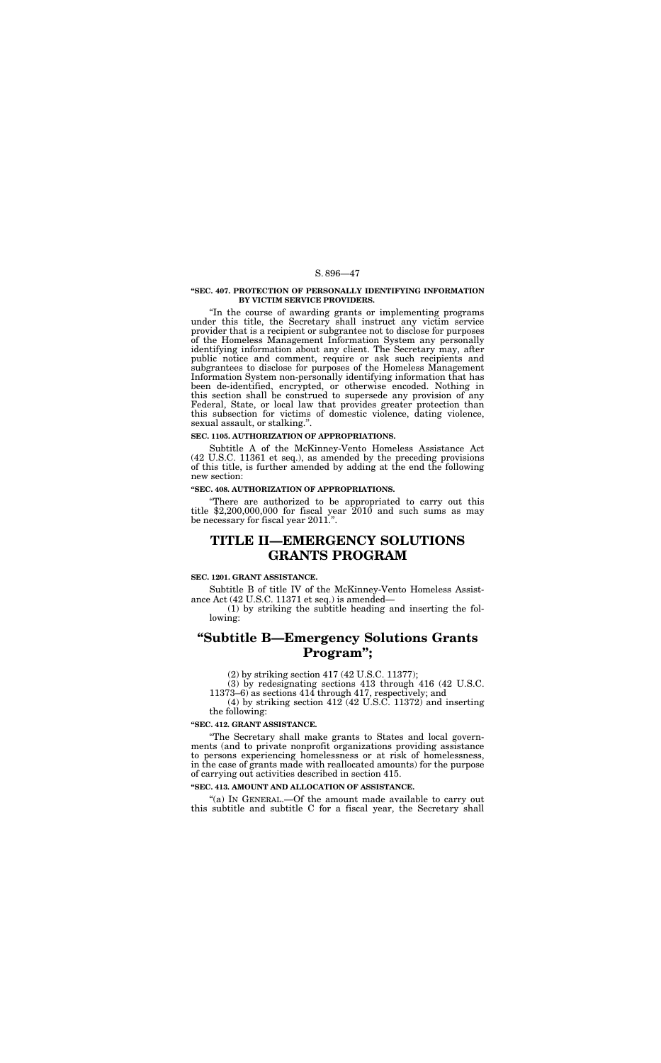**"SEC. 407. PROTECTION OF PERSONALLY IDENTIFYING INFORMATION BY VICTIM SERVICE PROVIDERS.**

"In the course of awarding grants or implementing programs under this title, the Secretary shall instruct any victim service provider that is a recipient or subgrantee not to disclose for purposes of the Homeless Management Information System any personally identifying information about any client. The Secretary may, after public notice and comment, require or ask such recipients and subgrantees to disclose for purposes of the Homeless Management Information System non-personally identifying information that has been de-identified, encrypted, or otherwise encoded. Nothing in this section shall be construed to supersede any provision of any Federal, State, or local law that provides greater protection than this subsection for victims of domestic violence, dating violence, sexual assault, or stalking.".

**SEC. 1105. AUTHORIZATION OF APPROPRIATIONS.**

Subtitle A of the McKinney-Vento Homeless Assistance Act (42 U.S.C. 11361 et seq.), as amended by the preceding provisions of this title, is further amended by adding at the end the following new section:

**"SEC. 408. AUTHORIZATION OF APPROPRIATIONS.**

"There are authorized to be appropriated to carry out this title $2,200,000,000 for fiscal year 2010 and such sums as may be necessary for fiscal year 2011.".

# TITLE II—EMERGENCY SOLUTIONS GRANTS PROGRAM

**SEC. 1201. GRANT ASSISTANCE.**

Subtitle B of title IV of the McKinney-Vento Homeless Assistance Act (42 U.S.C. 11371 et seq.) is amended—

(1) by striking the subtitle heading and inserting the following:

## "Subtitle B—Emergency Solutions Grants Program";

(2) by striking section 417 (42 U.S.C. 11377);

(3) by redesignating sections 413 through 416 (42 U.S.C. 11373–6) as sections 414 through 417, respectively; and

(4) by striking section 412 (42 U.S.C. 11372) and inserting the following:

**"SEC. 412. GRANT ASSISTANCE.**

"The Secretary shall make grants to States and local governments (and to private nonprofit organizations providing assistance to persons experiencing homelessness or at risk of homelessness, in the case of grants made with reallocated amounts) for the purpose of carrying out activities described in section 415.

**"SEC. 413. AMOUNT AND ALLOCATION OF ASSISTANCE.**

"(a) IN GENERAL.—Of the amount made available to carry out this subtitle and subtitle C for a fiscal year, the Secretary shall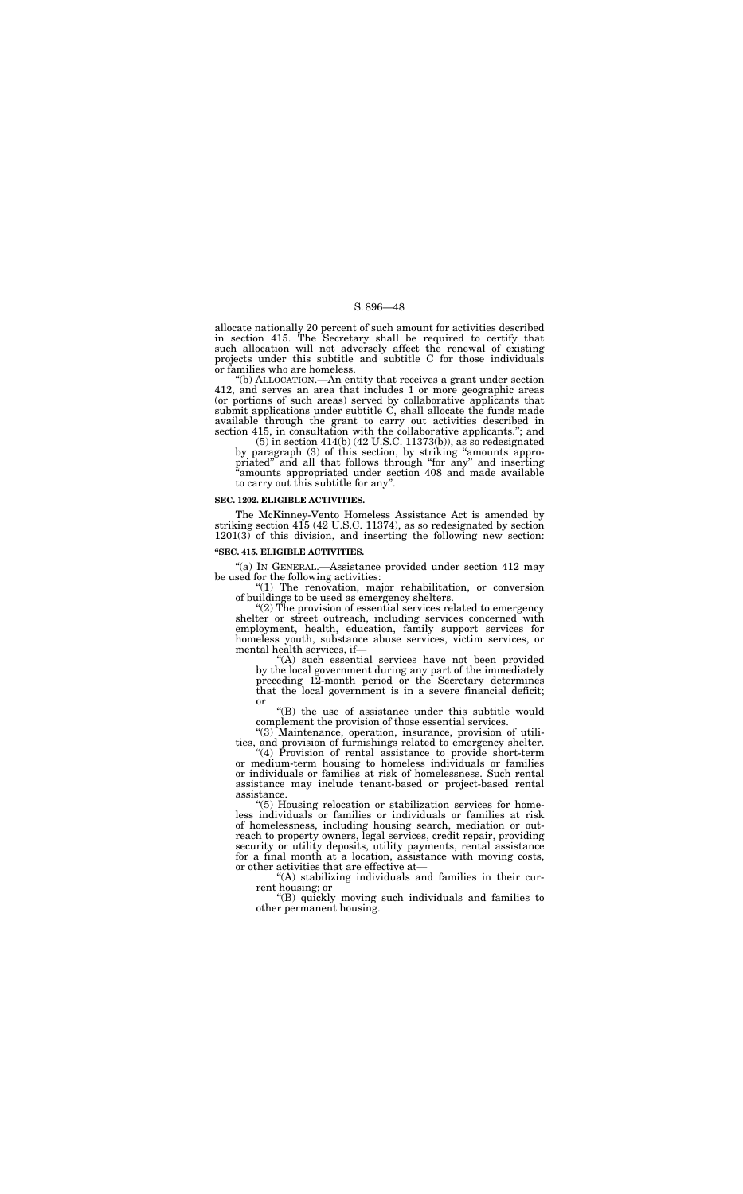allocate nationally 20 percent of such amount for activities described in section 415. The Secretary shall be required to certify that such allocation will not adversely affect the renewal of existing projects under this subtitle and subtitle C for those individuals or families who are homeless.

"(b) ALLOCATION.—An entity that receives a grant under section 412, and serves an area that includes 1 or more geographic areas (or portions of such areas) served by collaborative applicants that submit applications under subtitle C, shall allocate the funds made available through the grant to carry out activities described in section 415, in consultation with the collaborative applicants."; and

(5) in section 414(b) (42 U.S.C. 11373(b)), as so redesignated by paragraph (3) of this section, by striking "amounts appropriated" and all that follows through "for any" and inserting "amounts appropriated under section 408 and made available to carry out this subtitle for any".

**SEC. 1202. ELIGIBLE ACTIVITIES.**

The McKinney-Vento Homeless Assistance Act is amended by striking section 415 (42 U.S.C. 11374), as so redesignated by section 1201(3) of this division, and inserting the following new section:

**"SEC. 415. ELIGIBLE ACTIVITIES.**

"(a) IN GENERAL.—Assistance provided under section 412 may be used for the following activities:

"(1) The renovation, major rehabilitation, or conversion of buildings to be used as emergency shelters.

"(2) The provision of essential services related to emergency shelter or street outreach, including services concerned with employment, health, education, family support services for homeless youth, substance abuse services, victim services, or mental health services, if—

"(A) such essential services have not been provided by the local government during any part of the immediately preceding 12-month period or the Secretary determines that the local government is in a severe financial deficit; or

"(B) the use of assistance under this subtitle would complement the provision of those essential services.

"(3) Maintenance, operation, insurance, provision of utilities, and provision of furnishings related to emergency shelter.

"(4) Provision of rental assistance to provide short-term or medium-term housing to homeless individuals or families or individuals or families at risk of homelessness. Such rental assistance may include tenant-based or project-based rental assistance.

"(5) Housing relocation or stabilization services for homeless individuals or families or individuals or families at risk of homelessness, including housing search, mediation or outreach to property owners, legal services, credit repair, providing security or utility deposits, utility payments, rental assistance for a final month at a location, assistance with moving costs, or other activities that are effective at—

"(A) stabilizing individuals and families in their current housing; or

"(B) quickly moving such individuals and families to other permanent housing.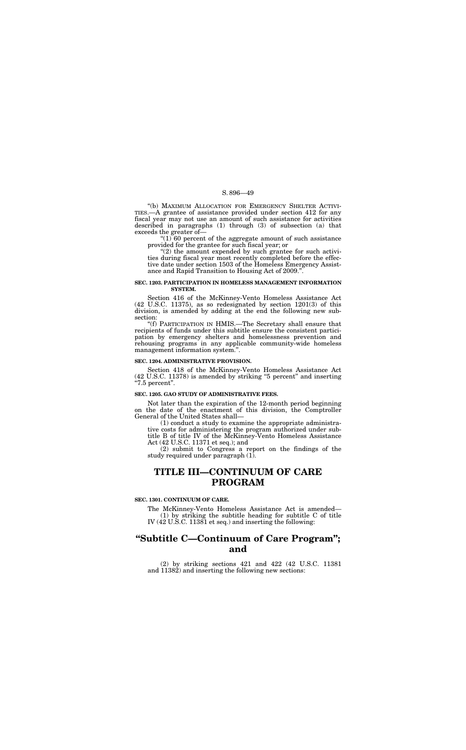"(b) MAXIMUM ALLOCATION FOR EMERGENCY SHELTER ACTIVITIES.—A grantee of assistance provided under section 412 for any fiscal year may not use an amount of such assistance for activities described in paragraphs (1) through (3) of subsection (a) that exceeds the greater of—

"(1) 60 percent of the aggregate amount of such assistance provided for the grantee for such fiscal year; or

"(2) the amount expended by such grantee for such activities during fiscal year most recently completed before the effective date under section 1503 of the Homeless Emergency Assistance and Rapid Transition to Housing Act of 2009.".

**SEC. 1203. PARTICIPATION IN HOMELESS MANAGEMENT INFORMATION SYSTEM.**

Section 416 of the McKinney-Vento Homeless Assistance Act (42 U.S.C. 11375), as so redesignated by section 1201(3) of this division, is amended by adding at the end the following new subsection:

"(f) PARTICIPATION IN HMIS.—The Secretary shall ensure that recipients of funds under this subtitle ensure the consistent participation by emergency shelters and homelessness prevention and rehousing programs in any applicable community-wide homeless management information system.".

**SEC. 1204. ADMINISTRATIVE PROVISION.**

Section 418 of the McKinney-Vento Homeless Assistance Act (42 U.S.C. 11378) is amended by striking "5 percent" and inserting "7.5 percent".

**SEC. 1205. GAO STUDY OF ADMINISTRATIVE FEES.**

Not later than the expiration of the 12-month period beginning on the date of the enactment of this division, the Comptroller General of the United States shall—

(1) conduct a study to examine the appropriate administrative costs for administering the program authorized under subtitle B of title IV of the McKinney-Vento Homeless Assistance Act (42 U.S.C. 11371 et seq.); and

(2) submit to Congress a report on the findings of the study required under paragraph (1).

# TITLE III—CONTINUUM OF CARE PROGRAM

**SEC. 1301. CONTINUUM OF CARE.**

The McKinney-Vento Homeless Assistance Act is amended—

(1) by striking the subtitle heading for subtitle C of title IV (42 U.S.C. 11381 et seq.) and inserting the following:

# "Subtitle C—Continuum of Care Program"; and

(2) by striking sections 421 and 422 (42 U.S.C. 11381 and 11382) and inserting the following new sections: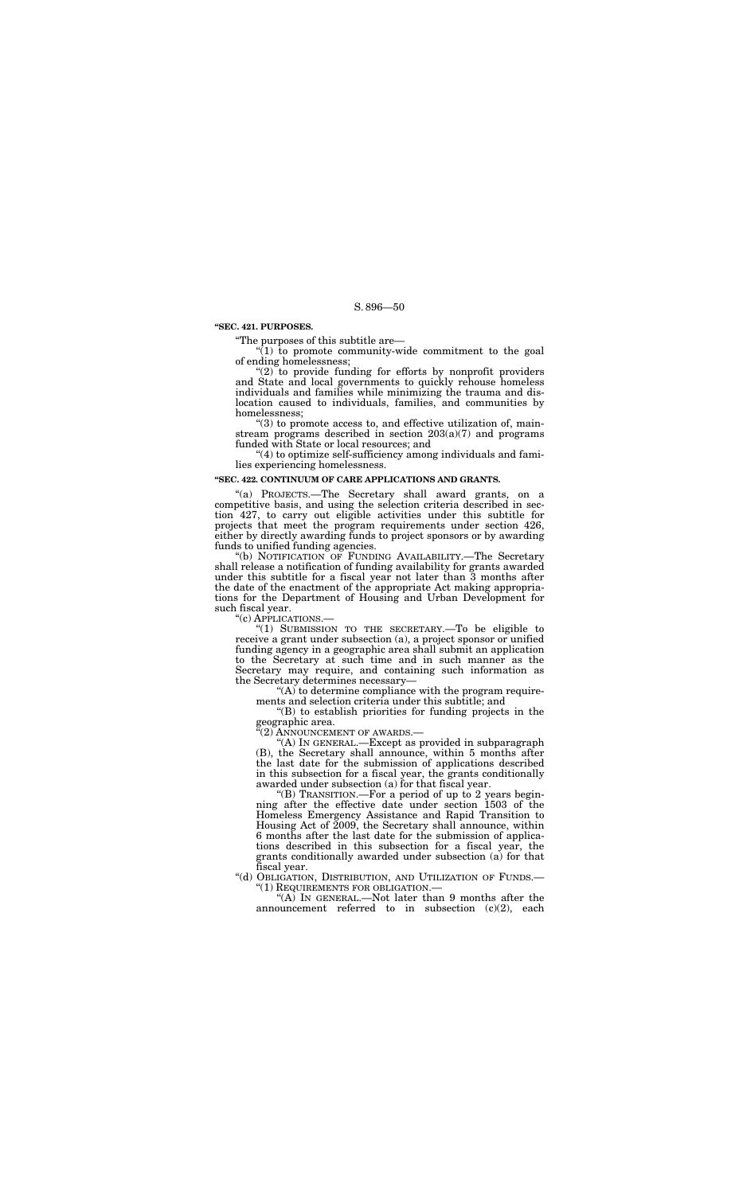**"SEC. 421. PURPOSES.**

"The purposes of this subtitle are—

"(1) to promote community-wide commitment to the goal of ending homelessness;

"(2) to provide funding for efforts by nonprofit providers and State and local governments to quickly rehouse homeless individuals and families while minimizing the trauma and dislocation caused to individuals, families, and communities by homelessness;

"(3) to promote access to, and effective utilization of, mainstream programs described in section 203(a)(7) and programs funded with State or local resources; and

"(4) to optimize self-sufficiency among individuals and families experiencing homelessness.

**"SEC. 422. CONTINUUM OF CARE APPLICATIONS AND GRANTS.**

"(a) PROJECTS.—The Secretary shall award grants, on a competitive basis, and using the selection criteria described in section 427, to carry out eligible activities under this subtitle for projects that meet the program requirements under section 426, either by directly awarding funds to project sponsors or by awarding funds to unified funding agencies.

"(b) NOTIFICATION OF FUNDING AVAILABILITY.—The Secretary shall release a notification of funding availability for grants awarded under this subtitle for a fiscal year not later than 3 months after the date of the enactment of the appropriate Act making appropriations for the Department of Housing and Urban Development for such fiscal year.

"(c) APPLICATIONS.—

"(1) SUBMISSION TO THE SECRETARY.—To be eligible to receive a grant under subsection (a), a project sponsor or unified funding agency in a geographic area shall submit an application to the Secretary at such time and in such manner as the Secretary may require, and containing such information as the Secretary determines necessary—

"(A) to determine compliance with the program requirements and selection criteria under this subtitle; and

"(B) to establish priorities for funding projects in the geographic area.

"(2) ANNOUNCEMENT OF AWARDS.—

"(A) IN GENERAL.—Except as provided in subparagraph (B), the Secretary shall announce, within 5 months after the last date for the submission of applications described in this subsection for a fiscal year, the grants conditionally awarded under subsection (a) for that fiscal year.

"(B) TRANSITION.—For a period of up to 2 years beginning after the effective date under section 1503 of the Homeless Emergency Assistance and Rapid Transition to Housing Act of 2009, the Secretary shall announce, within 6 months after the last date for the submission of applications described in this subsection for a fiscal year, the grants conditionally awarded under subsection (a) for that fiscal year.

"(d) OBLIGATION, DISTRIBUTION, AND UTILIZATION OF FUNDS.—

"(1) REQUIREMENTS FOR OBLIGATION.—

"(A) IN GENERAL.—Not later than 9 months after the announcement referred to in subsection (c)(2), each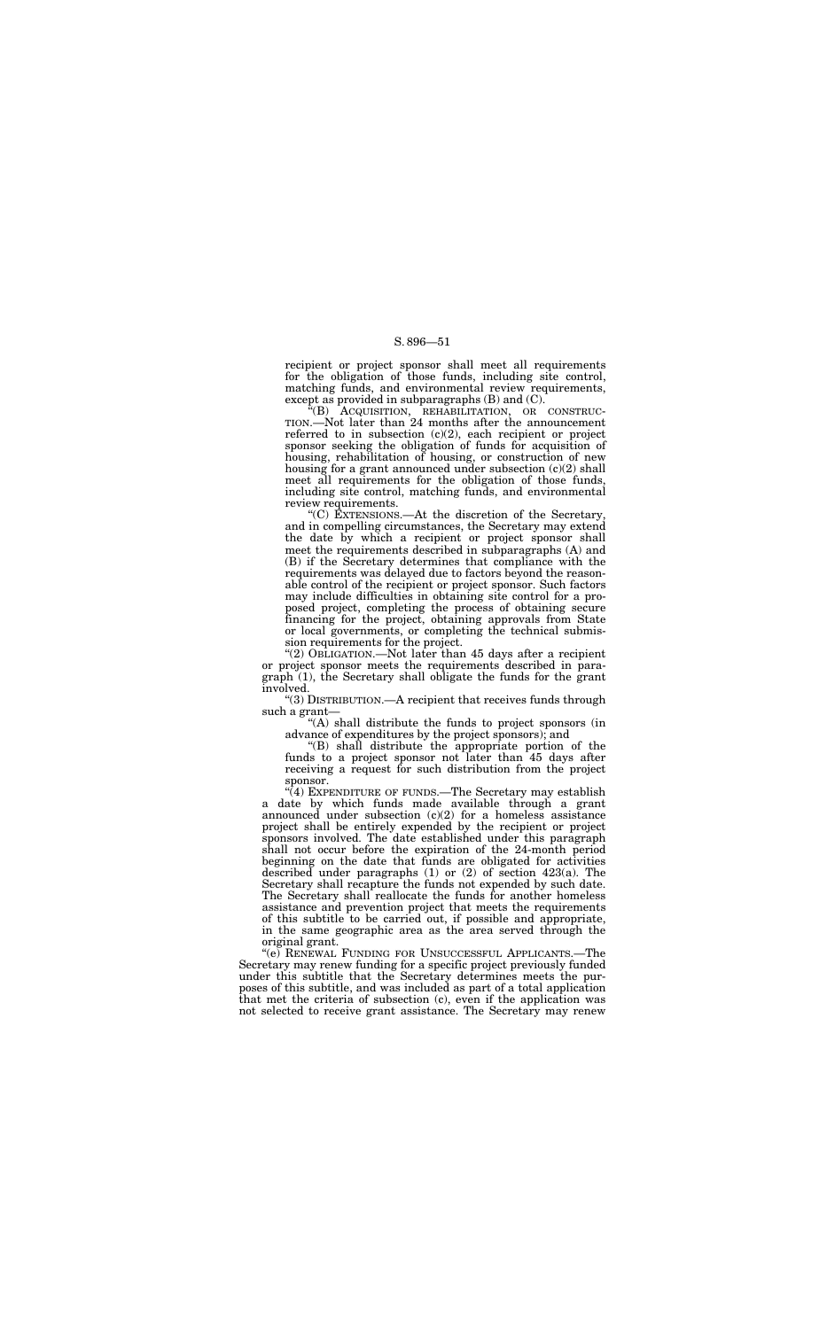recipient or project sponsor shall meet all requirements for the obligation of those funds, including site control, matching funds, and environmental review requirements, except as provided in subparagraphs (B) and (C).

"(B) ACQUISITION, REHABILITATION, OR CONSTRUCTION.—Not later than 24 months after the announcement referred to in subsection (c)(2), each recipient or project sponsor seeking the obligation of funds for acquisition of housing, rehabilitation of housing, or construction of new housing for a grant announced under subsection (c)(2) shall meet all requirements for the obligation of those funds, including site control, matching funds, and environmental review requirements.

"(C) EXTENSIONS.—At the discretion of the Secretary, and in compelling circumstances, the Secretary may extend the date by which a recipient or project sponsor shall meet the requirements described in subparagraphs (A) and (B) if the Secretary determines that compliance with the requirements was delayed due to factors beyond the reasonable control of the recipient or project sponsor. Such factors may include difficulties in obtaining site control for a proposed project, completing the process of obtaining secure financing for the project, obtaining approvals from State or local governments, or completing the technical submission requirements for the project.

"(2) OBLIGATION.—Not later than 45 days after a recipient or project sponsor meets the requirements described in paragraph (1), the Secretary shall obligate the funds for the grant involved.

"(3) DISTRIBUTION.—A recipient that receives funds through such a grant—

"(A) shall distribute the funds to project sponsors (in advance of expenditures by the project sponsors); and

"(B) shall distribute the appropriate portion of the funds to a project sponsor not later than 45 days after receiving a request for such distribution from the project sponsor.

"(4) EXPENDITURE OF FUNDS.—The Secretary may establish a date by which funds made available through a grant announced under subsection (c)(2) for a homeless assistance project shall be entirely expended by the recipient or project sponsors involved. The date established under this paragraph shall not occur before the expiration of the 24-month period beginning on the date that funds are obligated for activities described under paragraphs (1) or (2) of section 423(a). The Secretary shall recapture the funds not expended by such date. The Secretary shall reallocate the funds for another homeless assistance and prevention project that meets the requirements of this subtitle to be carried out, if possible and appropriate, in the same geographic area as the area served through the original grant.

"(e) RENEWAL FUNDING FOR UNSUCCESSFUL APPLICANTS.—The Secretary may renew funding for a specific project previously funded under this subtitle that the Secretary determines meets the purposes of this subtitle, and was included as part of a total application that met the criteria of subsection (c), even if the application was not selected to receive grant assistance. The Secretary may renew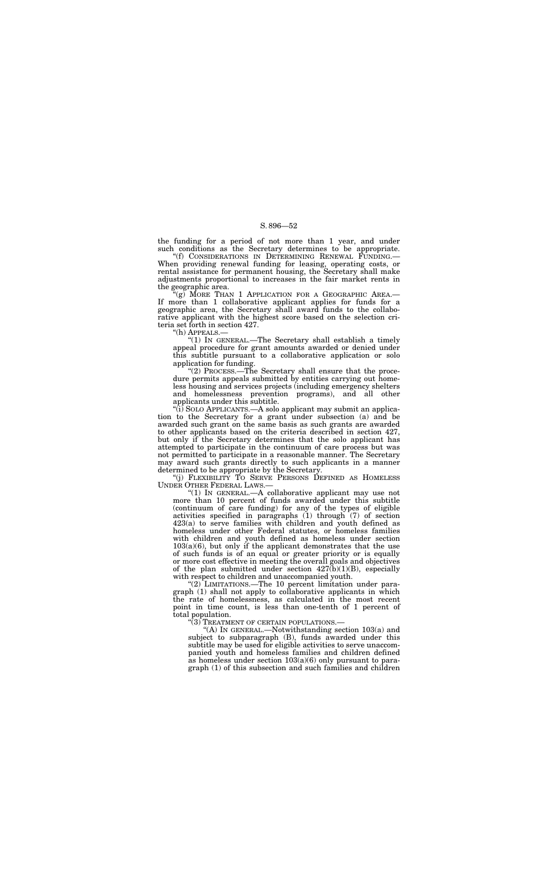the funding for a period of not more than 1 year, and under such conditions as the Secretary determines to be appropriate.

"(f) CONSIDERATIONS IN DETERMINING RENEWAL FUNDING.—When providing renewal funding for leasing, operating costs, or rental assistance for permanent housing, the Secretary shall make adjustments proportional to increases in the fair market rents in the geographic area.

"(g) MORE THAN 1 APPLICATION FOR A GEOGRAPHIC AREA.—If more than 1 collaborative applicant applies for funds for a geographic area, the Secretary shall award funds to the collaborative applicant with the highest score based on the selection criteria set forth in section 427.

"(h) APPEALS.—

"(1) IN GENERAL.—The Secretary shall establish a timely appeal procedure for grant amounts awarded or denied under this subtitle pursuant to a collaborative application or solo application for funding.

"(2) PROCESS.—The Secretary shall ensure that the procedure permits appeals submitted by entities carrying out homeless housing and services projects (including emergency shelters and homelessness prevention programs), and all other applicants under this subtitle.

"(i) SOLO APPLICANTS.—A solo applicant may submit an application to the Secretary for a grant under subsection (a) and be awarded such grant on the same basis as such grants are awarded to other applicants based on the criteria described in section 427, but only if the Secretary determines that the solo applicant has attempted to participate in the continuum of care process but was not permitted to participate in a reasonable manner. The Secretary may award such grants directly to such applicants in a manner determined to be appropriate by the Secretary.

"(j) FLEXIBILITY TO SERVE PERSONS DEFINED AS HOMELESS UNDER OTHER FEDERAL LAWS.—

"(1) IN GENERAL.—A collaborative applicant may use not more than 10 percent of funds awarded under this subtitle (continuum of care funding) for any of the types of eligible activities specified in paragraphs (1) through (7) of section 423(a) to serve families with children and youth defined as homeless under other Federal statutes, or homeless families with children and youth defined as homeless under section 103(a)(6), but only if the applicant demonstrates that the use of such funds is of an equal or greater priority or is equally or more cost effective in meeting the overall goals and objectives of the plan submitted under section 427(b)(1)(B), especially with respect to children and unaccompanied youth.

"(2) LIMITATIONS.—The 10 percent limitation under paragraph (1) shall not apply to collaborative applicants in which the rate of homelessness, as calculated in the most recent point in time count, is less than one-tenth of 1 percent of total population.

"(3) TREATMENT OF CERTAIN POPULATIONS.—

"(A) IN GENERAL.—Notwithstanding section 103(a) and subject to subparagraph (B), funds awarded under this subtitle may be used for eligible activities to serve unaccompanied youth and homeless families and children defined as homeless under section 103(a)(6) only pursuant to paragraph (1) of this subsection and such families and children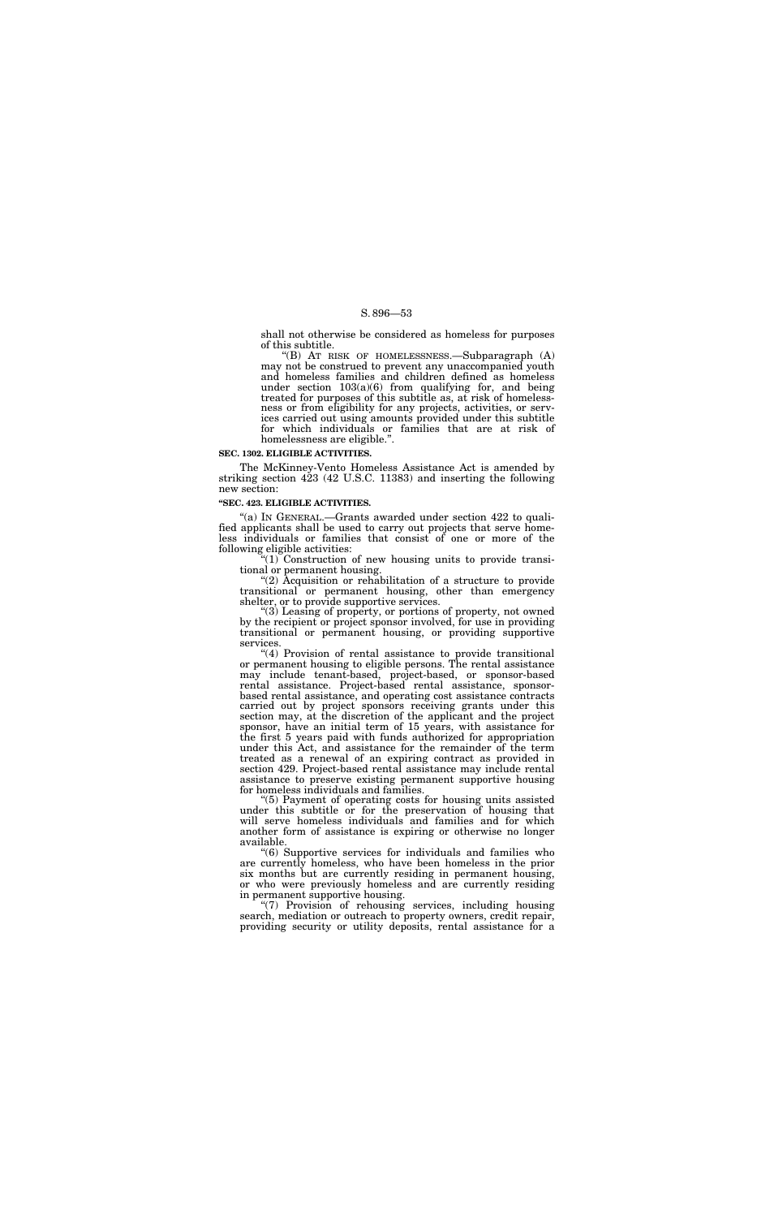shall not otherwise be considered as homeless for purposes of this subtitle.

"(B) AT RISK OF HOMELESSNESS.—Subparagraph (A) may not be construed to prevent any unaccompanied youth and homeless families and children defined as homeless under section 103(a)(6) from qualifying for, and being treated for purposes of this subtitle as, at risk of homelessness or from eligibility for any projects, activities, or services carried out using amounts provided under this subtitle for which individuals or families that are at risk of homelessness are eligible.".

**SEC. 1302. ELIGIBLE ACTIVITIES.**

The McKinney-Vento Homeless Assistance Act is amended by striking section 423 (42 U.S.C. 11383) and inserting the following new section:

**"SEC. 423. ELIGIBLE ACTIVITIES.**

"(a) IN GENERAL.—Grants awarded under section 422 to qualified applicants shall be used to carry out projects that serve homeless individuals or families that consist of one or more of the following eligible activities:

"(1) Construction of new housing units to provide transitional or permanent housing.

"(2) Acquisition or rehabilitation of a structure to provide transitional or permanent housing, other than emergency shelter, or to provide supportive services.

"(3) Leasing of property, or portions of property, not owned by the recipient or project sponsor involved, for use in providing transitional or permanent housing, or providing supportive services.

"(4) Provision of rental assistance to provide transitional or permanent housing to eligible persons. The rental assistance may include tenant-based, project-based, or sponsor-based rental assistance. Project-based rental assistance, sponsor-based rental assistance, and operating cost assistance contracts carried out by project sponsors receiving grants under this section may, at the discretion of the applicant and the project sponsor, have an initial term of 15 years, with assistance for the first 5 years paid with funds authorized for appropriation under this Act, and assistance for the remainder of the term treated as a renewal of an expiring contract as provided in section 429. Project-based rental assistance may include rental assistance to preserve existing permanent supportive housing for homeless individuals and families.

"(5) Payment of operating costs for housing units assisted under this subtitle or for the preservation of housing that will serve homeless individuals and families and for which another form of assistance is expiring or otherwise no longer available.

"(6) Supportive services for individuals and families who are currently homeless, who have been homeless in the prior six months but are currently residing in permanent housing, or who were previously homeless and are currently residing in permanent supportive housing.

"(7) Provision of rehousing services, including housing search, mediation or outreach to property owners, credit repair, providing security or utility deposits, rental assistance for a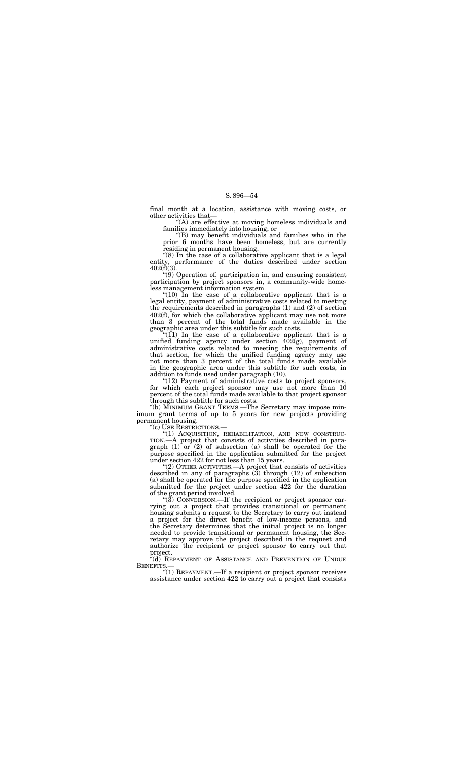final month at a location, assistance with moving costs, or other activities that—

"(A) are effective at moving homeless individuals and families immediately into housing; or

"(B) may benefit individuals and families who in the prior 6 months have been homeless, but are currently residing in permanent housing.

"(8) In the case of a collaborative applicant that is a legal entity, performance of the duties described under section 402(f)(3).

"(9) Operation of, participation in, and ensuring consistent participation by project sponsors in, a community-wide homeless management information system.

"(10) In the case of a collaborative applicant that is a legal entity, payment of administrative costs related to meeting the requirements described in paragraphs (1) and (2) of section 402(f), for which the collaborative applicant may use not more than 3 percent of the total funds made available in the geographic area under this subtitle for such costs.

"(11) In the case of a collaborative applicant that is a unified funding agency under section 402(g), payment of administrative costs related to meeting the requirements of that section, for which the unified funding agency may use not more than 3 percent of the total funds made available in the geographic area under this subtitle for such costs, in addition to funds used under paragraph (10).

"(12) Payment of administrative costs to project sponsors, for which each project sponsor may use not more than 10 percent of the total funds made available to that project sponsor through this subtitle for such costs.

"(b) MINIMUM GRANT TERMS.—The Secretary may impose minimum grant terms of up to 5 years for new projects providing permanent housing.

"(c) USE RESTRICTIONS.—

"(1) ACQUISITION, REHABILITATION, AND NEW CONSTRUCTION.—A project that consists of activities described in paragraph (1) or (2) of subsection (a) shall be operated for the purpose specified in the application submitted for the project under section 422 for not less than 15 years.

"(2) OTHER ACTIVITIES.—A project that consists of activities described in any of paragraphs (3) through (12) of subsection (a) shall be operated for the purpose specified in the application submitted for the project under section 422 for the duration of the grant period involved.

"(3) CONVERSION.—If the recipient or project sponsor carrying out a project that provides transitional or permanent housing submits a request to the Secretary to carry out instead a project for the direct benefit of low-income persons, and the Secretary determines that the initial project is no longer needed to provide transitional or permanent housing, the Secretary may approve the project described in the request and authorize the recipient or project sponsor to carry out that project.

"(d) REPAYMENT OF ASSISTANCE AND PREVENTION OF UNDUE BENEFITS.—

"(1) REPAYMENT.—If a recipient or project sponsor receives assistance under section 422 to carry out a project that consists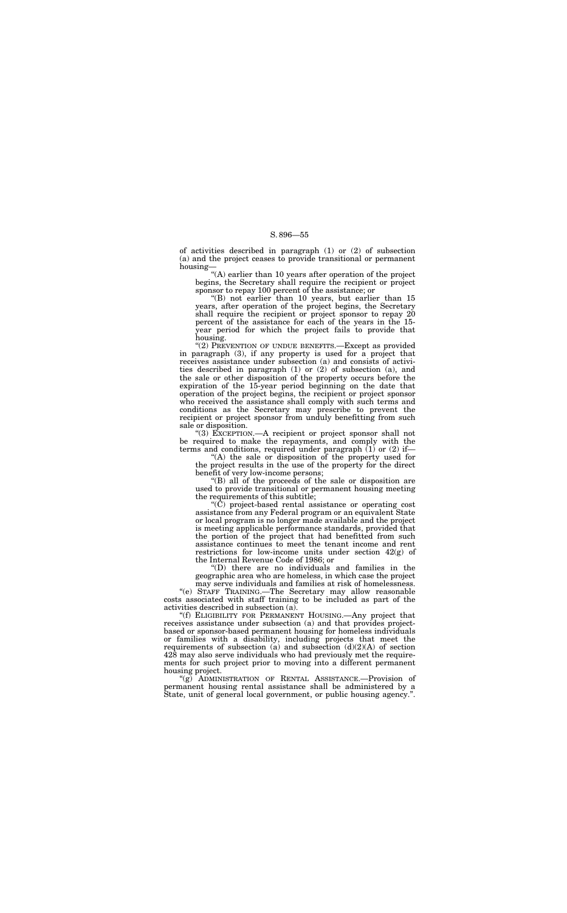of activities described in paragraph (1) or (2) of subsection (a) and the project ceases to provide transitional or permanent housing—

"(A) earlier than 10 years after operation of the project begins, the Secretary shall require the recipient or project sponsor to repay 100 percent of the assistance; or

"(B) not earlier than 10 years, but earlier than 15 years, after operation of the project begins, the Secretary shall require the recipient or project sponsor to repay 20 percent of the assistance for each of the years in the 15-year period for which the project fails to provide that housing.

"(2) PREVENTION OF UNDUE BENEFITS.—Except as provided in paragraph (3), if any property is used for a project that receives assistance under subsection (a) and consists of activities described in paragraph (1) or (2) of subsection (a), and the sale or other disposition of the property occurs before the expiration of the 15-year period beginning on the date that operation of the project begins, the recipient or project sponsor who received the assistance shall comply with such terms and conditions as the Secretary may prescribe to prevent the recipient or project sponsor from unduly benefitting from such sale or disposition.

"(3) EXCEPTION.—A recipient or project sponsor shall not be required to make the repayments, and comply with the terms and conditions, required under paragraph (1) or (2) if—

"(A) the sale or disposition of the property used for the project results in the use of the property for the direct benefit of very low-income persons;

"(B) all of the proceeds of the sale or disposition are used to provide transitional or permanent housing meeting the requirements of this subtitle;

"(C) project-based rental assistance or operating cost assistance from any Federal program or an equivalent State or local program is no longer made available and the project is meeting applicable performance standards, provided that the portion of the project that had benefitted from such assistance continues to meet the tenant income and rent restrictions for low-income units under section 42(g) of the Internal Revenue Code of 1986; or

"(D) there are no individuals and families in the geographic area who are homeless, in which case the project may serve individuals and families at risk of homelessness.

"(e) STAFF TRAINING.—The Secretary may allow reasonable costs associated with staff training to be included as part of the activities described in subsection (a).

"(f) ELIGIBILITY FOR PERMANENT HOUSING.—Any project that receives assistance under subsection (a) and that provides project-based or sponsor-based permanent housing for homeless individuals or families with a disability, including projects that meet the requirements of subsection (a) and subsection (d)(2)(A) of section 428 may also serve individuals who had previously met the requirements for such project prior to moving into a different permanent housing project.

"(g) ADMINISTRATION OF RENTAL ASSISTANCE.—Provision of permanent housing rental assistance shall be administered by a State, unit of general local government, or public housing agency.".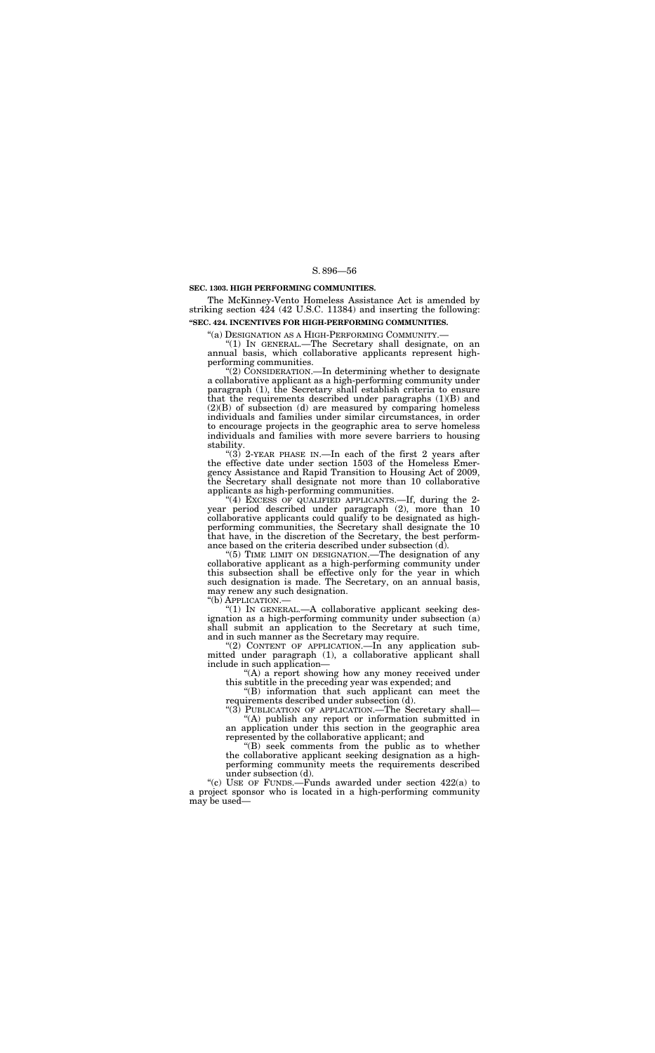**SEC. 1303. HIGH PERFORMING COMMUNITIES.**

The McKinney-Vento Homeless Assistance Act is amended by striking section 424 (42 U.S.C. 11384) and inserting the following:

**"SEC. 424. INCENTIVES FOR HIGH-PERFORMING COMMUNITIES.**

"(a) DESIGNATION AS A HIGH-PERFORMING COMMUNITY.—

"(1) IN GENERAL.—The Secretary shall designate, on an annual basis, which collaborative applicants represent high-performing communities.

"(2) CONSIDERATION.—In determining whether to designate a collaborative applicant as a high-performing community under paragraph (1), the Secretary shall establish criteria to ensure that the requirements described under paragraphs (1)(B) and (2)(B) of subsection (d) are measured by comparing homeless individuals and families under similar circumstances, in order to encourage projects in the geographic area to serve homeless individuals and families with more severe barriers to housing stability.

"(3) 2-YEAR PHASE IN.—In each of the first 2 years after the effective date under section 1503 of the Homeless Emergency Assistance and Rapid Transition to Housing Act of 2009, the Secretary shall designate not more than 10 collaborative applicants as high-performing communities.

"(4) EXCESS OF QUALIFIED APPLICANTS.—If, during the 2-year period described under paragraph (2), more than 10 collaborative applicants could qualify to be designated as high-performing communities, the Secretary shall designate the 10 that have, in the discretion of the Secretary, the best performance based on the criteria described under subsection (d).

"(5) TIME LIMIT ON DESIGNATION.—The designation of any collaborative applicant as a high-performing community under this subsection shall be effective only for the year in which such designation is made. The Secretary, on an annual basis, may renew any such designation.

"(b) APPLICATION.—

"(1) IN GENERAL.—A collaborative applicant seeking designation as a high-performing community under subsection (a) shall submit an application to the Secretary at such time, and in such manner as the Secretary may require.

"(2) CONTENT OF APPLICATION.—In any application submitted under paragraph (1), a collaborative applicant shall include in such application—

"(A) a report showing how any money received under this subtitle in the preceding year was expended; and

"(B) information that such applicant can meet the requirements described under subsection (d).

"(3) PUBLICATION OF APPLICATION.—The Secretary shall—

"(A) publish any report or information submitted in an application under this section in the geographic area represented by the collaborative applicant; and

"(B) seek comments from the public as to whether the collaborative applicant seeking designation as a high-performing community meets the requirements described under subsection (d).

"(c) USE OF FUNDS.—Funds awarded under section 422(a) to a project sponsor who is located in a high-performing community may be used—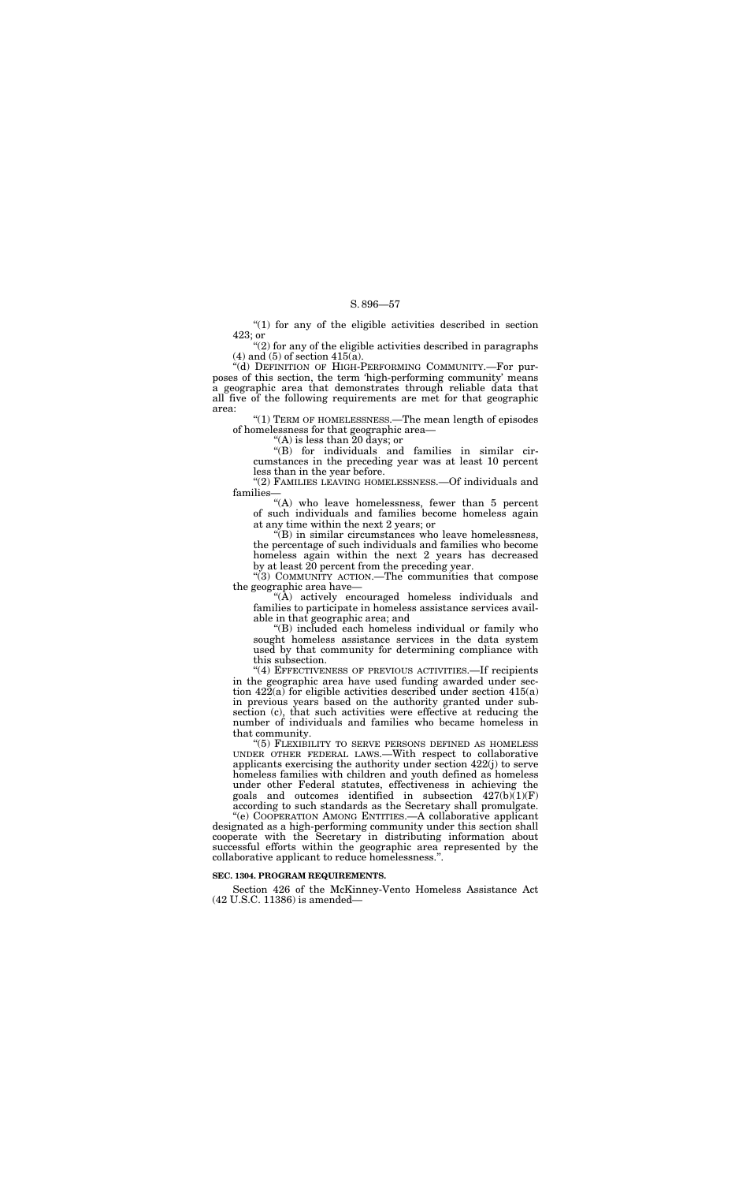"(1) for any of the eligible activities described in section 423; or

"(2) for any of the eligible activities described in paragraphs (4) and (5) of section 415(a).

"(d) DEFINITION OF HIGH-PERFORMING COMMUNITY.—For purposes of this section, the term 'high-performing community' means a geographic area that demonstrates through reliable data that all five of the following requirements are met for that geographic area:

"(1) TERM OF HOMELESSNESS.—The mean length of episodes of homelessness for that geographic area—

"(A) is less than 20 days; or

"(B) for individuals and families in similar circumstances in the preceding year was at least 10 percent less than in the year before.

"(2) FAMILIES LEAVING HOMELESSNESS.—Of individuals and families—

"(A) who leave homelessness, fewer than 5 percent of such individuals and families become homeless again at any time within the next 2 years; or

"(B) in similar circumstances who leave homelessness, the percentage of such individuals and families who become homeless again within the next 2 years has decreased by at least 20 percent from the preceding year.

"(3) COMMUNITY ACTION.—The communities that compose the geographic area have—

"(A) actively encouraged homeless individuals and families to participate in homeless assistance services available in that geographic area; and

"(B) included each homeless individual or family who sought homeless assistance services in the data system used by that community for determining compliance with this subsection.

"(4) EFFECTIVENESS OF PREVIOUS ACTIVITIES.—If recipients in the geographic area have used funding awarded under section 422(a) for eligible activities described under section 415(a) in previous years based on the authority granted under subsection (c), that such activities were effective at reducing the number of individuals and families who became homeless in that community.

"(5) FLEXIBILITY TO SERVE PERSONS DEFINED AS HOMELESS UNDER OTHER FEDERAL LAWS.—With respect to collaborative applicants exercising the authority under section 422(j) to serve homeless families with children and youth defined as homeless under other Federal statutes, effectiveness in achieving the goals and outcomes identified in subsection 427(b)(1)(F) according to such standards as the Secretary shall promulgate.

"(e) COOPERATION AMONG ENTITIES.—A collaborative applicant designated as a high-performing community under this section shall cooperate with the Secretary in distributing information about successful efforts within the geographic area represented by the collaborative applicant to reduce homelessness.".

**SEC. 1304. PROGRAM REQUIREMENTS.**

Section 426 of the McKinney-Vento Homeless Assistance Act (42 U.S.C. 11386) is amended—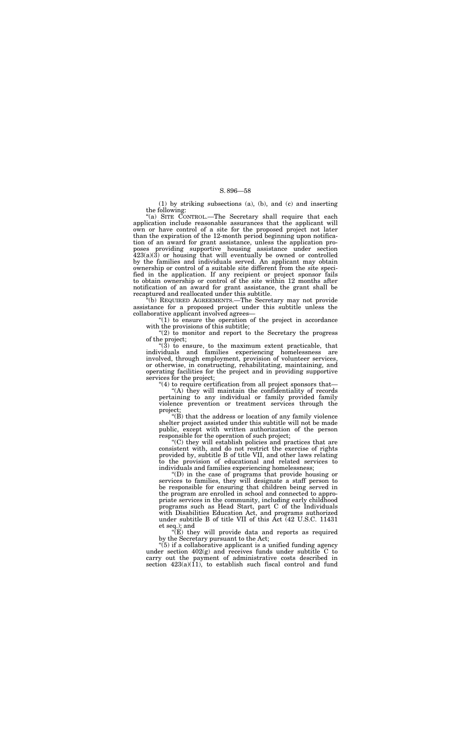(1) by striking subsections (a), (b), and (c) and inserting the following:

"(a) SITE CONTROL.—The Secretary shall require that each application include reasonable assurances that the applicant will own or have control of a site for the proposed project not later than the expiration of the 12-month period beginning upon notification of an award for grant assistance, unless the application proposes providing supportive housing assistance under section 423(a)(3) or housing that will eventually be owned or controlled by the families and individuals served. An applicant may obtain ownership or control of a suitable site different from the site specified in the application. If any recipient or project sponsor fails to obtain ownership or control of the site within 12 months after notification of an award for grant assistance, the grant shall be recaptured and reallocated under this subtitle.

"(b) REQUIRED AGREEMENTS.—The Secretary may not provide assistance for a proposed project under this subtitle unless the collaborative applicant involved agrees—

"(1) to ensure the operation of the project in accordance with the provisions of this subtitle;

"(2) to monitor and report to the Secretary the progress of the project;

"(3) to ensure, to the maximum extent practicable, that individuals and families experiencing homelessness are involved, through employment, provision of volunteer services, or otherwise, in constructing, rehabilitating, maintaining, and operating facilities for the project and in providing supportive services for the project;

"(4) to require certification from all project sponsors that—

"(A) they will maintain the confidentiality of records pertaining to any individual or family provided family violence prevention or treatment services through the project;

"(B) that the address or location of any family violence shelter project assisted under this subtitle will not be made public, except with written authorization of the person responsible for the operation of such project;

"(C) they will establish policies and practices that are consistent with, and do not restrict the exercise of rights provided by, subtitle B of title VII, and other laws relating to the provision of educational and related services to individuals and families experiencing homelessness;

"(D) in the case of programs that provide housing or services to families, they will designate a staff person to be responsible for ensuring that children being served in the program are enrolled in school and connected to appropriate services in the community, including early childhood programs such as Head Start, part C of the Individuals with Disabilities Education Act, and programs authorized under subtitle B of title VII of this Act (42 U.S.C. 11431 et seq.); and

"(E) they will provide data and reports as required by the Secretary pursuant to the Act;

"(5) if a collaborative applicant is a unified funding agency under section 402(g) and receives funds under subtitle C to carry out the payment of administrative costs described in section 423(a)(11), to establish such fiscal control and fund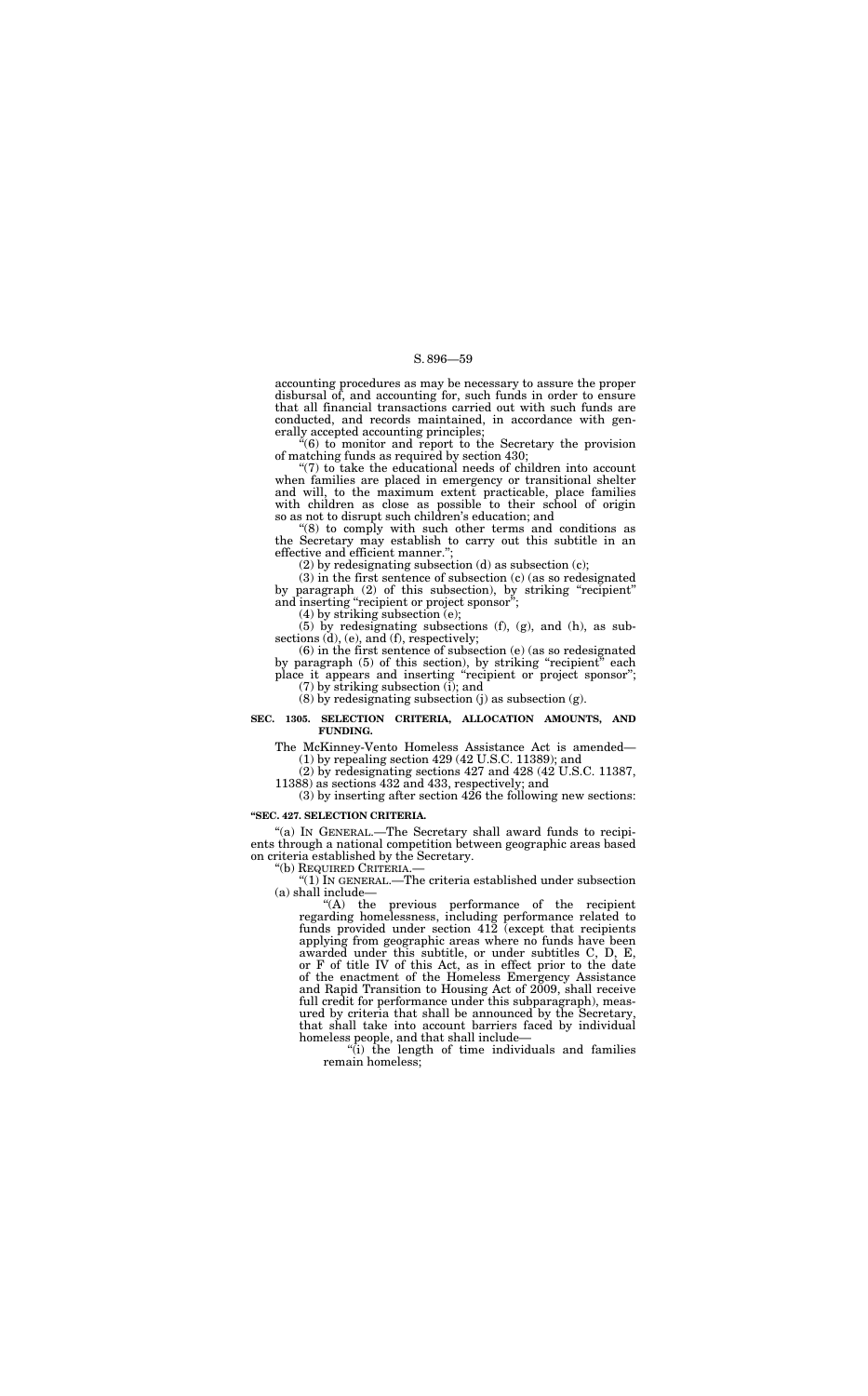accounting procedures as may be necessary to assure the proper disbursal of, and accounting for, such funds in order to ensure that all financial transactions carried out with such funds are conducted, and records maintained, in accordance with generally accepted accounting principles;

"(6) to monitor and report to the Secretary the provision of matching funds as required by section 430;

"(7) to take the educational needs of children into account when families are placed in emergency or transitional shelter and will, to the maximum extent practicable, place families with children as close as possible to their school of origin so as not to disrupt such children's education; and

"(8) to comply with such other terms and conditions as the Secretary may establish to carry out this subtitle in an effective and efficient manner.";

(2) by redesignating subsection (d) as subsection (c);

(3) in the first sentence of subsection (c) (as so redesignated by paragraph (2) of this subsection), by striking "recipient" and inserting "recipient or project sponsor";

(4) by striking subsection (e);

(5) by redesignating subsections (f), (g), and (h), as subsections (d), (e), and (f), respectively;

(6) in the first sentence of subsection (e) (as so redesignated by paragraph (5) of this section), by striking "recipient" each place it appears and inserting "recipient or project sponsor";

(7) by striking subsection (i); and

(8) by redesignating subsection (j) as subsection (g).

**SEC. 1305. SELECTION CRITERIA, ALLOCATION AMOUNTS, AND FUNDING.**

The McKinney-Vento Homeless Assistance Act is amended—

(1) by repealing section 429 (42 U.S.C. 11389); and

(2) by redesignating sections 427 and 428 (42 U.S.C. 11387, 11388) as sections 432 and 433, respectively; and

(3) by inserting after section 426 the following new sections:

**"SEC. 427. SELECTION CRITERIA.**

"(a) IN GENERAL.—The Secretary shall award funds to recipients through a national competition between geographic areas based on criteria established by the Secretary.

"(b) REQUIRED CRITERIA.—

"(1) IN GENERAL.—The criteria established under subsection (a) shall include—

"(A) the previous performance of the recipient regarding homelessness, including performance related to funds provided under section 412 (except that recipients applying from geographic areas where no funds have been awarded under this subtitle, or under subtitles C, D, E, or F of title IV of this Act, as in effect prior to the date of the enactment of the Homeless Emergency Assistance and Rapid Transition to Housing Act of 2009, shall receive full credit for performance under this subparagraph), measured by criteria that shall be announced by the Secretary, that shall take into account barriers faced by individual homeless people, and that shall include—

"(i) the length of time individuals and families remain homeless;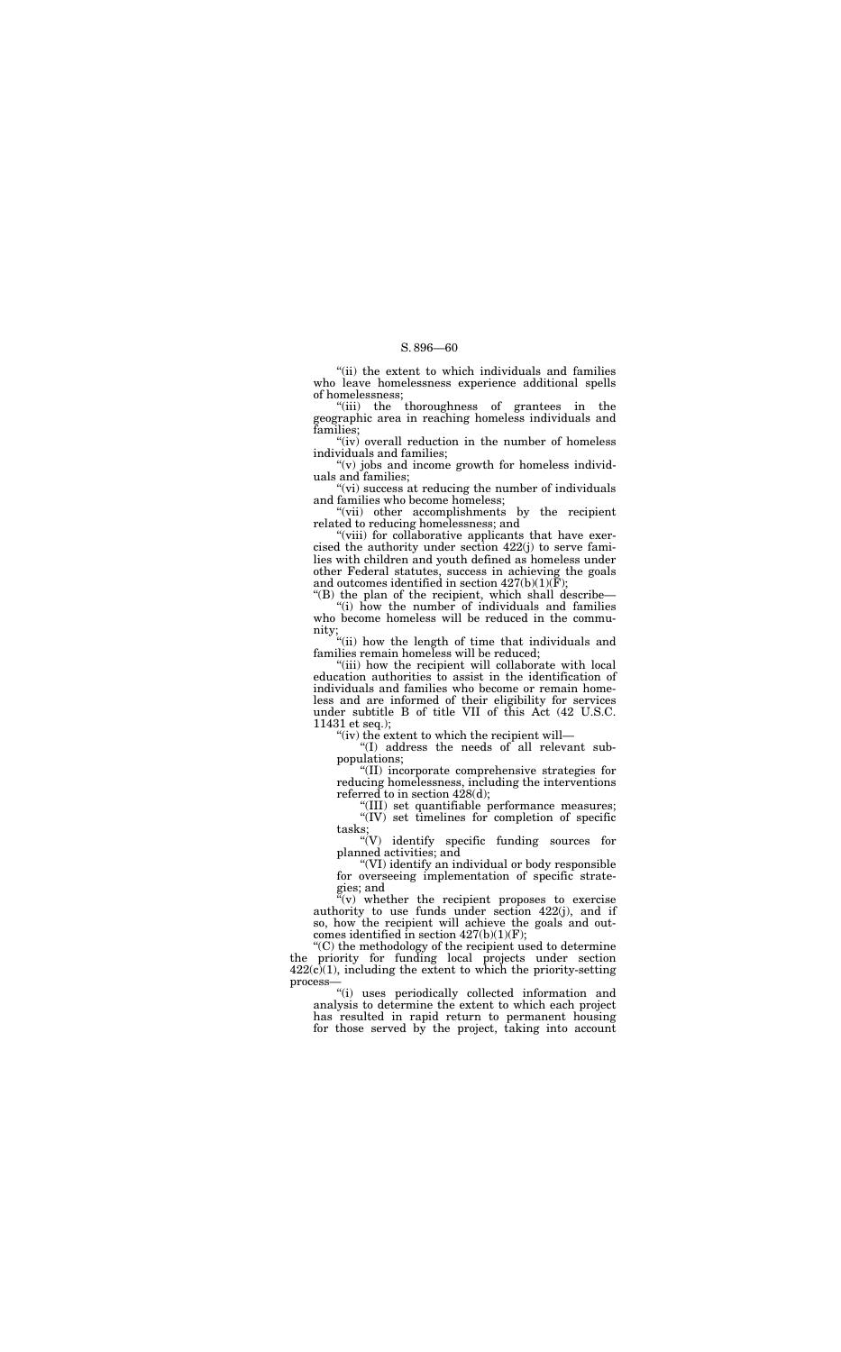"(ii) the extent to which individuals and families who leave homelessness experience additional spells of homelessness;

"(iii) the thoroughness of grantees in the geographic area in reaching homeless individuals and families;

"(iv) overall reduction in the number of homeless individuals and families;

"(v) jobs and income growth for homeless individuals and families;

"(vi) success at reducing the number of individuals and families who become homeless;

"(vii) other accomplishments by the recipient related to reducing homelessness; and

"(viii) for collaborative applicants that have exercised the authority under section 422(j) to serve families with children and youth defined as homeless under other Federal statutes, success in achieving the goals and outcomes identified in section 427(b)(1)(F);

"(B) the plan of the recipient, which shall describe—

"(i) how the number of individuals and families who become homeless will be reduced in the community;

"(ii) how the length of time that individuals and families remain homeless will be reduced;

"(iii) how the recipient will collaborate with local education authorities to assist in the identification of individuals and families who become or remain homeless and are informed of their eligibility for services under subtitle B of title VII of this Act (42 U.S.C. 11431 et seq.);

"(iv) the extent to which the recipient will—

"(I) address the needs of all relevant subpopulations;

"(II) incorporate comprehensive strategies for reducing homelessness, including the interventions referred to in section 428(d);

"(III) set quantifiable performance measures;

"(IV) set timelines for completion of specific tasks;

"(V) identify specific funding sources for planned activities; and

"(VI) identify an individual or body responsible for overseeing implementation of specific strategies; and

"(v) whether the recipient proposes to exercise authority to use funds under section 422(j), and if so, how the recipient will achieve the goals and outcomes identified in section 427(b)(1)(F);

"(C) the methodology of the recipient used to determine the priority for funding local projects under section 422(c)(1), including the extent to which the priority-setting process—

"(i) uses periodically collected information and analysis to determine the extent to which each project has resulted in rapid return to permanent housing for those served by the project, taking into account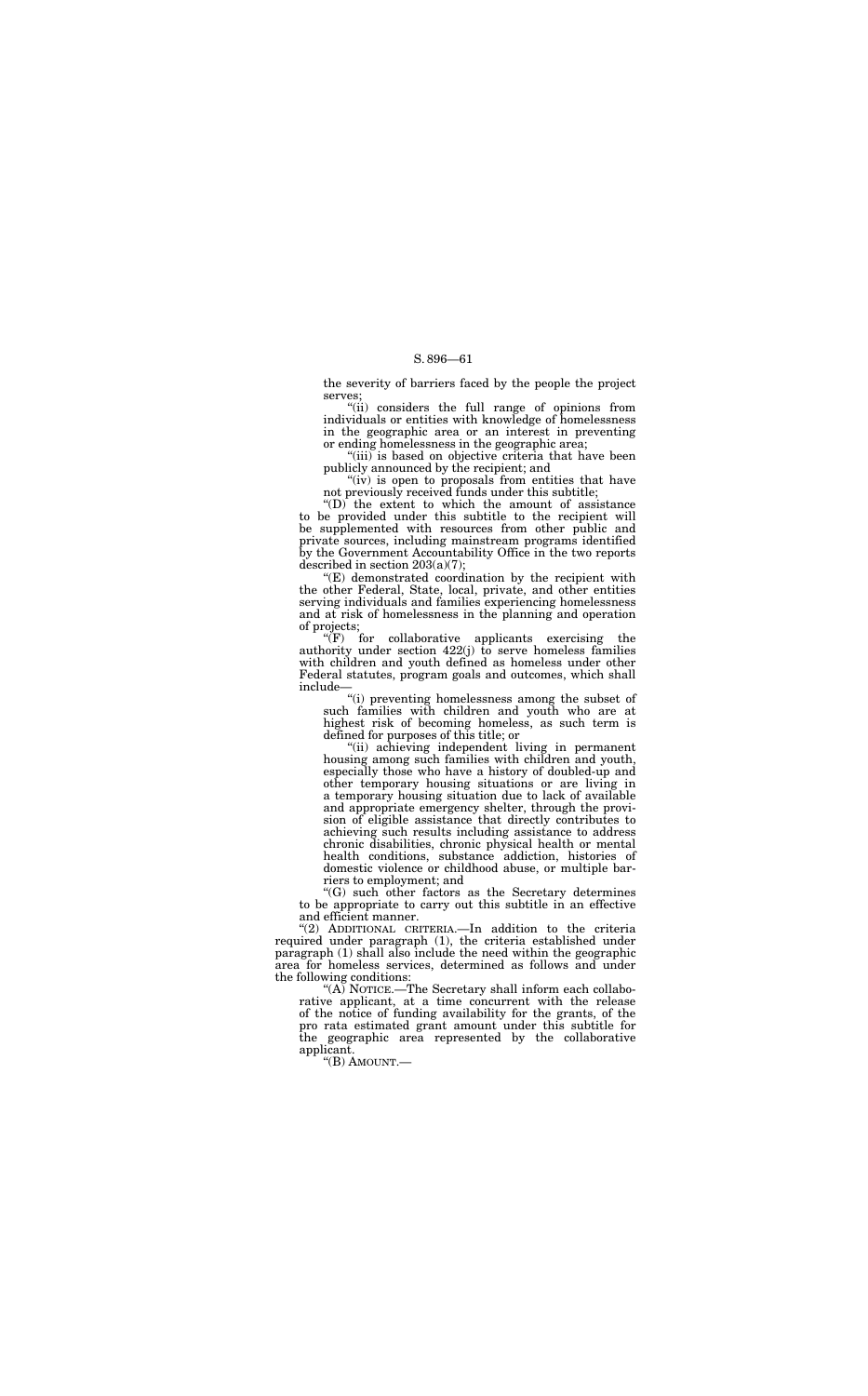the severity of barriers faced by the people the project serves;

"(ii) considers the full range of opinions from individuals or entities with knowledge of homelessness in the geographic area or an interest in preventing or ending homelessness in the geographic area;

"(iii) is based on objective criteria that have been publicly announced by the recipient; and

"(iv) is open to proposals from entities that have not previously received funds under this subtitle;

"(D) the extent to which the amount of assistance to be provided under this subtitle to the recipient will be supplemented with resources from other public and private sources, including mainstream programs identified by the Government Accountability Office in the two reports described in section 203(a)(7);

"(E) demonstrated coordination by the recipient with the other Federal, State, local, private, and other entities serving individuals and families experiencing homelessness and at risk of homelessness in the planning and operation of projects;

"(F) for collaborative applicants exercising the authority under section 422(j) to serve homeless families with children and youth defined as homeless under other Federal statutes, program goals and outcomes, which shall include—

"(i) preventing homelessness among the subset of such families with children and youth who are at highest risk of becoming homeless, as such term is defined for purposes of this title; or

"(ii) achieving independent living in permanent housing among such families with children and youth, especially those who have a history of doubled-up and other temporary housing situations or are living in a temporary housing situation due to lack of available and appropriate emergency shelter, through the provision of eligible assistance that directly contributes to achieving such results including assistance to address chronic disabilities, chronic physical health or mental health conditions, substance addiction, histories of domestic violence or childhood abuse, or multiple barriers to employment; and

"(G) such other factors as the Secretary determines to be appropriate to carry out this subtitle in an effective and efficient manner.

"(2) ADDITIONAL CRITERIA.—In addition to the criteria required under paragraph (1), the criteria established under paragraph (1) shall also include the need within the geographic area for homeless services, determined as follows and under the following conditions:

"(A) NOTICE.—The Secretary shall inform each collaborative applicant, at a time concurrent with the release of the notice of funding availability for the grants, of the pro rata estimated grant amount under this subtitle for the geographic area represented by the collaborative applicant.

"(B) AMOUNT.—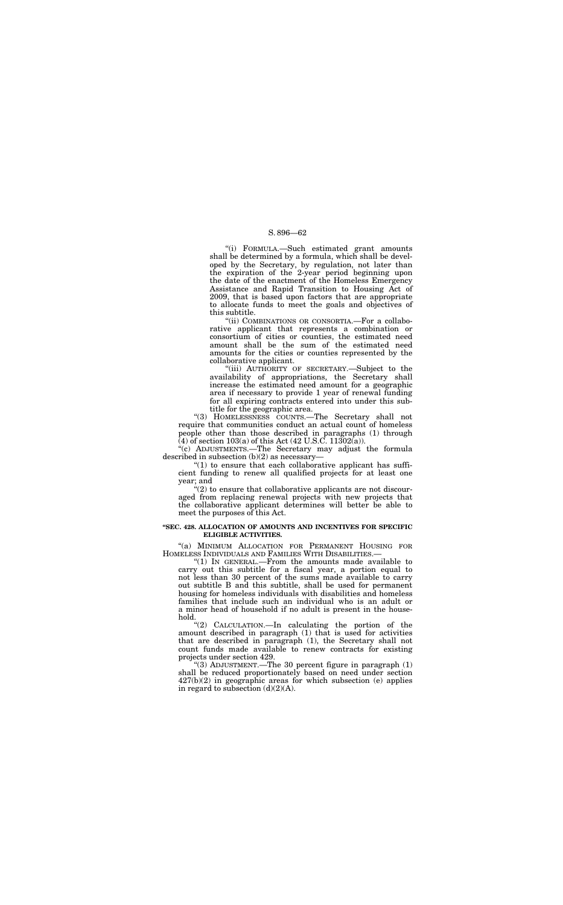"(i) FORMULA.—Such estimated grant amounts shall be determined by a formula, which shall be developed by the Secretary, by regulation, not later than the expiration of the 2-year period beginning upon the date of the enactment of the Homeless Emergency Assistance and Rapid Transition to Housing Act of 2009, that is based upon factors that are appropriate to allocate funds to meet the goals and objectives of this subtitle.

"(ii) COMBINATIONS OR CONSORTIA.—For a collaborative applicant that represents a combination or consortium of cities or counties, the estimated need amount shall be the sum of the estimated need amounts for the cities or counties represented by the collaborative applicant.

"(iii) AUTHORITY OF SECRETARY.—Subject to the availability of appropriations, the Secretary shall increase the estimated need amount for a geographic area if necessary to provide 1 year of renewal funding for all expiring contracts entered into under this subtitle for the geographic area.

"(3) HOMELESSNESS COUNTS.—The Secretary shall not require that communities conduct an actual count of homeless people other than those described in paragraphs (1) through (4) of section 103(a) of this Act (42 U.S.C. 11302(a)).

"(c) ADJUSTMENTS.—The Secretary may adjust the formula described in subsection (b)(2) as necessary—

"(1) to ensure that each collaborative applicant has sufficient funding to renew all qualified projects for at least one year; and

"(2) to ensure that collaborative applicants are not discouraged from replacing renewal projects with new projects that the collaborative applicant determines will better be able to meet the purposes of this Act.

**"SEC. 428. ALLOCATION OF AMOUNTS AND INCENTIVES FOR SPECIFIC ELIGIBLE ACTIVITIES.**

"(a) MINIMUM ALLOCATION FOR PERMANENT HOUSING FOR HOMELESS INDIVIDUALS AND FAMILIES WITH DISABILITIES.—

"(1) IN GENERAL.—From the amounts made available to carry out this subtitle for a fiscal year, a portion equal to not less than 30 percent of the sums made available to carry out subtitle B and this subtitle, shall be used for permanent housing for homeless individuals with disabilities and homeless families that include such an individual who is an adult or a minor head of household if no adult is present in the household.

"(2) CALCULATION.—In calculating the portion of the amount described in paragraph (1) that is used for activities that are described in paragraph (1), the Secretary shall not count funds made available to renew contracts for existing projects under section 429.

"(3) ADJUSTMENT.—The 30 percent figure in paragraph (1) shall be reduced proportionately based on need under section 427(b)(2) in geographic areas for which subsection (e) applies in regard to subsection (d)(2)(A).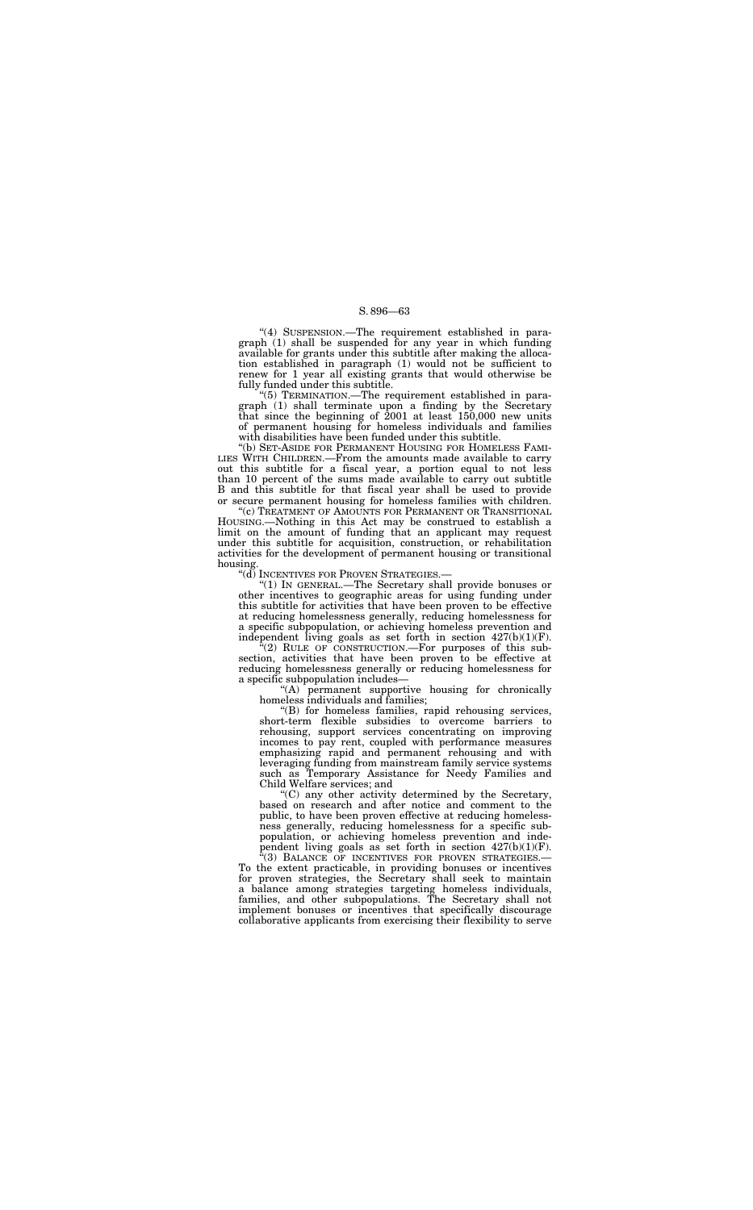"(4) SUSPENSION.—The requirement established in paragraph (1) shall be suspended for any year in which funding available for grants under this subtitle after making the allocation established in paragraph (1) would not be sufficient to renew for 1 year all existing grants that would otherwise be fully funded under this subtitle.

"(5) TERMINATION.—The requirement established in paragraph (1) shall terminate upon a finding by the Secretary that since the beginning of 2001 at least 150,000 new units of permanent housing for homeless individuals and families with disabilities have been funded under this subtitle.

"(b) SET-ASIDE FOR PERMANENT HOUSING FOR HOMELESS FAMILIES WITH CHILDREN.—From the amounts made available to carry out this subtitle for a fiscal year, a portion equal to not less than 10 percent of the sums made available to carry out subtitle B and this subtitle for that fiscal year shall be used to provide or secure permanent housing for homeless families with children.

"(c) TREATMENT OF AMOUNTS FOR PERMANENT OR TRANSITIONAL HOUSING.—Nothing in this Act may be construed to establish a limit on the amount of funding that an applicant may request under this subtitle for acquisition, construction, or rehabilitation activities for the development of permanent housing or transitional housing.

"(d) INCENTIVES FOR PROVEN STRATEGIES.—

"(1) IN GENERAL.—The Secretary shall provide bonuses or other incentives to geographic areas for using funding under this subtitle for activities that have been proven to be effective at reducing homelessness generally, reducing homelessness for a specific subpopulation, or achieving homeless prevention and independent living goals as set forth in section 427(b)(1)(F).

"(2) RULE OF CONSTRUCTION.—For purposes of this subsection, activities that have been proven to be effective at reducing homelessness generally or reducing homelessness for a specific subpopulation includes—

"(A) permanent supportive housing for chronically homeless individuals and families;

"(B) for homeless families, rapid rehousing services, short-term flexible subsidies to overcome barriers to rehousing, support services concentrating on improving incomes to pay rent, coupled with performance measures emphasizing rapid and permanent rehousing and with leveraging funding from mainstream family service systems such as Temporary Assistance for Needy Families and Child Welfare services; and

"(C) any other activity determined by the Secretary, based on research and after notice and comment to the public, to have been proven effective at reducing homelessness generally, reducing homelessness for a specific subpopulation, or achieving homeless prevention and independent living goals as set forth in section 427(b)(1)(F).

"(3) BALANCE OF INCENTIVES FOR PROVEN STRATEGIES.—To the extent practicable, in providing bonuses or incentives for proven strategies, the Secretary shall seek to maintain a balance among strategies targeting homeless individuals, families, and other subpopulations. The Secretary shall not implement bonuses or incentives that specifically discourage collaborative applicants from exercising their flexibility to serve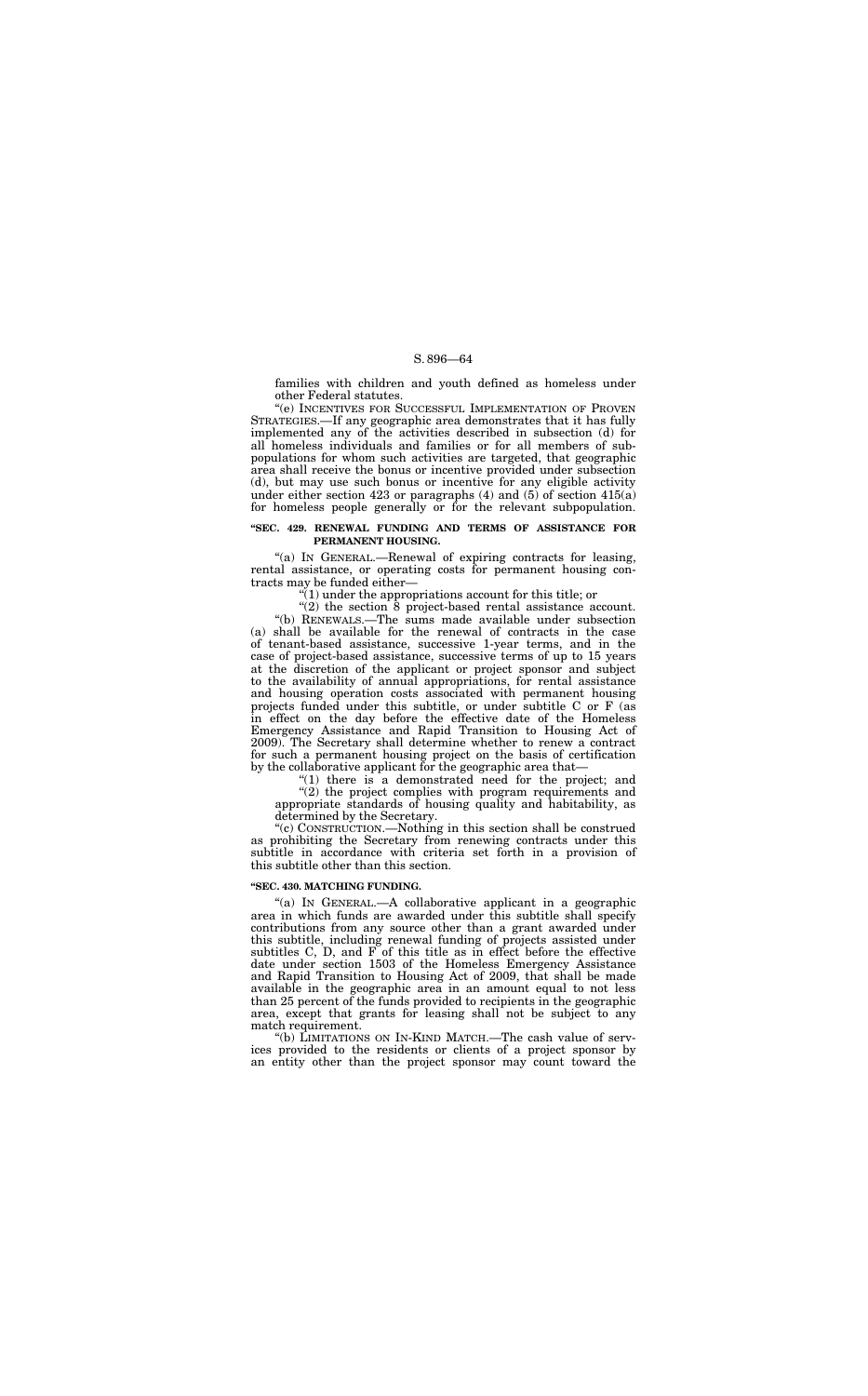families with children and youth defined as homeless under other Federal statutes.

"(e) INCENTIVES FOR SUCCESSFUL IMPLEMENTATION OF PROVEN STRATEGIES.—If any geographic area demonstrates that it has fully implemented any of the activities described in subsection (d) for all homeless individuals and families or for all members of subpopulations for whom such activities are targeted, that geographic area shall receive the bonus or incentive provided under subsection (d), but may use such bonus or incentive for any eligible activity under either section 423 or paragraphs (4) and (5) of section 415(a) for homeless people generally or for the relevant subpopulation.

**"SEC. 429. RENEWAL FUNDING AND TERMS OF ASSISTANCE FOR PERMANENT HOUSING.**

"(a) IN GENERAL.—Renewal of expiring contracts for leasing, rental assistance, or operating costs for permanent housing contracts may be funded either—

"(1) under the appropriations account for this title; or

"(2) the section 8 project-based rental assistance account.

"(b) RENEWALS.—The sums made available under subsection (a) shall be available for the renewal of contracts in the case of tenant-based assistance, successive 1-year terms, and in the case of project-based assistance, successive terms of up to 15 years at the discretion of the applicant or project sponsor and subject to the availability of annual appropriations, for rental assistance and housing operation costs associated with permanent housing projects funded under this subtitle, or under subtitle C or F (as in effect on the day before the effective date of the Homeless Emergency Assistance and Rapid Transition to Housing Act of 2009). The Secretary shall determine whether to renew a contract for such a permanent housing project on the basis of certification by the collaborative applicant for the geographic area that—

"(1) there is a demonstrated need for the project; and

"(2) the project complies with program requirements and appropriate standards of housing quality and habitability, as determined by the Secretary.

"(c) CONSTRUCTION.—Nothing in this section shall be construed as prohibiting the Secretary from renewing contracts under this subtitle in accordance with criteria set forth in a provision of this subtitle other than this section.

**"SEC. 430. MATCHING FUNDING.**

"(a) IN GENERAL.—A collaborative applicant in a geographic area in which funds are awarded under this subtitle shall specify contributions from any source other than a grant awarded under this subtitle, including renewal funding of projects assisted under subtitles C, D, and F of this title as in effect before the effective date under section 1503 of the Homeless Emergency Assistance and Rapid Transition to Housing Act of 2009, that shall be made available in the geographic area in an amount equal to not less than 25 percent of the funds provided to recipients in the geographic area, except that grants for leasing shall not be subject to any match requirement.

"(b) LIMITATIONS ON IN-KIND MATCH.—The cash value of services provided to the residents or clients of a project sponsor by an entity other than the project sponsor may count toward the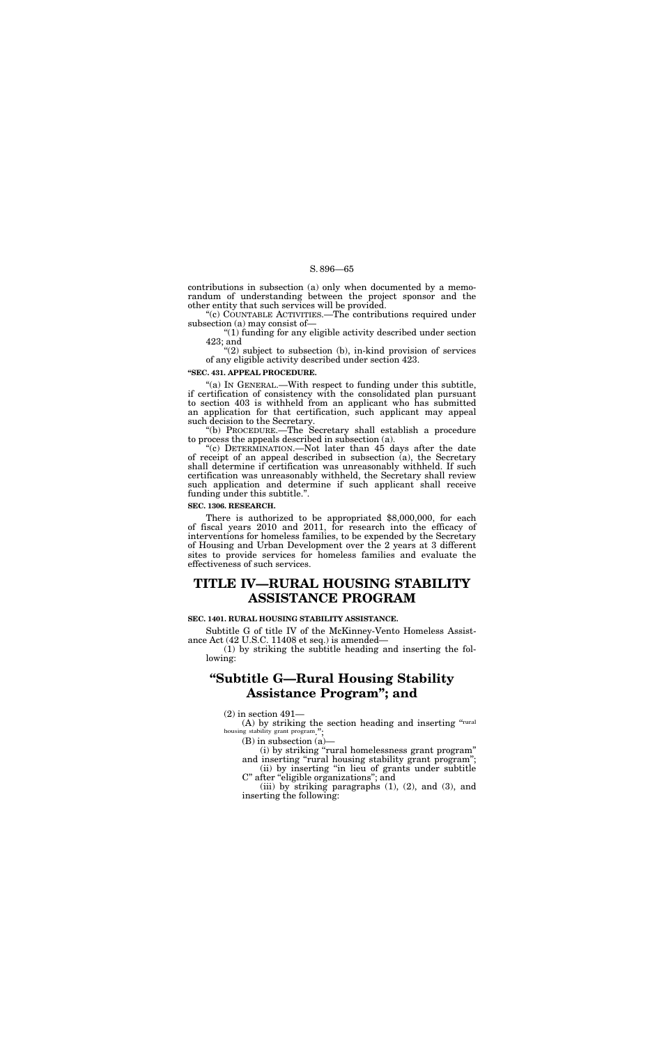contributions in subsection (a) only when documented by a memorandum of understanding between the project sponsor and the other entity that such services will be provided.

"(c) COUNTABLE ACTIVITIES.—The contributions required under subsection (a) may consist of—

"(1) funding for any eligible activity described under section 423; and

"(2) subject to subsection (b), in-kind provision of services of any eligible activity described under section 423.

**"SEC. 431. APPEAL PROCEDURE.**

"(a) IN GENERAL.—With respect to funding under this subtitle, if certification of consistency with the consolidated plan pursuant to section 403 is withheld from an applicant who has submitted an application for that certification, such applicant may appeal such decision to the Secretary.

"(b) PROCEDURE.—The Secretary shall establish a procedure to process the appeals described in subsection (a).

"(c) DETERMINATION.—Not later than 45 days after the date of receipt of an appeal described in subsection (a), the Secretary shall determine if certification was unreasonably withheld. If such certification was unreasonably withheld, the Secretary shall review such application and determine if such applicant shall receive funding under this subtitle.".

**SEC. 1306. RESEARCH.**

There is authorized to be appropriated $8,000,000, for each of fiscal years 2010 and 2011, for research into the efficacy of interventions for homeless families, to be expended by the Secretary of Housing and Urban Development over the 2 years at 3 different sites to provide services for homeless families and evaluate the effectiveness of such services.

# TITLE IV—RURAL HOUSING STABILITY ASSISTANCE PROGRAM

**SEC. 1401. RURAL HOUSING STABILITY ASSISTANCE.**

Subtitle G of title IV of the McKinney-Vento Homeless Assistance Act (42 U.S.C. 11408 et seq.) is amended—

(1) by striking the subtitle heading and inserting the following:

# "Subtitle G—Rural Housing Stability Assistance Program"; and

(2) in section 491—

(A) by striking the section heading and inserting "rural housing stability grant program.";

(B) in subsection (a)—

(i) by striking "rural homelessness grant program" and inserting "rural housing stability grant program";

(ii) by inserting "in lieu of grants under subtitle C" after "eligible organizations"; and

(iii) by striking paragraphs (1), (2), and (3), and inserting the following: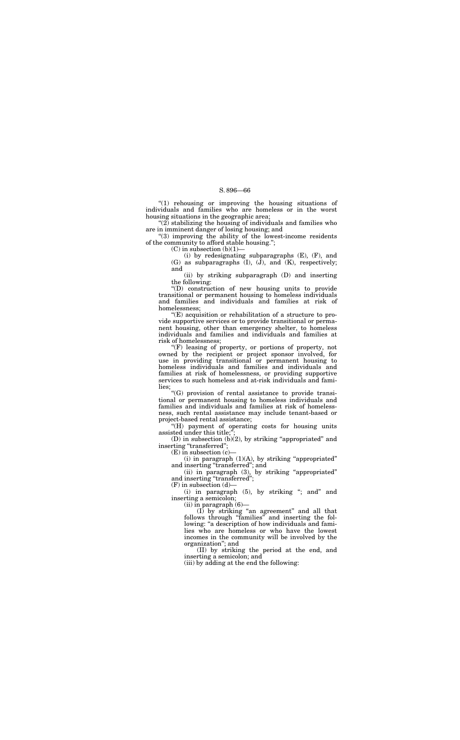"(1) rehousing or improving the housing situations of individuals and families who are homeless or in the worst housing situations in the geographic area;

"(2) stabilizing the housing of individuals and families who are in imminent danger of losing housing; and

"(3) improving the ability of the lowest-income residents of the community to afford stable housing.";

(C) in subsection (b)(1)—

(i) by redesignating subparagraphs (E), (F), and (G) as subparagraphs (I), (J), and (K), respectively; and

(ii) by striking subparagraph (D) and inserting the following:

"(D) construction of new housing units to provide transitional or permanent housing to homeless individuals and families and individuals and families at risk of homelessness;

"(E) acquisition or rehabilitation of a structure to provide supportive services or to provide transitional or permanent housing, other than emergency shelter, to homeless individuals and families and individuals and families at risk of homelessness;

"(F) leasing of property, or portions of property, not owned by the recipient or project sponsor involved, for use in providing transitional or permanent housing to homeless individuals and families and individuals and families at risk of homelessness, or providing supportive services to such homeless and at-risk individuals and families;

"(G) provision of rental assistance to provide transitional or permanent housing to homeless individuals and families and individuals and families at risk of homelessness, such rental assistance may include tenant-based or project-based rental assistance;

"(H) payment of operating costs for housing units assisted under this title;";

(D) in subsection (b)(2), by striking "appropriated" and inserting "transferred";

(E) in subsection (c)—

(i) in paragraph (1)(A), by striking "appropriated" and inserting "transferred"; and

(ii) in paragraph (3), by striking "appropriated" and inserting "transferred";

(F) in subsection (d)—

(i) in paragraph (5), by striking "; and" and inserting a semicolon;

(ii) in paragraph (6)—

(I) by striking "an agreement" and all that follows through "families" and inserting the following: "a description of how individuals and families who are homeless or who have the lowest incomes in the community will be involved by the organization"; and

(II) by striking the period at the end, and inserting a semicolon; and

(iii) by adding at the end the following: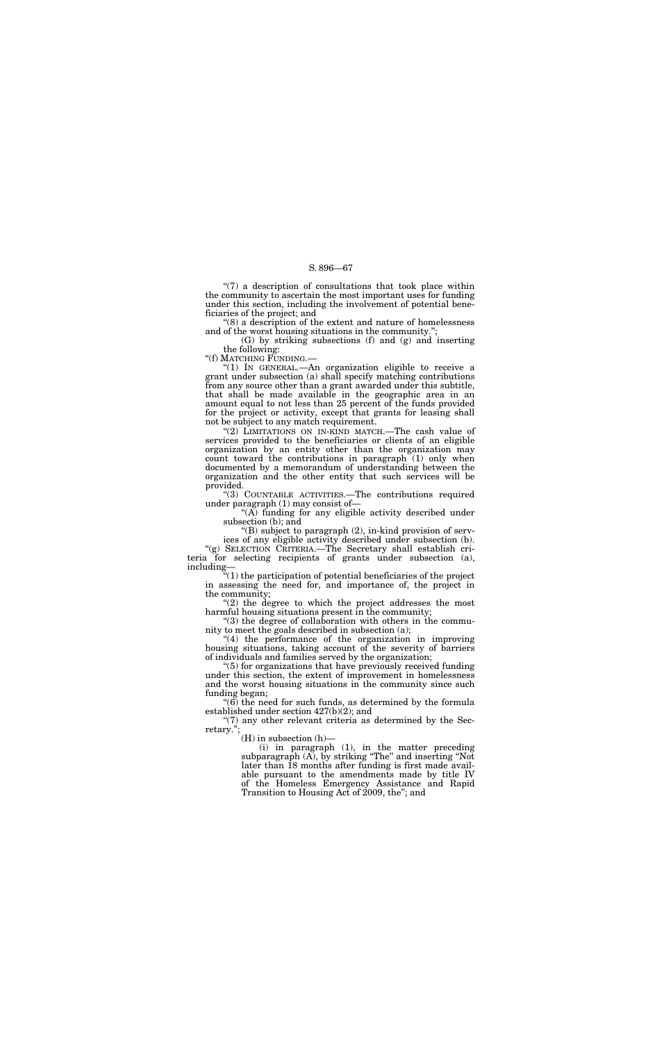"(7) a description of consultations that took place within the community to ascertain the most important uses for funding under this section, including the involvement of potential beneficiaries of the project; and

"(8) a description of the extent and nature of homelessness and of the worst housing situations in the community.";

(G) by striking subsections (f) and (g) and inserting the following:

"(f) MATCHING FUNDING.—

"(1) IN GENERAL.—An organization eligible to receive a grant under subsection (a) shall specify matching contributions from any source other than a grant awarded under this subtitle, that shall be made available in the geographic area in an amount equal to not less than 25 percent of the funds provided for the project or activity, except that grants for leasing shall not be subject to any match requirement.

"(2) LIMITATIONS ON IN-KIND MATCH.—The cash value of services provided to the beneficiaries or clients of an eligible organization by an entity other than the organization may count toward the contributions in paragraph (1) only when documented by a memorandum of understanding between the organization and the other entity that such services will be provided.

"(3) COUNTABLE ACTIVITIES.—The contributions required under paragraph (1) may consist of—

"(A) funding for any eligible activity described under subsection (b); and

"(B) subject to paragraph (2), in-kind provision of services of any eligible activity described under subsection (b).

"(g) SELECTION CRITERIA.—The Secretary shall establish criteria for selecting recipients of grants under subsection (a), including—

"(1) the participation of potential beneficiaries of the project in assessing the need for, and importance of, the project in the community;

"(2) the degree to which the project addresses the most harmful housing situations present in the community;

"(3) the degree of collaboration with others in the community to meet the goals described in subsection (a);

"(4) the performance of the organization in improving housing situations, taking account of the severity of barriers of individuals and families served by the organization;

"(5) for organizations that have previously received funding under this section, the extent of improvement in homelessness and the worst housing situations in the community since such funding began;

"(6) the need for such funds, as determined by the formula established under section 427(b)(2); and

"(7) any other relevant criteria as determined by the Secretary.";

(H) in subsection (h)—

(i) in paragraph (1), in the matter preceding subparagraph (A), by striking "The" and inserting "Not later than 18 months after funding is first made available pursuant to the amendments made by title IV of the Homeless Emergency Assistance and Rapid Transition to Housing Act of 2009, the"; and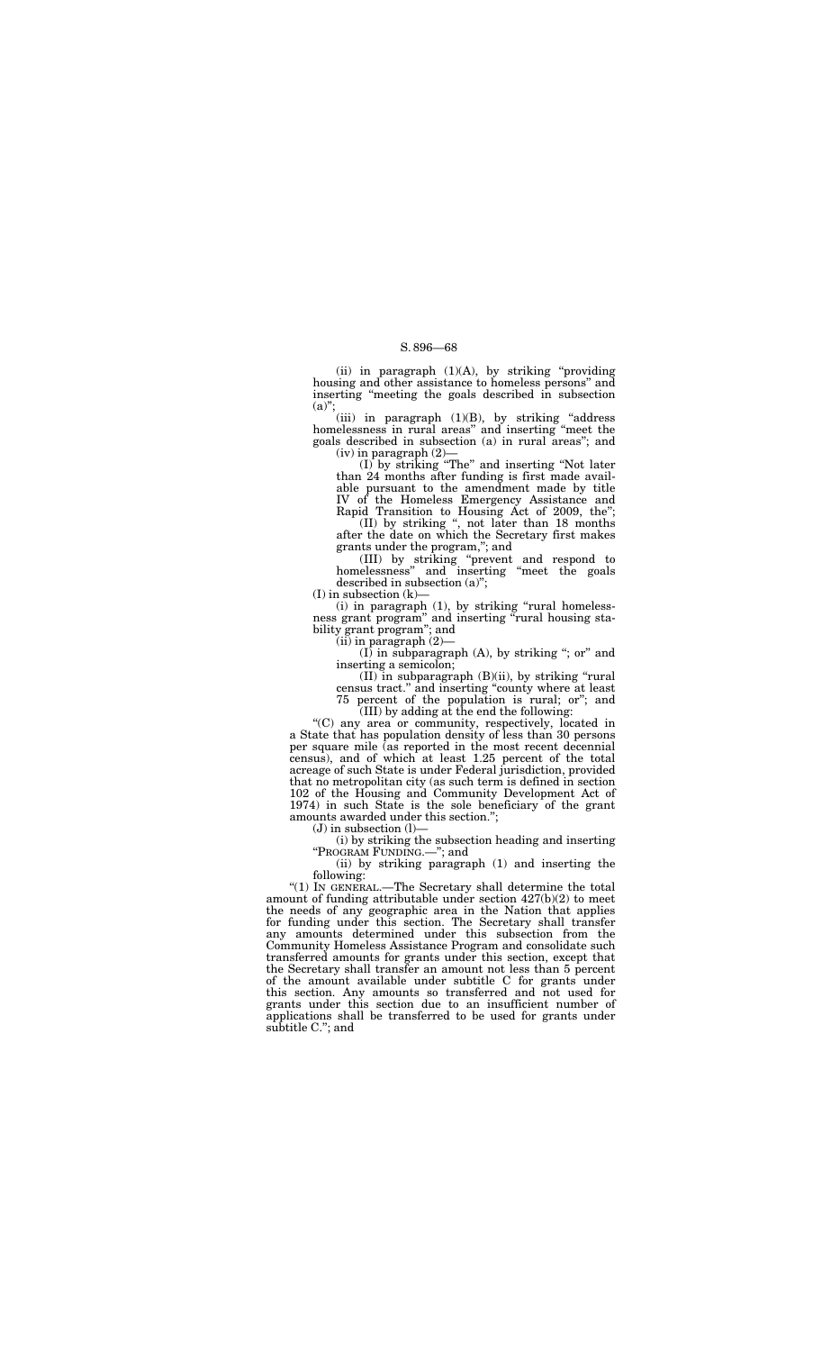(ii) in paragraph (1)(A), by striking "providing housing and other assistance to homeless persons" and inserting "meeting the goals described in subsection (a)";

(iii) in paragraph (1)(B), by striking "address homelessness in rural areas" and inserting "meet the goals described in subsection (a) in rural areas"; and

(iv) in paragraph (2)—

(I) by striking "The" and inserting "Not later than 24 months after funding is first made available pursuant to the amendment made by title IV of the Homeless Emergency Assistance and Rapid Transition to Housing Act of 2009, the";

(II) by striking ", not later than 18 months after the date on which the Secretary first makes grants under the program,"; and

(III) by striking "prevent and respond to homelessness" and inserting "meet the goals described in subsection (a)";

(I) in subsection (k)—

(i) in paragraph (1), by striking "rural homelessness grant program" and inserting "rural housing stability grant program"; and

(ii) in paragraph (2)—

(I) in subparagraph (A), by striking "; or" and inserting a semicolon;

(II) in subparagraph (B)(ii), by striking "rural census tract." and inserting "county where at least 75 percent of the population is rural; or"; and

(III) by adding at the end the following:

"(C) any area or community, respectively, located in a State that has population density of less than 30 persons per square mile (as reported in the most recent decennial census), and of which at least 1.25 percent of the total acreage of such State is under Federal jurisdiction, provided that no metropolitan city (as such term is defined in section 102 of the Housing and Community Development Act of 1974) in such State is the sole beneficiary of the grant amounts awarded under this section.";

(J) in subsection (l)—

(i) by striking the subsection heading and inserting "PROGRAM FUNDING.—"; and

(ii) by striking paragraph (1) and inserting the following:

"(1) IN GENERAL.—The Secretary shall determine the total amount of funding attributable under section 427(b)(2) to meet the needs of any geographic area in the Nation that applies for funding under this section. The Secretary shall transfer any amounts determined under this subsection from the Community Homeless Assistance Program and consolidate such transferred amounts for grants under this section, except that the Secretary shall transfer an amount not less than 5 percent of the amount available under subtitle C for grants under this section. Any amounts so transferred and not used for grants under this section due to an insufficient number of applications shall be transferred to be used for grants under subtitle C."; and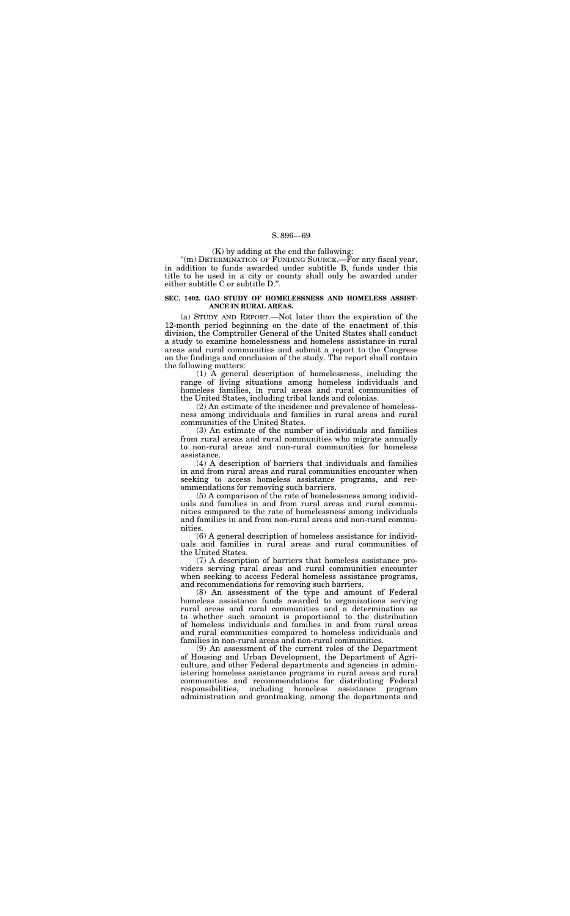(K) by adding at the end the following:

"(m) DETERMINATION OF FUNDING SOURCE.—For any fiscal year, in addition to funds awarded under subtitle B, funds under this title to be used in a city or county shall only be awarded under either subtitle C or subtitle D.".

**SEC. 1402. GAO STUDY OF HOMELESSNESS AND HOMELESS ASSISTANCE IN RURAL AREAS.**

(a) STUDY AND REPORT.—Not later than the expiration of the 12-month period beginning on the date of the enactment of this division, the Comptroller General of the United States shall conduct a study to examine homelessness and homeless assistance in rural areas and rural communities and submit a report to the Congress on the findings and conclusion of the study. The report shall contain the following matters:

(1) A general description of homelessness, including the range of living situations among homeless individuals and homeless families, in rural areas and rural communities of the United States, including tribal lands and colonias.

(2) An estimate of the incidence and prevalence of homelessness among individuals and families in rural areas and rural communities of the United States.

(3) An estimate of the number of individuals and families from rural areas and rural communities who migrate annually to non-rural areas and non-rural communities for homeless assistance.

(4) A description of barriers that individuals and families in and from rural areas and rural communities encounter when seeking to access homeless assistance programs, and recommendations for removing such barriers.

(5) A comparison of the rate of homelessness among individuals and families in and from rural areas and rural communities compared to the rate of homelessness among individuals and families in and from non-rural areas and non-rural communities.

(6) A general description of homeless assistance for individuals and families in rural areas and rural communities of the United States.

(7) A description of barriers that homeless assistance providers serving rural areas and rural communities encounter when seeking to access Federal homeless assistance programs, and recommendations for removing such barriers.

(8) An assessment of the type and amount of Federal homeless assistance funds awarded to organizations serving rural areas and rural communities and a determination as to whether such amount is proportional to the distribution of homeless individuals and families in and from rural areas and rural communities compared to homeless individuals and families in non-rural areas and non-rural communities.

(9) An assessment of the current roles of the Department of Housing and Urban Development, the Department of Agriculture, and other Federal departments and agencies in administering homeless assistance programs in rural areas and rural communities and recommendations for distributing Federal responsibilities, including homeless assistance program administration and grantmaking, among the departments and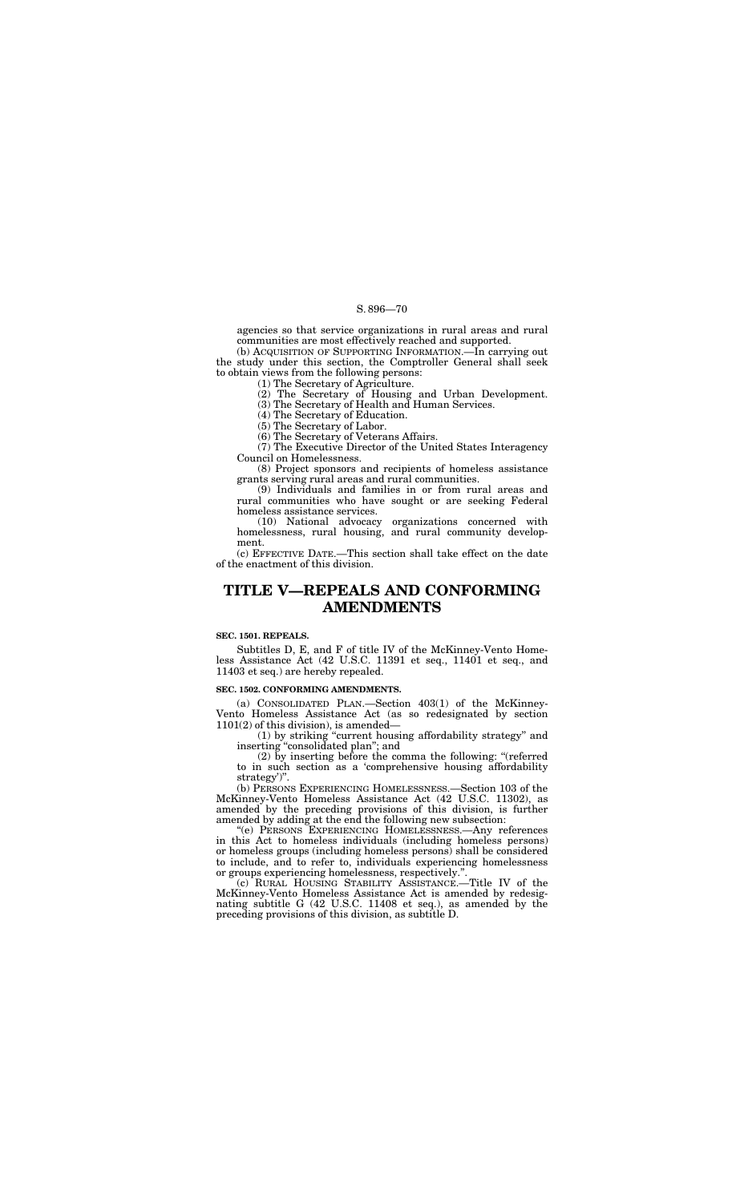agencies so that service organizations in rural areas and rural communities are most effectively reached and supported.

(b) ACQUISITION OF SUPPORTING INFORMATION.—In carrying out the study under this section, the Comptroller General shall seek to obtain views from the following persons:

(1) The Secretary of Agriculture.

(2) The Secretary of Housing and Urban Development.

(3) The Secretary of Health and Human Services.

(4) The Secretary of Education.

(5) The Secretary of Labor.

(6) The Secretary of Veterans Affairs.

(7) The Executive Director of the United States Interagency Council on Homelessness.

(8) Project sponsors and recipients of homeless assistance grants serving rural areas and rural communities.

(9) Individuals and families in or from rural areas and rural communities who have sought or are seeking Federal homeless assistance services.

(10) National advocacy organizations concerned with homelessness, rural housing, and rural community development.

(c) EFFECTIVE DATE.—This section shall take effect on the date of the enactment of this division.

# TITLE V—REPEALS AND CONFORMING AMENDMENTS

**SEC. 1501. REPEALS.**

Subtitles D, E, and F of title IV of the McKinney-Vento Homeless Assistance Act (42 U.S.C. 11391 et seq., 11401 et seq., and 11403 et seq.) are hereby repealed.

**SEC. 1502. CONFORMING AMENDMENTS.**

(a) CONSOLIDATED PLAN.—Section 403(1) of the McKinney-Vento Homeless Assistance Act (as so redesignated by section 1101(2) of this division), is amended—

(1) by striking "current housing affordability strategy" and inserting "consolidated plan"; and

(2) by inserting before the comma the following: "(referred to in such section as a 'comprehensive housing affordability strategy')".

(b) PERSONS EXPERIENCING HOMELESSNESS.—Section 103 of the McKinney-Vento Homeless Assistance Act (42 U.S.C. 11302), as amended by the preceding provisions of this division, is further amended by adding at the end the following new subsection:

"(e) PERSONS EXPERIENCING HOMELESSNESS.—Any references in this Act to homeless individuals (including homeless persons) or homeless groups (including homeless persons) shall be considered to include, and to refer to, individuals experiencing homelessness or groups experiencing homelessness, respectively.".

(c) RURAL HOUSING STABILITY ASSISTANCE.—Title IV of the McKinney-Vento Homeless Assistance Act is amended by redesignating subtitle G (42 U.S.C. 11408 et seq.), as amended by the preceding provisions of this division, as subtitle D.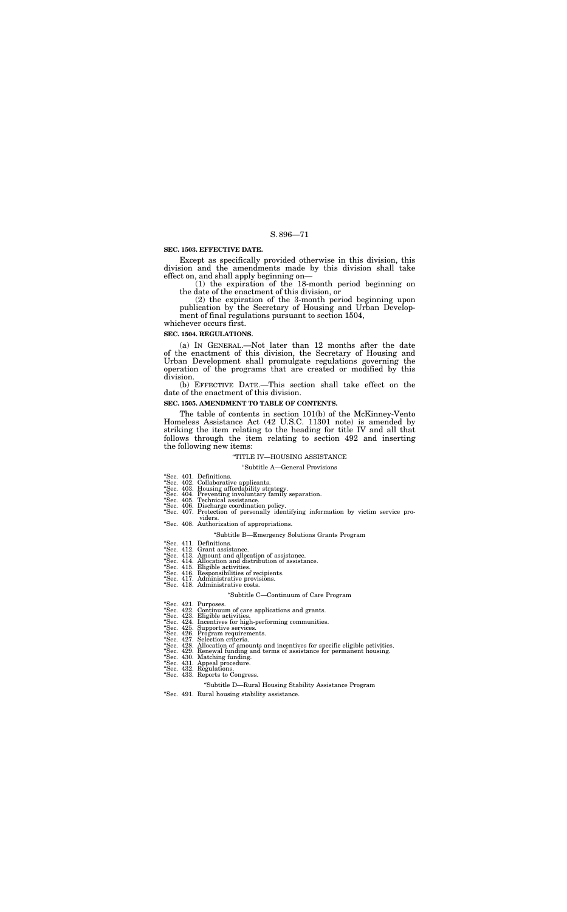**SEC. 1503. EFFECTIVE DATE.**

Except as specifically provided otherwise in this division, this division and the amendments made by this division shall take effect on, and shall apply beginning on—

(1) the expiration of the 18-month period beginning on the date of the enactment of this division, or

(2) the expiration of the 3-month period beginning upon publication by the Secretary of Housing and Urban Development of final regulations pursuant to section 1504,

whichever occurs first.

**SEC. 1504. REGULATIONS.**

(a) IN GENERAL.—Not later than 12 months after the date of the enactment of this division, the Secretary of Housing and Urban Development shall promulgate regulations governing the operation of the programs that are created or modified by this division.

(b) EFFECTIVE DATE.—This section shall take effect on the date of the enactment of this division.

**SEC. 1505. AMENDMENT TO TABLE OF CONTENTS.**

The table of contents in section 101(b) of the McKinney-Vento Homeless Assistance Act (42 U.S.C. 11301 note) is amended by striking the item relating to the heading for title IV and all that follows through the item relating to section 492 and inserting the following new items:

"TITLE IV—HOUSING ASSISTANCE

"Subtitle A—General Provisions

"Sec. 401. Definitions.
"Sec. 402. Collaborative applicants.
"Sec. 403. Housing affordability strategy.
"Sec. 404. Preventing involuntary family separation.
"Sec. 405. Technical assistance.
"Sec. 406. Discharge coordination policy.
"Sec. 407. Protection of personally identifying information by victim service providers.
"Sec. 408. Authorization of appropriations.

"Subtitle B—Emergency Solutions Grants Program

"Sec. 411. Definitions.
"Sec. 412. Grant assistance.
"Sec. 413. Amount and allocation of assistance.
"Sec. 414. Allocation and distribution of assistance.
"Sec. 415. Eligible activities.
"Sec. 416. Responsibilities of recipients.
"Sec. 417. Administrative provisions.
"Sec. 418. Administrative costs.

"Subtitle C—Continuum of Care Program

"Sec. 421. Purposes.
"Sec. 422. Continuum of care applications and grants.
"Sec. 423. Eligible activities.
"Sec. 424. Incentives for high-performing communities.
"Sec. 425. Supportive services.
"Sec. 426. Program requirements.
"Sec. 427. Selection criteria.
"Sec. 428. Allocation of amounts and incentives for specific eligible activities.
"Sec. 429. Renewal funding and terms of assistance for permanent housing.
"Sec. 430. Matching funding.
"Sec. 431. Appeal procedure.
"Sec. 432. Regulations.
"Sec. 433. Reports to Congress.

"Subtitle D—Rural Housing Stability Assistance Program

"Sec. 491. Rural housing stability assistance.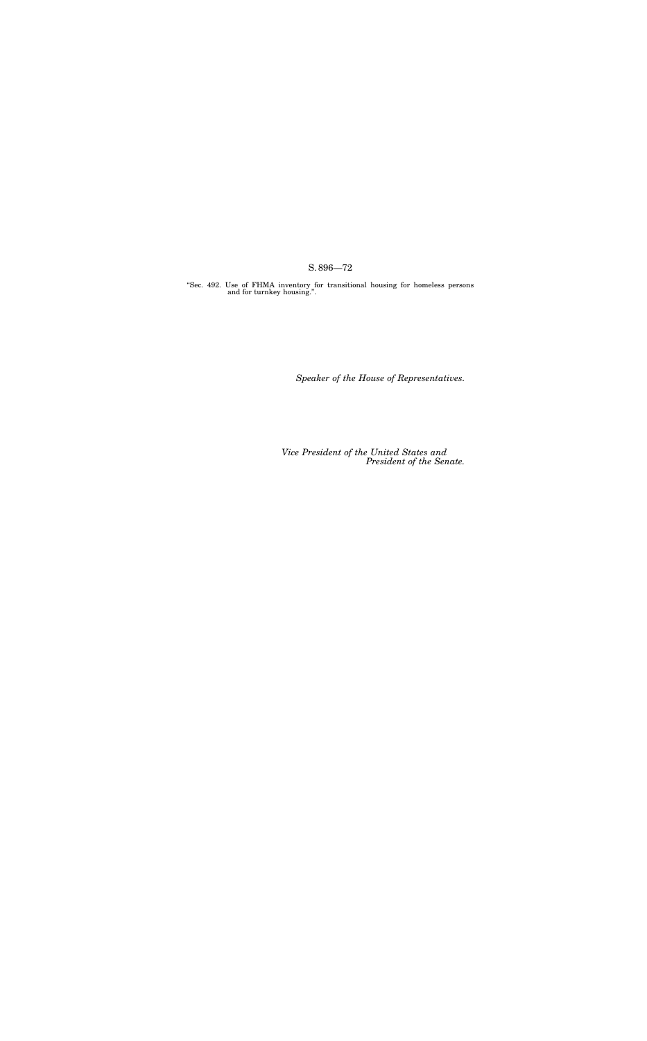"Sec. 492. Use of FHMA inventory for transitional housing for homeless persons and for turnkey housing.".

*Speaker of the House of Representatives.*

*Vice President of the United States and President of the Senate.*